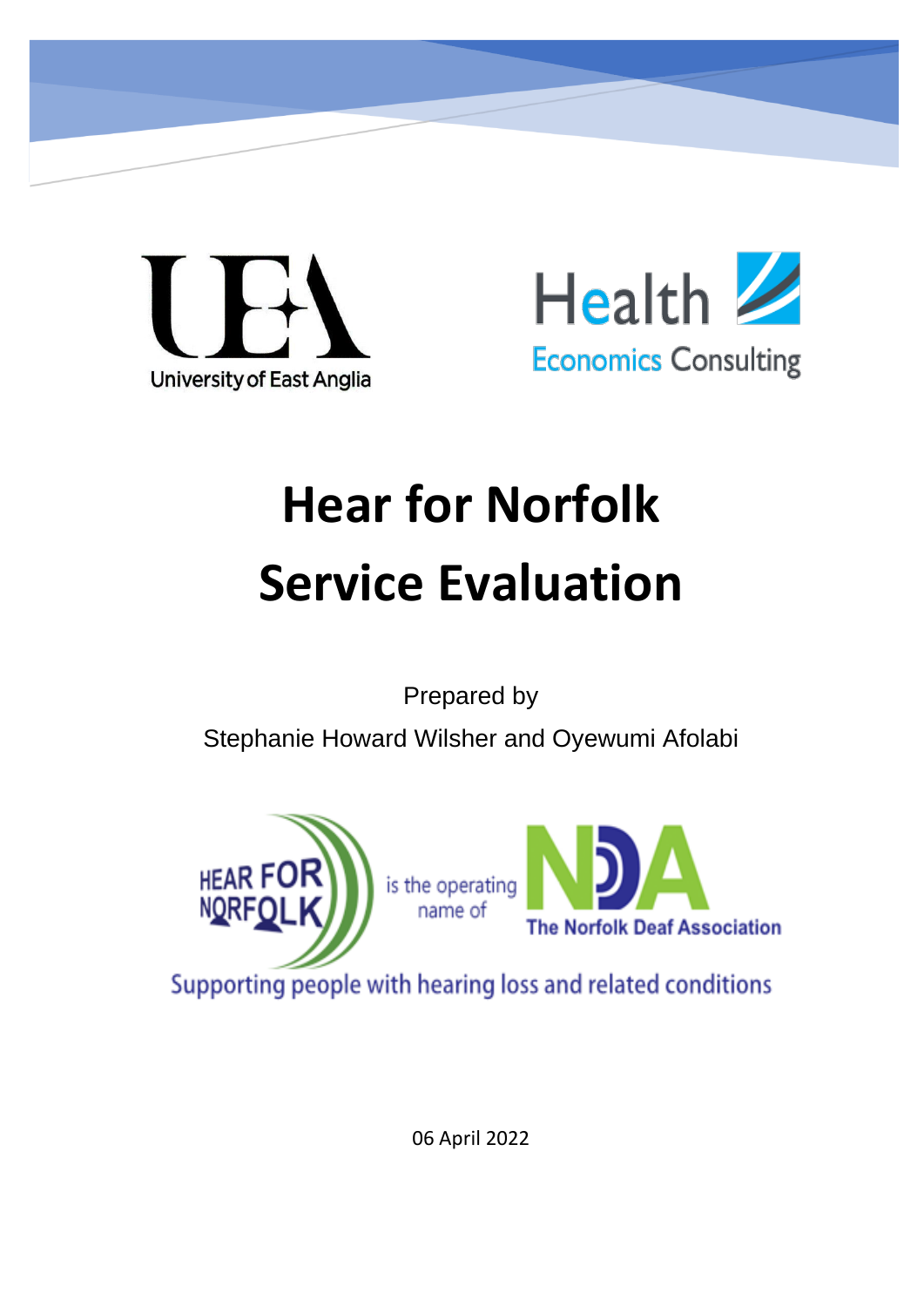University of East Anglia

Health Economics Consulting

# Hear for Norfolk Service Evaluation

Prepared by

Stephanie Howard Wilsher and Oyewumi Afolabi

HEAR FOR NORFOLK is the operating name of NDA The Norfolk Deaf Association

Supporting people with hearing loss and related conditions

06 April 2022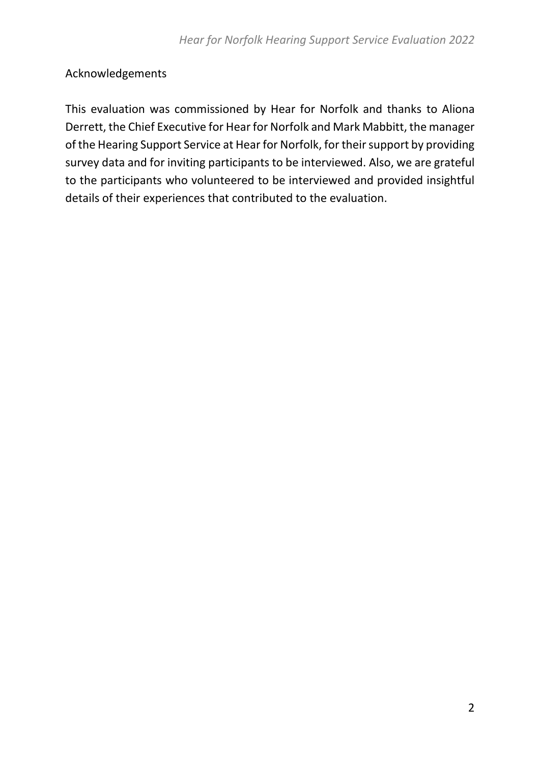## Acknowledgements

This evaluation was commissioned by Hear for Norfolk and thanks to Aliona Derrett, the Chief Executive for Hear for Norfolk and Mark Mabbitt, the manager of the Hearing Support Service at Hear for Norfolk, for their support by providing survey data and for inviting participants to be interviewed. Also, we are grateful to the participants who volunteered to be interviewed and provided insightful details of their experiences that contributed to the evaluation.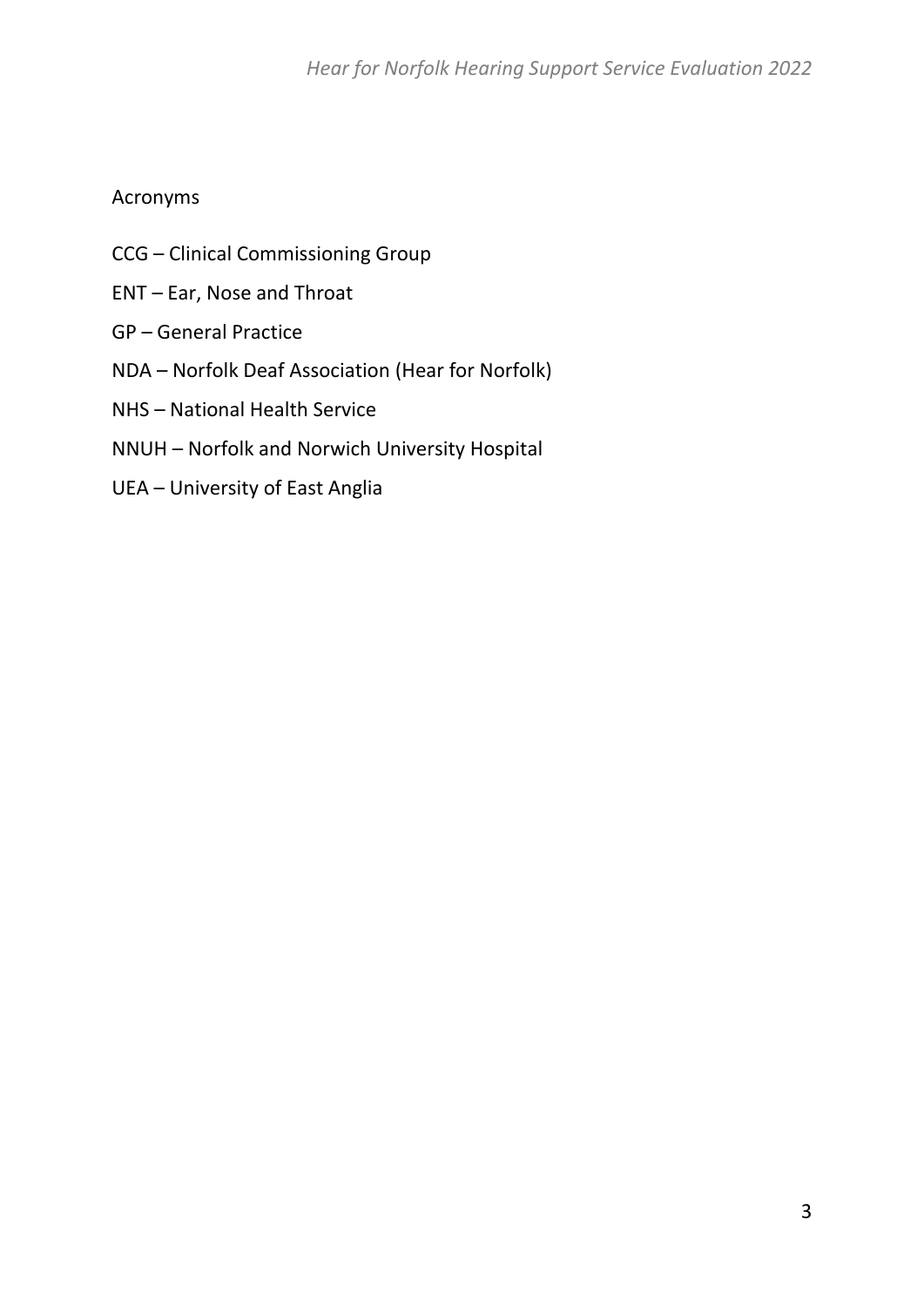## Acronyms

CCG – Clinical Commissioning Group

ENT – Ear, Nose and Throat

GP – General Practice

NDA – Norfolk Deaf Association (Hear for Norfolk)

NHS – National Health Service

NNUH – Norfolk and Norwich University Hospital

UEA – University of East Anglia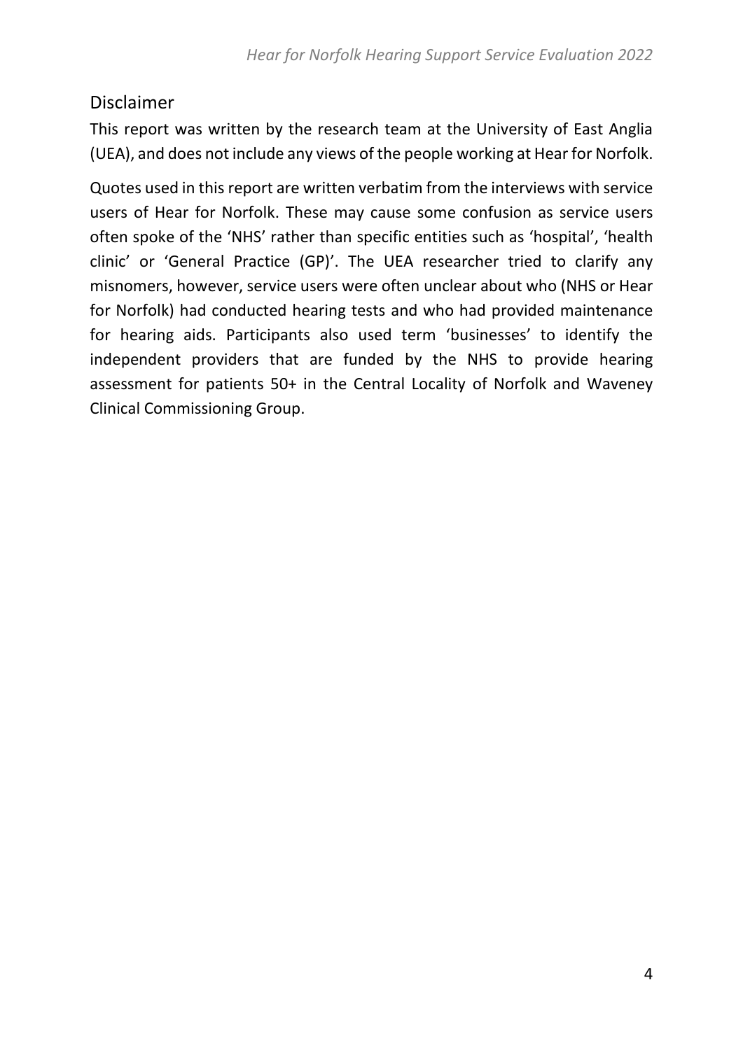## Disclaimer

This report was written by the research team at the University of East Anglia (UEA), and does not include any views of the people working at Hear for Norfolk.

Quotes used in this report are written verbatim from the interviews with service users of Hear for Norfolk. These may cause some confusion as service users often spoke of the 'NHS' rather than specific entities such as 'hospital', 'health clinic' or 'General Practice (GP)'. The UEA researcher tried to clarify any misnomers, however, service users were often unclear about who (NHS or Hear for Norfolk) had conducted hearing tests and who had provided maintenance for hearing aids. Participants also used term 'businesses' to identify the independent providers that are funded by the NHS to provide hearing assessment for patients 50+ in the Central Locality of Norfolk and Waveney Clinical Commissioning Group.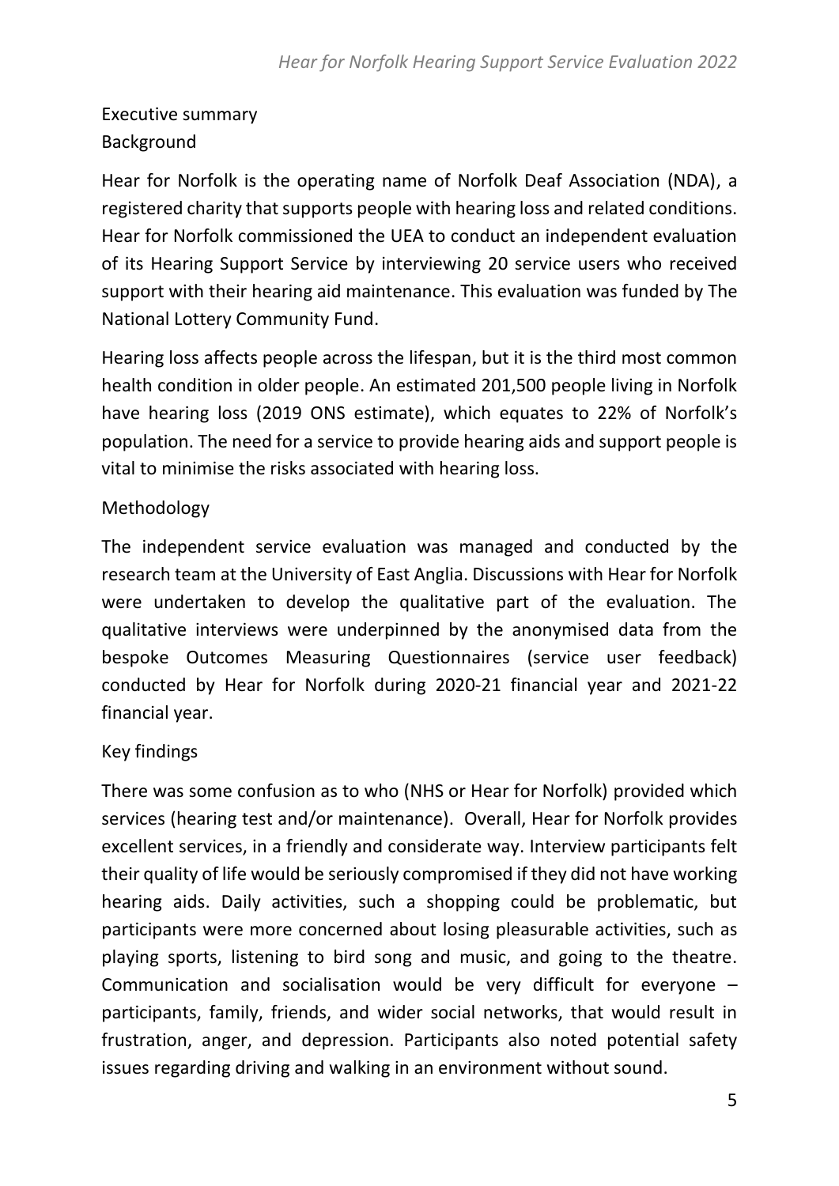# Executive summary

## Background

Hear for Norfolk is the operating name of Norfolk Deaf Association (NDA), a registered charity that supports people with hearing loss and related conditions. Hear for Norfolk commissioned the UEA to conduct an independent evaluation of its Hearing Support Service by interviewing 20 service users who received support with their hearing aid maintenance. This evaluation was funded by The National Lottery Community Fund.

Hearing loss affects people across the lifespan, but it is the third most common health condition in older people. An estimated 201,500 people living in Norfolk have hearing loss (2019 ONS estimate), which equates to 22% of Norfolk's population. The need for a service to provide hearing aids and support people is vital to minimise the risks associated with hearing loss.

## Methodology

The independent service evaluation was managed and conducted by the research team at the University of East Anglia. Discussions with Hear for Norfolk were undertaken to develop the qualitative part of the evaluation. The qualitative interviews were underpinned by the anonymised data from the bespoke Outcomes Measuring Questionnaires (service user feedback) conducted by Hear for Norfolk during 2020-21 financial year and 2021-22 financial year.

## Key findings

There was some confusion as to who (NHS or Hear for Norfolk) provided which services (hearing test and/or maintenance). Overall, Hear for Norfolk provides excellent services, in a friendly and considerate way. Interview participants felt their quality of life would be seriously compromised if they did not have working hearing aids. Daily activities, such a shopping could be problematic, but participants were more concerned about losing pleasurable activities, such as playing sports, listening to bird song and music, and going to the theatre. Communication and socialisation would be very difficult for everyone – participants, family, friends, and wider social networks, that would result in frustration, anger, and depression. Participants also noted potential safety issues regarding driving and walking in an environment without sound.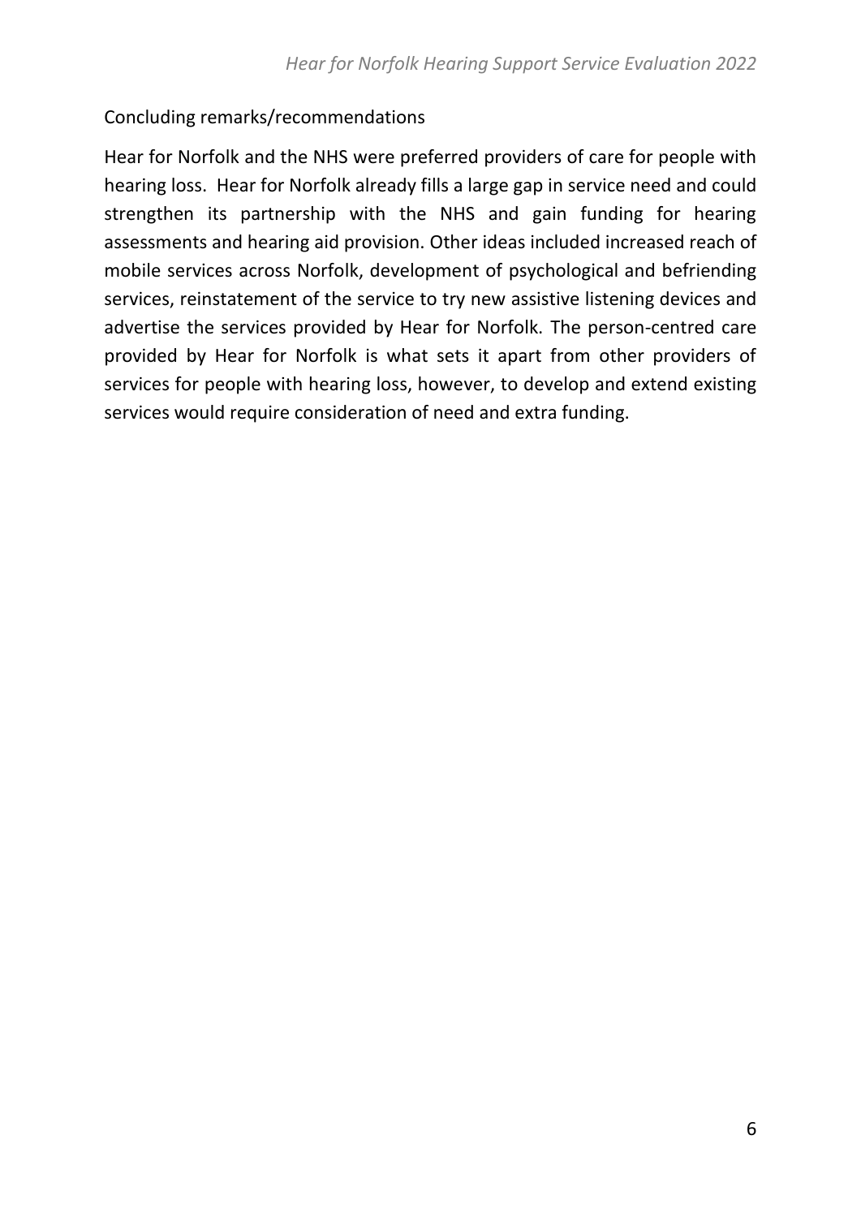## Concluding remarks/recommendations

Hear for Norfolk and the NHS were preferred providers of care for people with hearing loss. Hear for Norfolk already fills a large gap in service need and could strengthen its partnership with the NHS and gain funding for hearing assessments and hearing aid provision. Other ideas included increased reach of mobile services across Norfolk, development of psychological and befriending services, reinstatement of the service to try new assistive listening devices and advertise the services provided by Hear for Norfolk. The person-centred care provided by Hear for Norfolk is what sets it apart from other providers of services for people with hearing loss, however, to develop and extend existing services would require consideration of need and extra funding.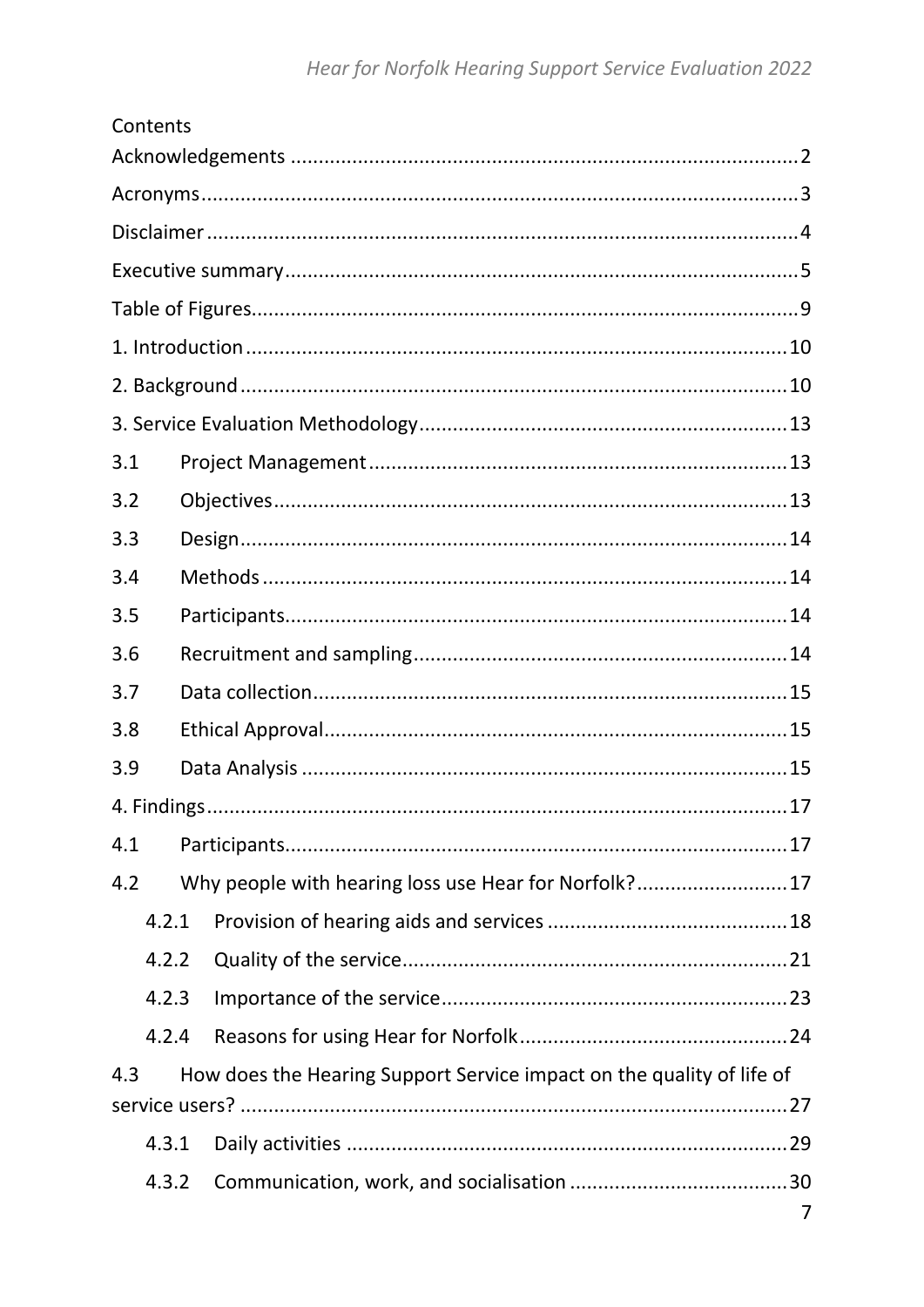Contents

Acknowledgements .......................................................................................... 2

Acronyms ......................................................................................................... 3

Disclaimer ........................................................................................................ 4

Executive summary .......................................................................................... 5

Table of Figures ................................................................................................ 9

1. Introduction ................................................................................................ 10

2. Background ................................................................................................. 10

3. Service Evaluation Methodology ................................................................. 13

3.1 Project Management .................................................................................. 13

3.2 Objectives .................................................................................................. 13

3.3 Design ........................................................................................................ 14

3.4 Methods ..................................................................................................... 14

3.5 Participants ................................................................................................ 14

3.6 Recruitment and sampling .......................................................................... 14

3.7 Data collection ........................................................................................... 15

3.8 Ethical Approval ......................................................................................... 15

3.9 Data Analysis .............................................................................................. 15

4. Findings ....................................................................................................... 17

4.1 Participants ................................................................................................ 17

4.2 Why people with hearing loss use Hear for Norfolk? .................................. 17

4.2.1 Provision of hearing aids and services ...................................................... 18

4.2.2 Quality of the service ................................................................................ 21

4.2.3 Importance of the service .......................................................................... 23

4.2.4 Reasons for using Hear for Norfolk ........................................................... 24

4.3 How does the Hearing Support Service impact on the quality of life of service users? ................................................................................................. 27

4.3.1 Daily activities .......................................................................................... 29

4.3.2 Communication, work, and socialisation ................................................... 30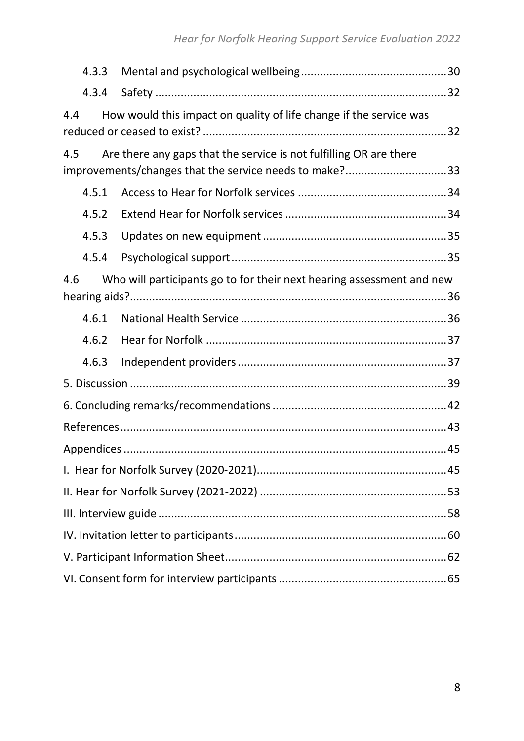4.3.3 Mental and psychological wellbeing ............................................. 30

4.3.4 Safety ........................................................................................... 32

4.4 How would this impact on quality of life change if the service was reduced or ceased to exist? ........................................................................... 32

4.5 Are there any gaps that the service is not fulfilling OR are there improvements/changes that the service needs to make? ................................ 33

4.5.1 Access to Hear for Norfolk services ............................................... 34

4.5.2 Extend Hear for Norfolk services .................................................. 34

4.5.3 Updates on new equipment ......................................................... 35

4.5.4 Psychological support ................................................................... 35

4.6 Who will participants go to for their next hearing assessment and new hearing aids? .................................................................................................. 36

4.6.1 National Health Service ................................................................ 36

4.6.2 Hear for Norfolk ........................................................................... 37

4.6.3 Independent providers ................................................................. 37

5. Discussion .................................................................................................. 39

6. Concluding remarks/recommendations ...................................................... 42

References ..................................................................................................... 43

Appendices .................................................................................................... 45

I. Hear for Norfolk Survey (2020-2021) .......................................................... 45

II. Hear for Norfolk Survey (2021-2022) ......................................................... 53

III. Interview guide .......................................................................................... 58

IV. Invitation letter to participants ................................................................. 60

V. Participant Information Sheet ..................................................................... 62

VI. Consent form for interview participants .................................................... 65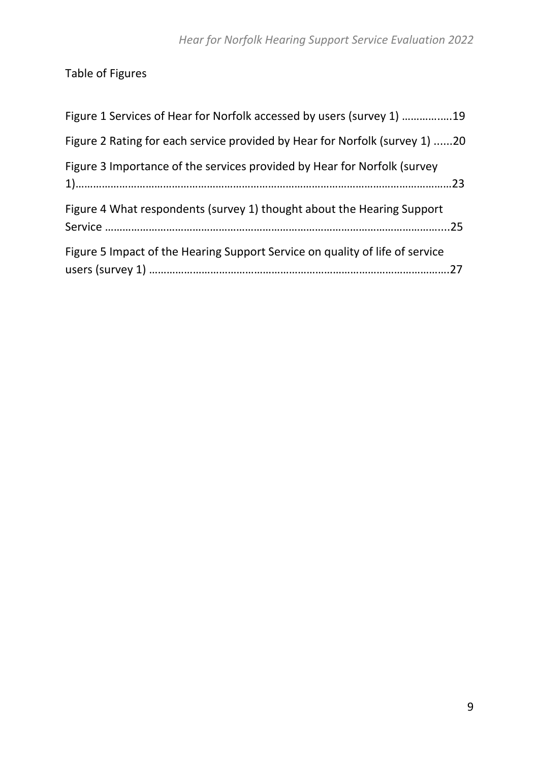## Table of Figures

Figure 1 Services of Hear for Norfolk accessed by users (survey 1) .................19

Figure 2 Rating for each service provided by Hear for Norfolk (survey 1) ......20

Figure 3 Importance of the services provided by Hear for Norfolk (survey 1)........................................................................................................................23

Figure 4 What respondents (survey 1) thought about the Hearing Support Service ........................................................................................................25

Figure 5 Impact of the Hearing Support Service on quality of life of service users (survey 1) ..........................................................................................27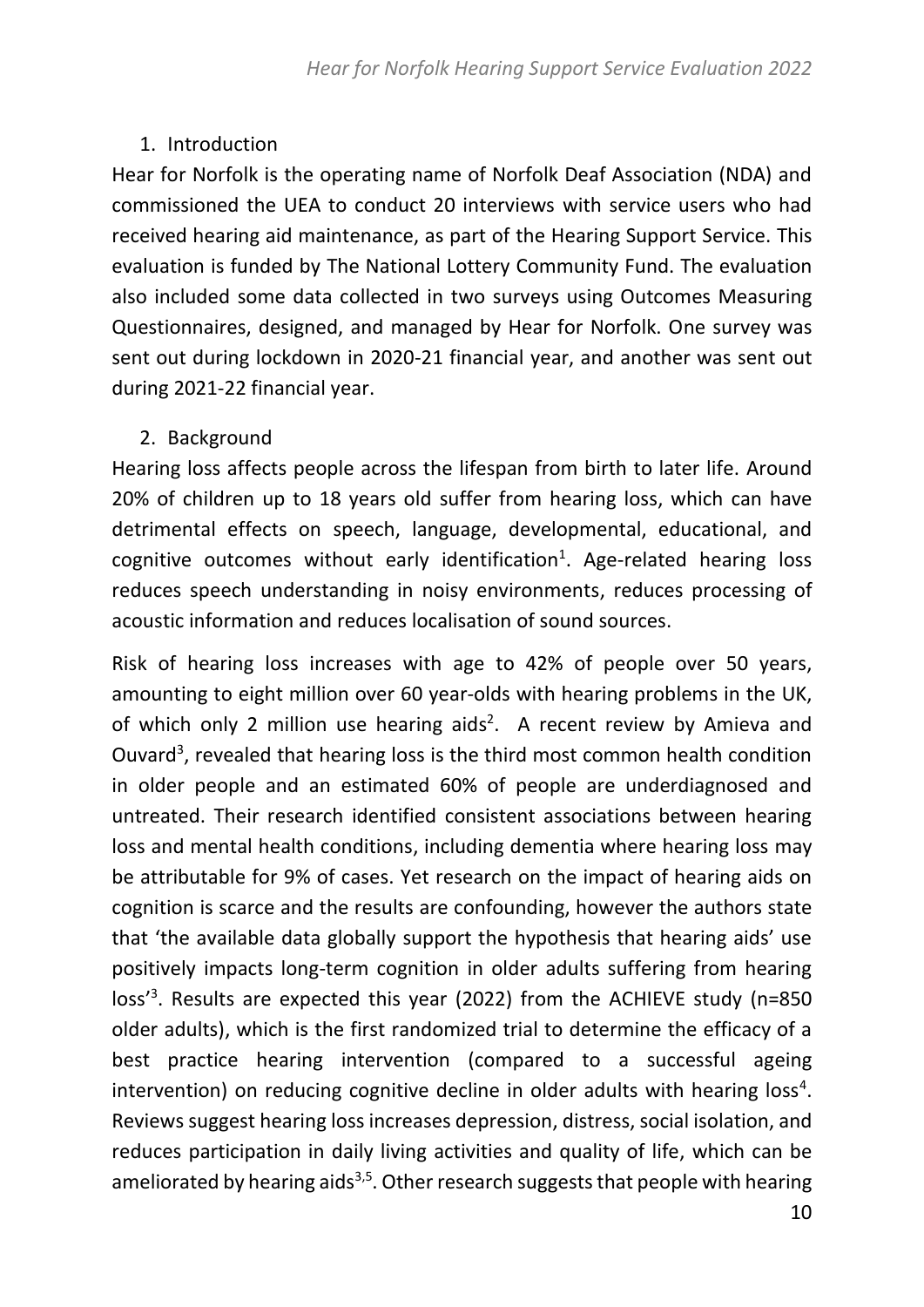## 1. Introduction

Hear for Norfolk is the operating name of Norfolk Deaf Association (NDA) and commissioned the UEA to conduct 20 interviews with service users who had received hearing aid maintenance, as part of the Hearing Support Service. This evaluation is funded by The National Lottery Community Fund. The evaluation also included some data collected in two surveys using Outcomes Measuring Questionnaires, designed, and managed by Hear for Norfolk. One survey was sent out during lockdown in 2020-21 financial year, and another was sent out during 2021-22 financial year.

## 2. Background

Hearing loss affects people across the lifespan from birth to later life. Around 20% of children up to 18 years old suffer from hearing loss, which can have detrimental effects on speech, language, developmental, educational, and cognitive outcomes without early identification[1]. Age-related hearing loss reduces speech understanding in noisy environments, reduces processing of acoustic information and reduces localisation of sound sources.

Risk of hearing loss increases with age to 42% of people over 50 years, amounting to eight million over 60 year-olds with hearing problems in the UK, of which only 2 million use hearing aids[2]. A recent review by Amieva and Ouvard[3], revealed that hearing loss is the third most common health condition in older people and an estimated 60% of people are underdiagnosed and untreated. Their research identified consistent associations between hearing loss and mental health conditions, including dementia where hearing loss may be attributable for 9% of cases. Yet research on the impact of hearing aids on cognition is scarce and the results are confounding, however the authors state that 'the available data globally support the hypothesis that hearing aids' use positively impacts long-term cognition in older adults suffering from hearing loss'[3]. Results are expected this year (2022) from the ACHIEVE study (n=850 older adults), which is the first randomized trial to determine the efficacy of a best practice hearing intervention (compared to a successful ageing intervention) on reducing cognitive decline in older adults with hearing loss[4]. Reviews suggest hearing loss increases depression, distress, social isolation, and reduces participation in daily living activities and quality of life, which can be ameliorated by hearing aids[3,5]. Other research suggests that people with hearing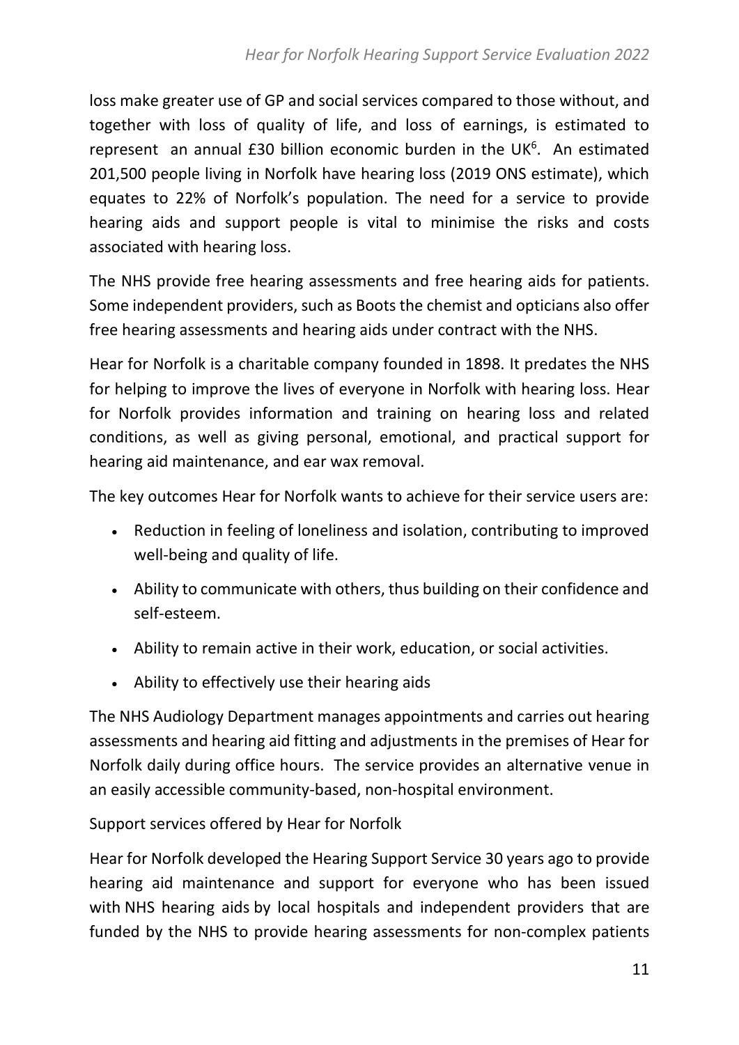loss make greater use of GP and social services compared to those without, and together with loss of quality of life, and loss of earnings, is estimated to represent an annual £30 billion economic burden in the UK[6]. An estimated 201,500 people living in Norfolk have hearing loss (2019 ONS estimate), which equates to 22% of Norfolk's population. The need for a service to provide hearing aids and support people is vital to minimise the risks and costs associated with hearing loss.

The NHS provide free hearing assessments and free hearing aids for patients. Some independent providers, such as Boots the chemist and opticians also offer free hearing assessments and hearing aids under contract with the NHS.

Hear for Norfolk is a charitable company founded in 1898. It predates the NHS for helping to improve the lives of everyone in Norfolk with hearing loss. Hear for Norfolk provides information and training on hearing loss and related conditions, as well as giving personal, emotional, and practical support for hearing aid maintenance, and ear wax removal.

The key outcomes Hear for Norfolk wants to achieve for their service users are:

- Reduction in feeling of loneliness and isolation, contributing to improved well-being and quality of life.
- Ability to communicate with others, thus building on their confidence and self-esteem.
- Ability to remain active in their work, education, or social activities.
- Ability to effectively use their hearing aids

The NHS Audiology Department manages appointments and carries out hearing assessments and hearing aid fitting and adjustments in the premises of Hear for Norfolk daily during office hours. The service provides an alternative venue in an easily accessible community-based, non-hospital environment.

Support services offered by Hear for Norfolk

Hear for Norfolk developed the Hearing Support Service 30 years ago to provide hearing aid maintenance and support for everyone who has been issued with NHS hearing aids by local hospitals and independent providers that are funded by the NHS to provide hearing assessments for non-complex patients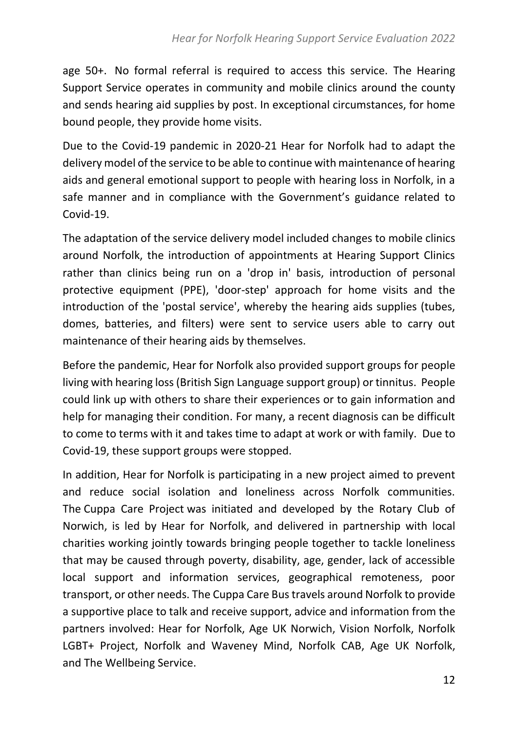age 50+. No formal referral is required to access this service. The Hearing Support Service operates in community and mobile clinics around the county and sends hearing aid supplies by post. In exceptional circumstances, for home bound people, they provide home visits.

Due to the Covid-19 pandemic in 2020-21 Hear for Norfolk had to adapt the delivery model of the service to be able to continue with maintenance of hearing aids and general emotional support to people with hearing loss in Norfolk, in a safe manner and in compliance with the Government's guidance related to Covid-19.

The adaptation of the service delivery model included changes to mobile clinics around Norfolk, the introduction of appointments at Hearing Support Clinics rather than clinics being run on a 'drop in' basis, introduction of personal protective equipment (PPE), 'door-step' approach for home visits and the introduction of the 'postal service', whereby the hearing aids supplies (tubes, domes, batteries, and filters) were sent to service users able to carry out maintenance of their hearing aids by themselves.

Before the pandemic, Hear for Norfolk also provided support groups for people living with hearing loss (British Sign Language support group) or tinnitus. People could link up with others to share their experiences or to gain information and help for managing their condition. For many, a recent diagnosis can be difficult to come to terms with it and takes time to adapt at work or with family. Due to Covid-19, these support groups were stopped.

In addition, Hear for Norfolk is participating in a new project aimed to prevent and reduce social isolation and loneliness across Norfolk communities. The Cuppa Care Project was initiated and developed by the Rotary Club of Norwich, is led by Hear for Norfolk, and delivered in partnership with local charities working jointly towards bringing people together to tackle loneliness that may be caused through poverty, disability, age, gender, lack of accessible local support and information services, geographical remoteness, poor transport, or other needs. The Cuppa Care Bus travels around Norfolk to provide a supportive place to talk and receive support, advice and information from the partners involved: Hear for Norfolk, Age UK Norwich, Vision Norfolk, Norfolk LGBT+ Project, Norfolk and Waveney Mind, Norfolk CAB, Age UK Norfolk, and The Wellbeing Service.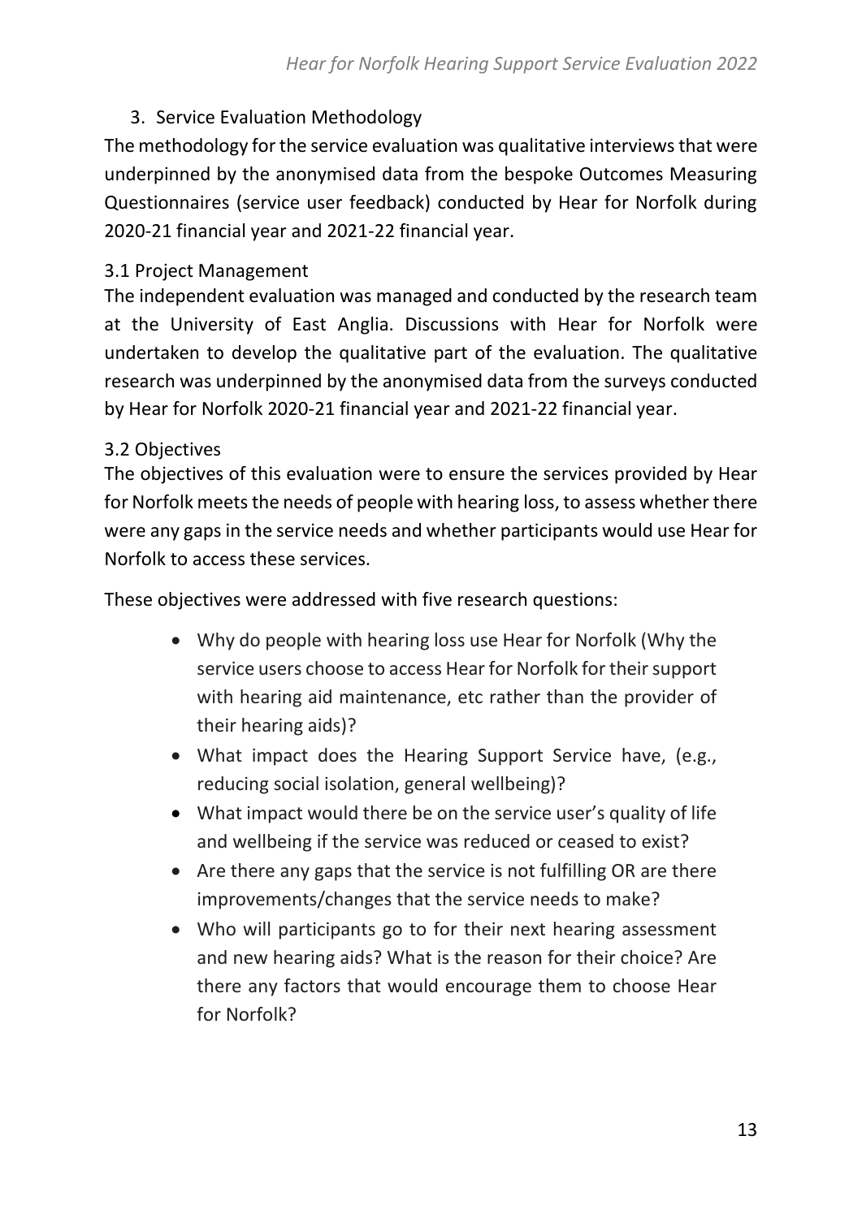## 3. Service Evaluation Methodology

The methodology for the service evaluation was qualitative interviews that were underpinned by the anonymised data from the bespoke Outcomes Measuring Questionnaires (service user feedback) conducted by Hear for Norfolk during 2020-21 financial year and 2021-22 financial year.

### 3.1 Project Management

The independent evaluation was managed and conducted by the research team at the University of East Anglia. Discussions with Hear for Norfolk were undertaken to develop the qualitative part of the evaluation. The qualitative research was underpinned by the anonymised data from the surveys conducted by Hear for Norfolk 2020-21 financial year and 2021-22 financial year.

### 3.2 Objectives

The objectives of this evaluation were to ensure the services provided by Hear for Norfolk meets the needs of people with hearing loss, to assess whether there were any gaps in the service needs and whether participants would use Hear for Norfolk to access these services.

These objectives were addressed with five research questions:

- Why do people with hearing loss use Hear for Norfolk (Why the service users choose to access Hear for Norfolk for their support with hearing aid maintenance, etc rather than the provider of their hearing aids)?
- What impact does the Hearing Support Service have, (e.g., reducing social isolation, general wellbeing)?
- What impact would there be on the service user's quality of life and wellbeing if the service was reduced or ceased to exist?
- Are there any gaps that the service is not fulfilling OR are there improvements/changes that the service needs to make?
- Who will participants go to for their next hearing assessment and new hearing aids? What is the reason for their choice? Are there any factors that would encourage them to choose Hear for Norfolk?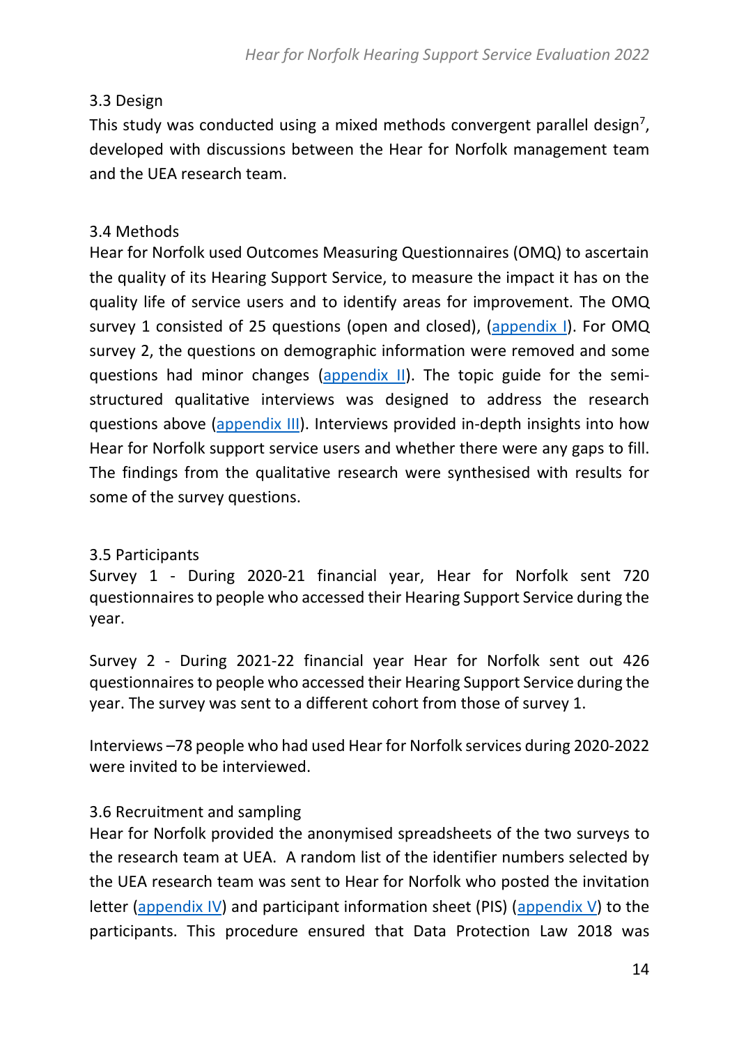### 3.3 Design

This study was conducted using a mixed methods convergent parallel design[7], developed with discussions between the Hear for Norfolk management team and the UEA research team.

### 3.4 Methods

Hear for Norfolk used Outcomes Measuring Questionnaires (OMQ) to ascertain the quality of its Hearing Support Service, to measure the impact it has on the quality life of service users and to identify areas for improvement. The OMQ survey 1 consisted of 25 questions (open and closed), (appendix I). For OMQ survey 2, the questions on demographic information were removed and some questions had minor changes (appendix II). The topic guide for the semi-structured qualitative interviews was designed to address the research questions above (appendix III). Interviews provided in-depth insights into how Hear for Norfolk support service users and whether there were any gaps to fill. The findings from the qualitative research were synthesised with results for some of the survey questions.

### 3.5 Participants

Survey 1 - During 2020-21 financial year, Hear for Norfolk sent 720 questionnaires to people who accessed their Hearing Support Service during the year.

Survey 2 - During 2021-22 financial year Hear for Norfolk sent out 426 questionnaires to people who accessed their Hearing Support Service during the year. The survey was sent to a different cohort from those of survey 1.

Interviews –78 people who had used Hear for Norfolk services during 2020-2022 were invited to be interviewed.

### 3.6 Recruitment and sampling

Hear for Norfolk provided the anonymised spreadsheets of the two surveys to the research team at UEA. A random list of the identifier numbers selected by the UEA research team was sent to Hear for Norfolk who posted the invitation letter (appendix IV) and participant information sheet (PIS) (appendix V) to the participants. This procedure ensured that Data Protection Law 2018 was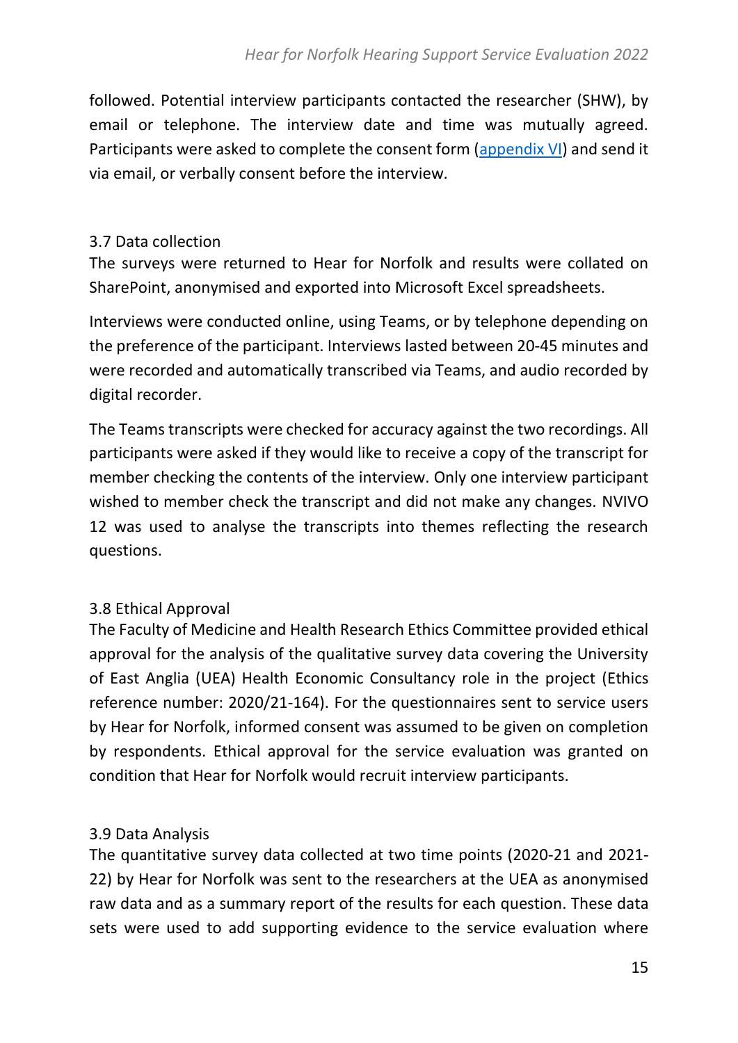followed. Potential interview participants contacted the researcher (SHW), by email or telephone. The interview date and time was mutually agreed. Participants were asked to complete the consent form (appendix VI) and send it via email, or verbally consent before the interview.

### 3.7 Data collection

The surveys were returned to Hear for Norfolk and results were collated on SharePoint, anonymised and exported into Microsoft Excel spreadsheets.

Interviews were conducted online, using Teams, or by telephone depending on the preference of the participant. Interviews lasted between 20-45 minutes and were recorded and automatically transcribed via Teams, and audio recorded by digital recorder.

The Teams transcripts were checked for accuracy against the two recordings. All participants were asked if they would like to receive a copy of the transcript for member checking the contents of the interview. Only one interview participant wished to member check the transcript and did not make any changes. NVIVO 12 was used to analyse the transcripts into themes reflecting the research questions.

### 3.8 Ethical Approval

The Faculty of Medicine and Health Research Ethics Committee provided ethical approval for the analysis of the qualitative survey data covering the University of East Anglia (UEA) Health Economic Consultancy role in the project (Ethics reference number: 2020/21-164). For the questionnaires sent to service users by Hear for Norfolk, informed consent was assumed to be given on completion by respondents. Ethical approval for the service evaluation was granted on condition that Hear for Norfolk would recruit interview participants.

### 3.9 Data Analysis

The quantitative survey data collected at two time points (2020-21 and 2021-22) by Hear for Norfolk was sent to the researchers at the UEA as anonymised raw data and as a summary report of the results for each question. These data sets were used to add supporting evidence to the service evaluation where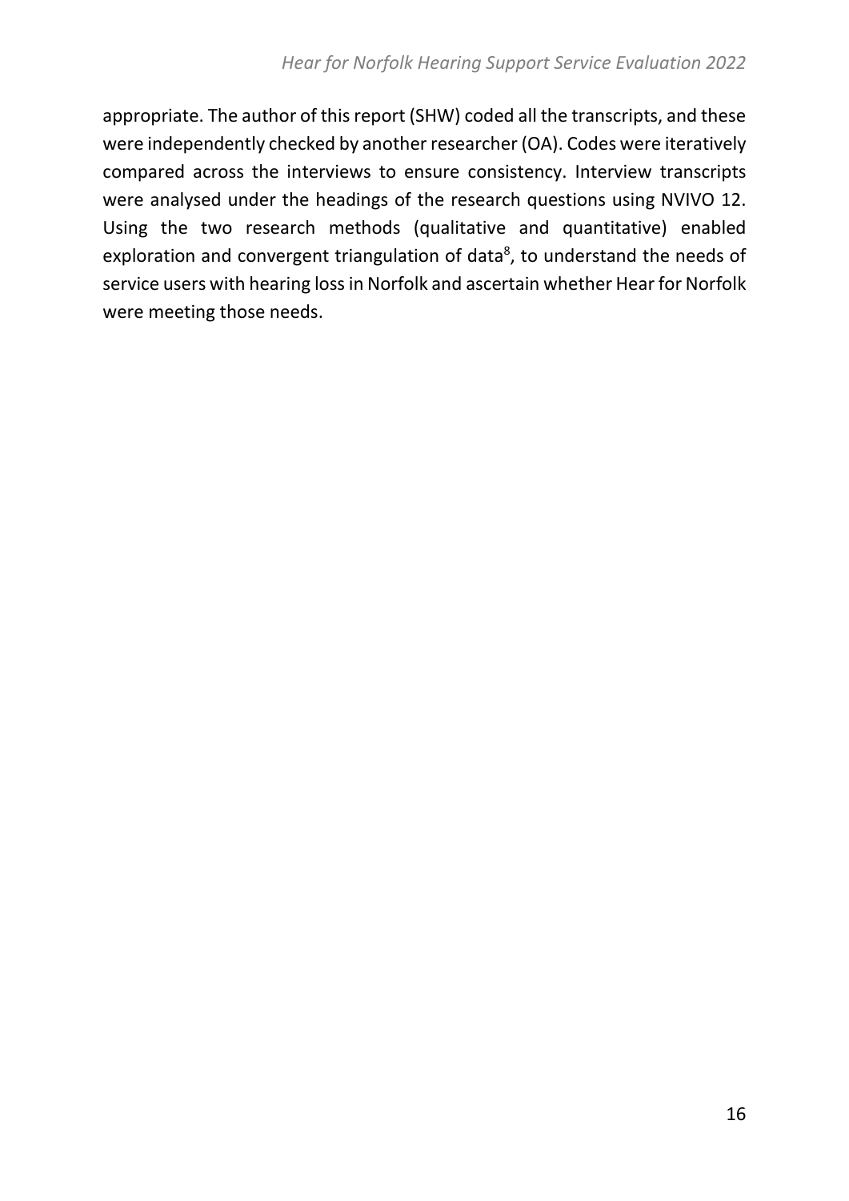appropriate. The author of this report (SHW) coded all the transcripts, and these were independently checked by another researcher (OA). Codes were iteratively compared across the interviews to ensure consistency. Interview transcripts were analysed under the headings of the research questions using NVIVO 12. Using the two research methods (qualitative and quantitative) enabled exploration and convergent triangulation of data[8], to understand the needs of service users with hearing loss in Norfolk and ascertain whether Hear for Norfolk were meeting those needs.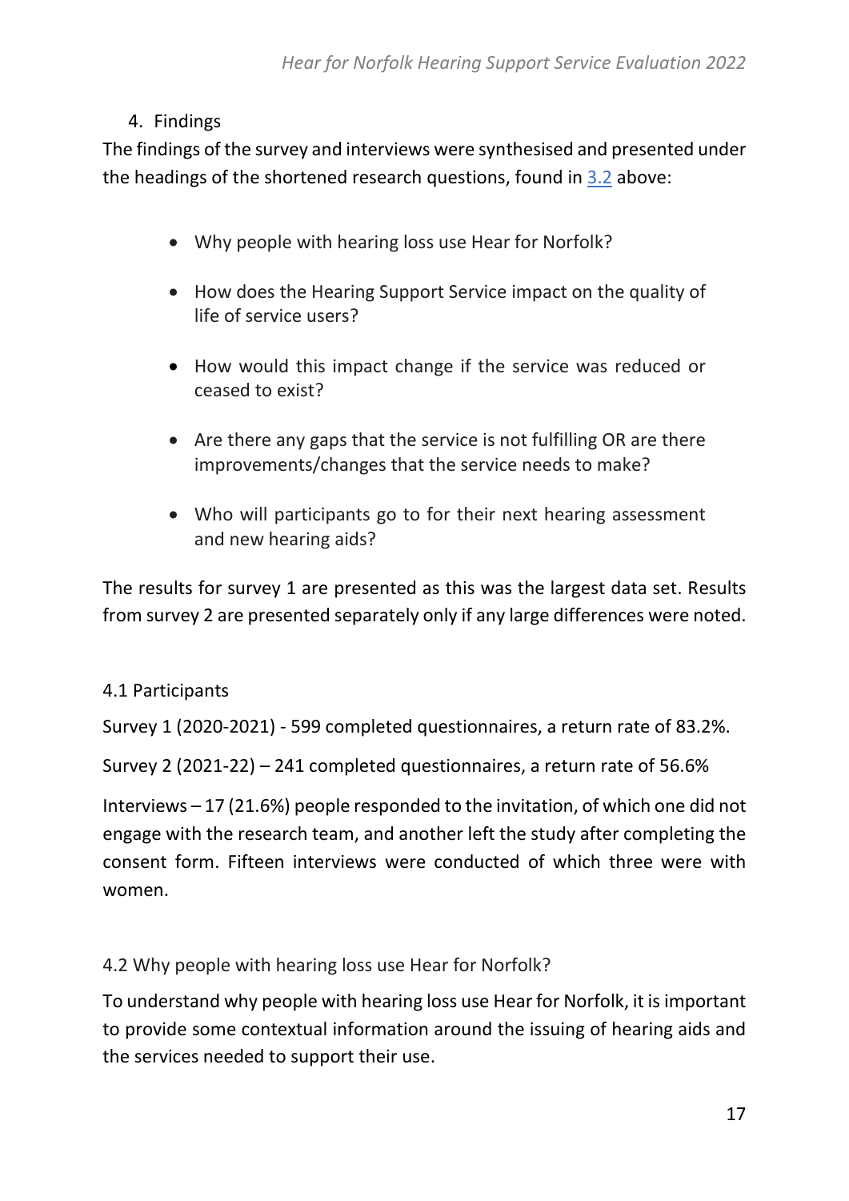## 4. Findings

The findings of the survey and interviews were synthesised and presented under the headings of the shortened research questions, found in 3.2 above:

- Why people with hearing loss use Hear for Norfolk?
- How does the Hearing Support Service impact on the quality of life of service users?
- How would this impact change if the service was reduced or ceased to exist?
- Are there any gaps that the service is not fulfilling OR are there improvements/changes that the service needs to make?
- Who will participants go to for their next hearing assessment and new hearing aids?

The results for survey 1 are presented as this was the largest data set. Results from survey 2 are presented separately only if any large differences were noted.

### 4.1 Participants

Survey 1 (2020-2021) - 599 completed questionnaires, a return rate of 83.2%.

Survey 2 (2021-22) – 241 completed questionnaires, a return rate of 56.6%

Interviews – 17 (21.6%) people responded to the invitation, of which one did not engage with the research team, and another left the study after completing the consent form. Fifteen interviews were conducted of which three were with women.

### 4.2 Why people with hearing loss use Hear for Norfolk?

To understand why people with hearing loss use Hear for Norfolk, it is important to provide some contextual information around the issuing of hearing aids and the services needed to support their use.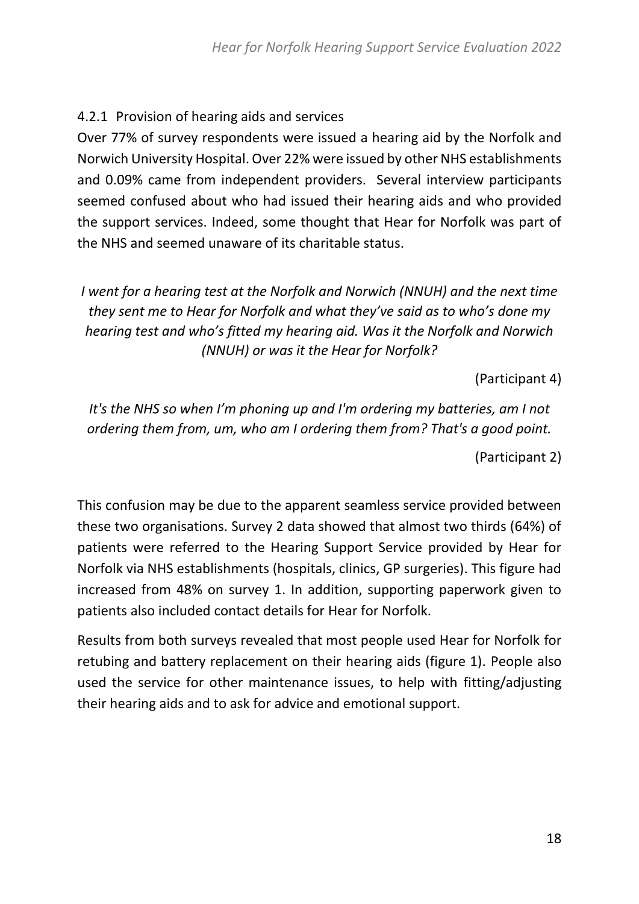### 4.2.1 Provision of hearing aids and services

Over 77% of survey respondents were issued a hearing aid by the Norfolk and Norwich University Hospital. Over 22% were issued by other NHS establishments and 0.09% came from independent providers. Several interview participants seemed confused about who had issued their hearing aids and who provided the support services. Indeed, some thought that Hear for Norfolk was part of the NHS and seemed unaware of its charitable status.

*I went for a hearing test at the Norfolk and Norwich (NNUH) and the next time they sent me to Hear for Norfolk and what they've said as to who's done my hearing test and who's fitted my hearing aid. Was it the Norfolk and Norwich (NNUH) or was it the Hear for Norfolk?*

(Participant 4)

*It's the NHS so when I'm phoning up and I'm ordering my batteries, am I not ordering them from, um, who am I ordering them from? That's a good point.*

(Participant 2)

This confusion may be due to the apparent seamless service provided between these two organisations. Survey 2 data showed that almost two thirds (64%) of patients were referred to the Hearing Support Service provided by Hear for Norfolk via NHS establishments (hospitals, clinics, GP surgeries). This figure had increased from 48% on survey 1. In addition, supporting paperwork given to patients also included contact details for Hear for Norfolk.

Results from both surveys revealed that most people used Hear for Norfolk for retubing and battery replacement on their hearing aids (figure 1). People also used the service for other maintenance issues, to help with fitting/adjusting their hearing aids and to ask for advice and emotional support.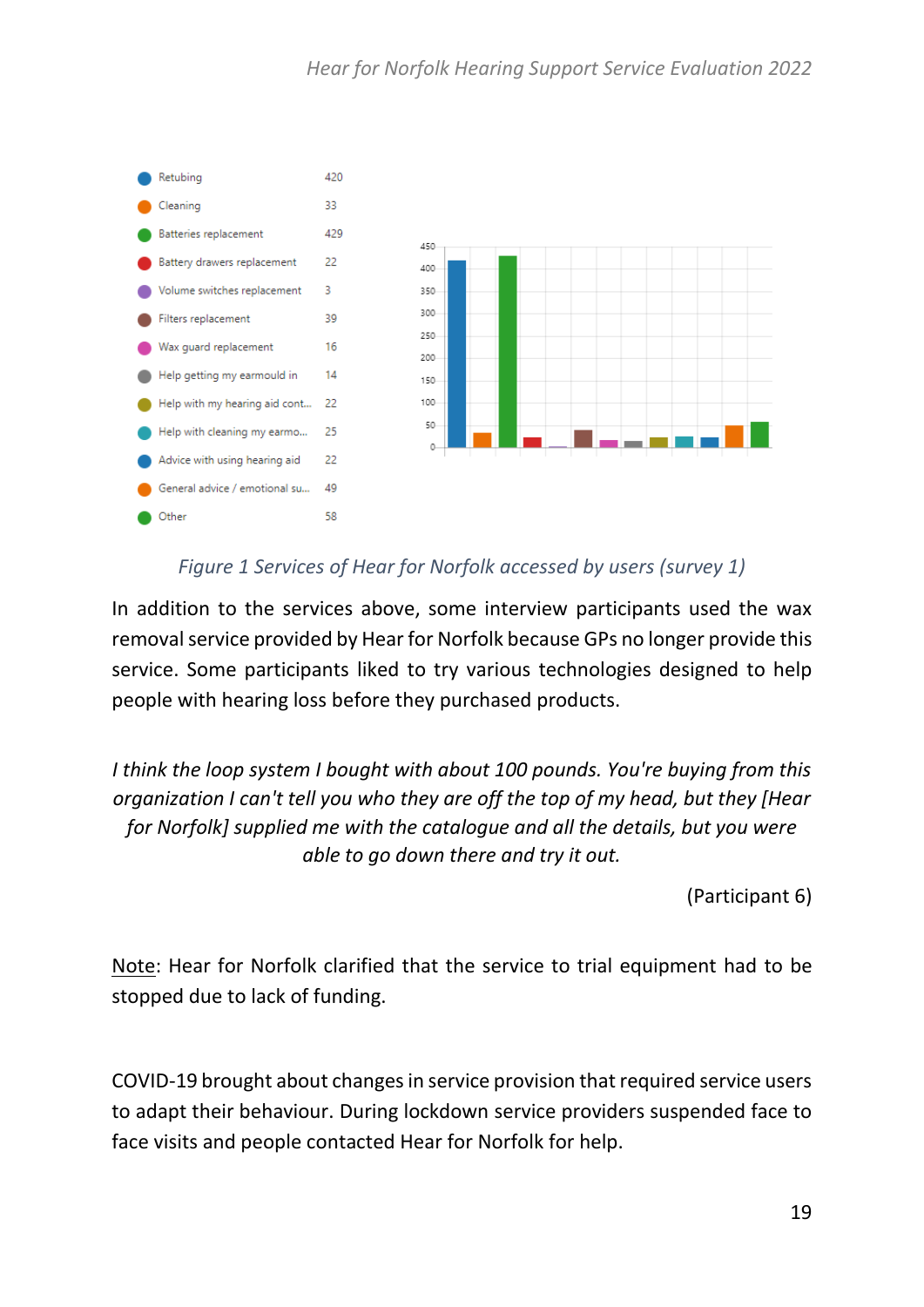| Service | Count |
| --- | --- |
| Retubing | 420 |
| Cleaning | 33 |
| Batteries replacement | 429 |
| Battery drawers replacement | 22 |
| Volume switches replacement | 3 |
| Filters replacement | 39 |
| Wax guard replacement | 16 |
| Help getting my earmould in | 14 |
| Help with my hearing aid cont... | 22 |
| Help with cleaning my earmo... | 25 |
| Advice with using hearing aid | 22 |
| General advice / emotional su... | 49 |
| Other | 58 |

*Figure 1 Services of Hear for Norfolk accessed by users (survey 1)*

In addition to the services above, some interview participants used the wax removal service provided by Hear for Norfolk because GPs no longer provide this service. Some participants liked to try various technologies designed to help people with hearing loss before they purchased products.

> *I think the loop system I bought with about 100 pounds. You're buying from this organization I can't tell you who they are off the top of my head, but they [Hear for Norfolk] supplied me with the catalogue and all the details, but you were able to go down there and try it out.*
>
> (Participant 6)

Note: Hear for Norfolk clarified that the service to trial equipment had to be stopped due to lack of funding.

COVID-19 brought about changes in service provision that required service users to adapt their behaviour. During lockdown service providers suspended face to face visits and people contacted Hear for Norfolk for help.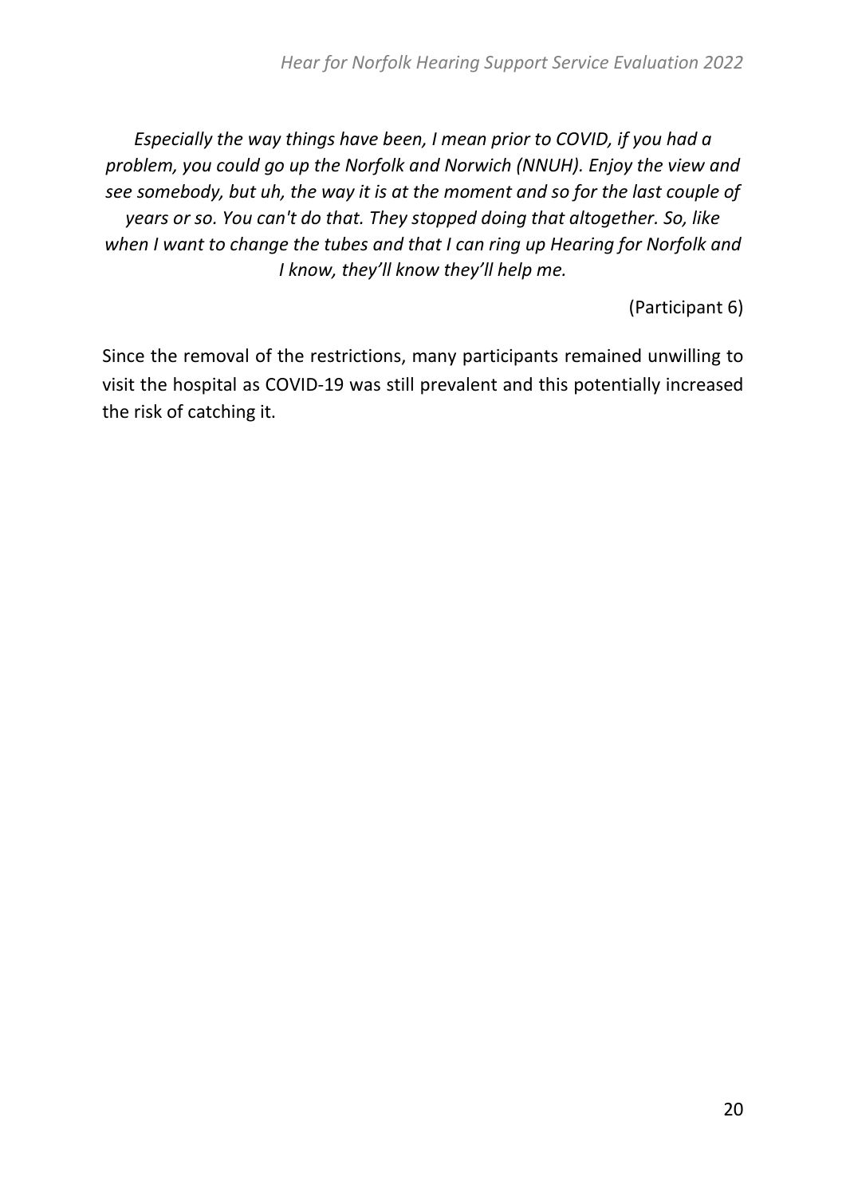*Especially the way things have been, I mean prior to COVID, if you had a problem, you could go up the Norfolk and Norwich (NNUH). Enjoy the view and see somebody, but uh, the way it is at the moment and so for the last couple of years or so. You can't do that. They stopped doing that altogether. So, like when I want to change the tubes and that I can ring up Hearing for Norfolk and I know, they'll know they'll help me.*

(Participant 6)

Since the removal of the restrictions, many participants remained unwilling to visit the hospital as COVID-19 was still prevalent and this potentially increased the risk of catching it.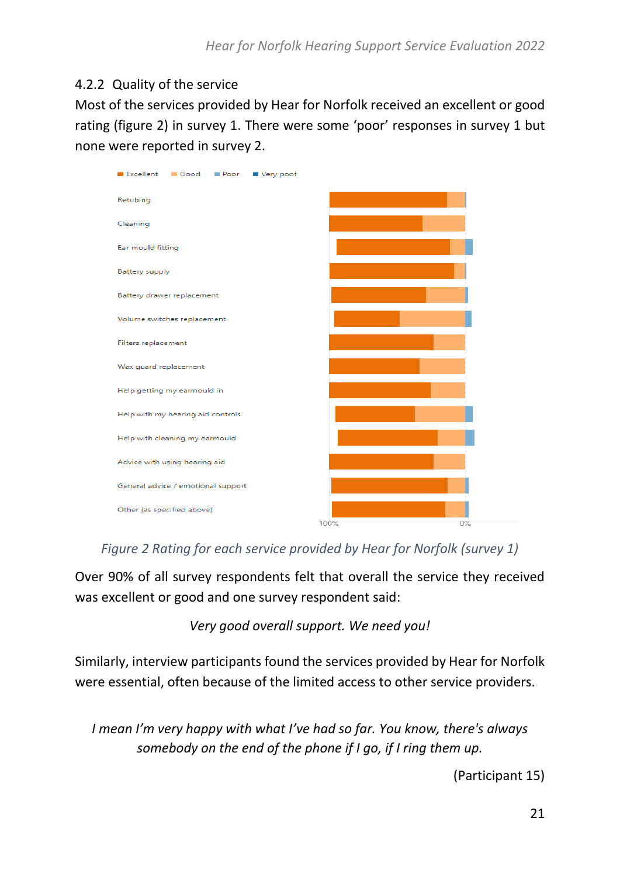### 4.2.2 Quality of the service

Most of the services provided by Hear for Norfolk received an excellent or good rating (figure 2) in survey 1. There were some 'poor' responses in survey 1 but none were reported in survey 2.

*Figure 2 Rating for each service provided by Hear for Norfolk (survey 1)*

Over 90% of all survey respondents felt that overall the service they received was excellent or good and one survey respondent said:

*Very good overall support. We need you!*

Similarly, interview participants found the services provided by Hear for Norfolk were essential, often because of the limited access to other service providers.

*I mean I'm very happy with what I've had so far. You know, there's always somebody on the end of the phone if I go, if I ring them up.*

(Participant 15)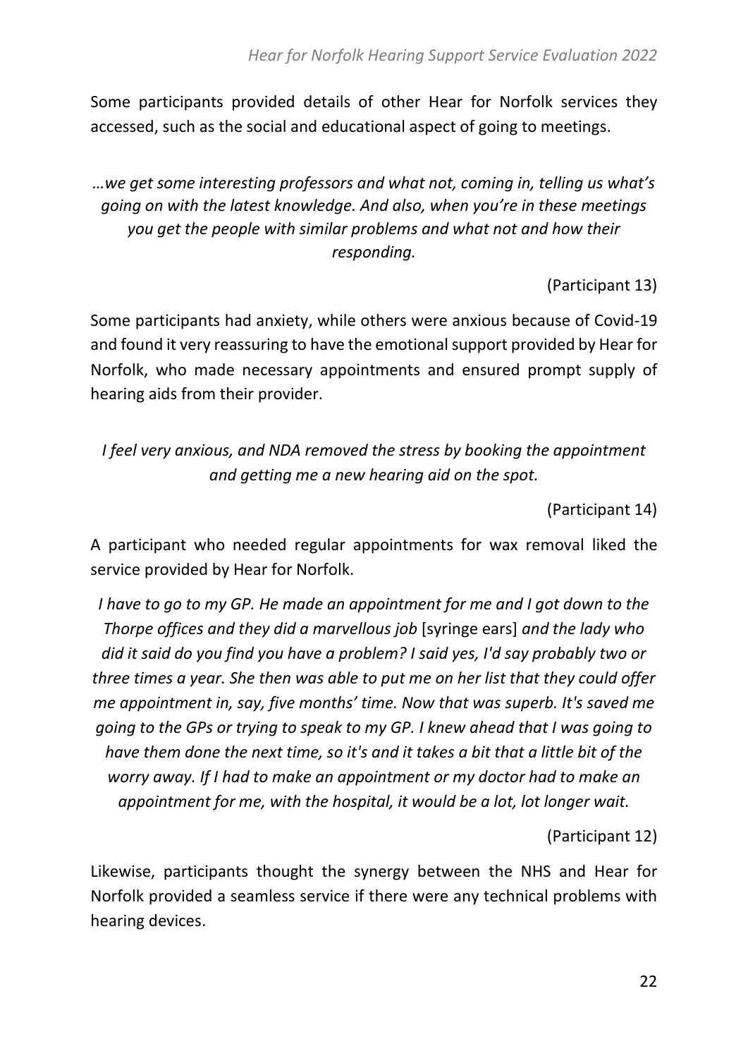Some participants provided details of other Hear for Norfolk services they accessed, such as the social and educational aspect of going to meetings.

*…we get some interesting professors and what not, coming in, telling us what's going on with the latest knowledge. And also, when you're in these meetings you get the people with similar problems and what not and how their responding.*

(Participant 13)

Some participants had anxiety, while others were anxious because of Covid-19 and found it very reassuring to have the emotional support provided by Hear for Norfolk, who made necessary appointments and ensured prompt supply of hearing aids from their provider.

*I feel very anxious, and NDA removed the stress by booking the appointment and getting me a new hearing aid on the spot.*

(Participant 14)

A participant who needed regular appointments for wax removal liked the service provided by Hear for Norfolk.

*I have to go to my GP. He made an appointment for me and I got down to the Thorpe offices and they did a marvellous job* [syringe ears] *and the lady who did it said do you find you have a problem? I said yes, I'd say probably two or three times a year. She then was able to put me on her list that they could offer me appointment in, say, five months' time. Now that was superb. It's saved me going to the GPs or trying to speak to my GP. I knew ahead that I was going to have them done the next time, so it's and it takes a bit that a little bit of the worry away. If I had to make an appointment or my doctor had to make an appointment for me, with the hospital, it would be a lot, lot longer wait.*

(Participant 12)

Likewise, participants thought the synergy between the NHS and Hear for Norfolk provided a seamless service if there were any technical problems with hearing devices.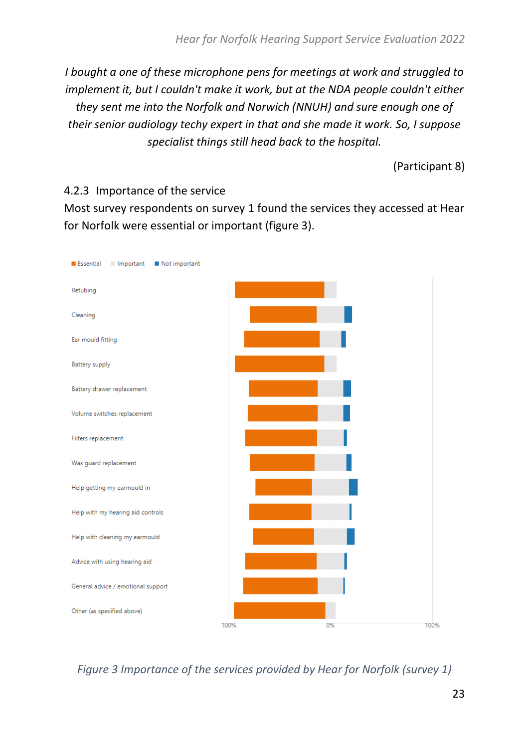*I bought a one of these microphone pens for meetings at work and struggled to implement it, but I couldn't make it work, but at the NDA people couldn't either they sent me into the Norfolk and Norwich (NNUH) and sure enough one of their senior audiology techy expert in that and she made it work. So, I suppose specialist things still head back to the hospital.*

(Participant 8)

### 4.2.3 Importance of the service

Most survey respondents on survey 1 found the services they accessed at Hear for Norfolk were essential or important (figure 3).

Essential | Important | Not important

Retubing
Cleaning
Ear mould fitting
Battery supply
Battery drawer replacement
Volume switches replacement
Filters replacement
Wax guard replacement
Help getting my earmould in
Help with my hearing aid controls
Help with cleaning my earmould
Advice with using hearing aid
General advice / emotional support
Other (as specified above)

100% 0% 100%

*Figure 3 Importance of the services provided by Hear for Norfolk (survey 1)*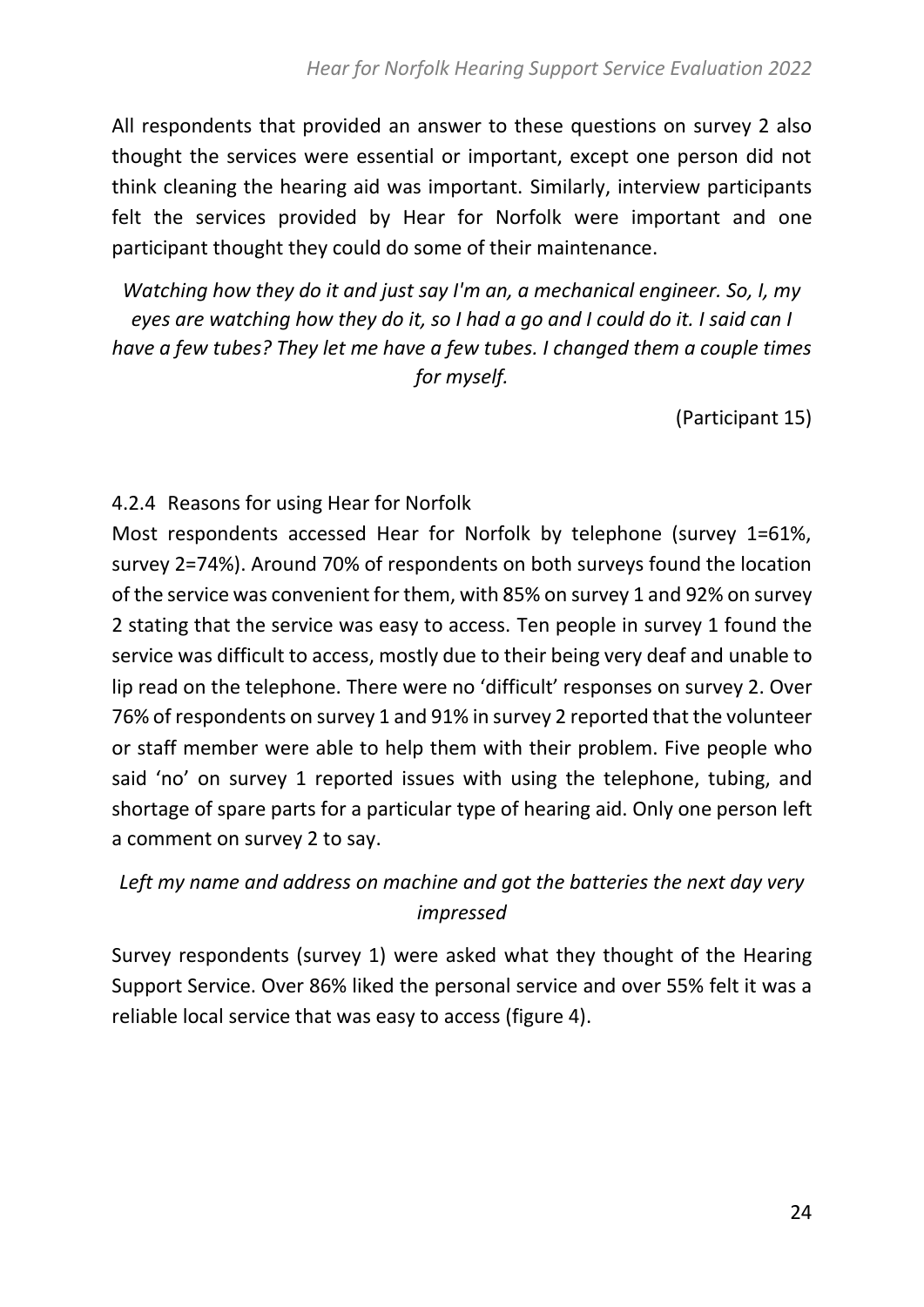All respondents that provided an answer to these questions on survey 2 also thought the services were essential or important, except one person did not think cleaning the hearing aid was important. Similarly, interview participants felt the services provided by Hear for Norfolk were important and one participant thought they could do some of their maintenance.

*Watching how they do it and just say I'm an, a mechanical engineer. So, I, my eyes are watching how they do it, so I had a go and I could do it. I said can I have a few tubes? They let me have a few tubes. I changed them a couple times for myself.*

(Participant 15)

### 4.2.4 Reasons for using Hear for Norfolk

Most respondents accessed Hear for Norfolk by telephone (survey 1=61%, survey 2=74%). Around 70% of respondents on both surveys found the location of the service was convenient for them, with 85% on survey 1 and 92% on survey 2 stating that the service was easy to access. Ten people in survey 1 found the service was difficult to access, mostly due to their being very deaf and unable to lip read on the telephone. There were no 'difficult' responses on survey 2. Over 76% of respondents on survey 1 and 91% in survey 2 reported that the volunteer or staff member were able to help them with their problem. Five people who said 'no' on survey 1 reported issues with using the telephone, tubing, and shortage of spare parts for a particular type of hearing aid. Only one person left a comment on survey 2 to say.

*Left my name and address on machine and got the batteries the next day very impressed*

Survey respondents (survey 1) were asked what they thought of the Hearing Support Service. Over 86% liked the personal service and over 55% felt it was a reliable local service that was easy to access (figure 4).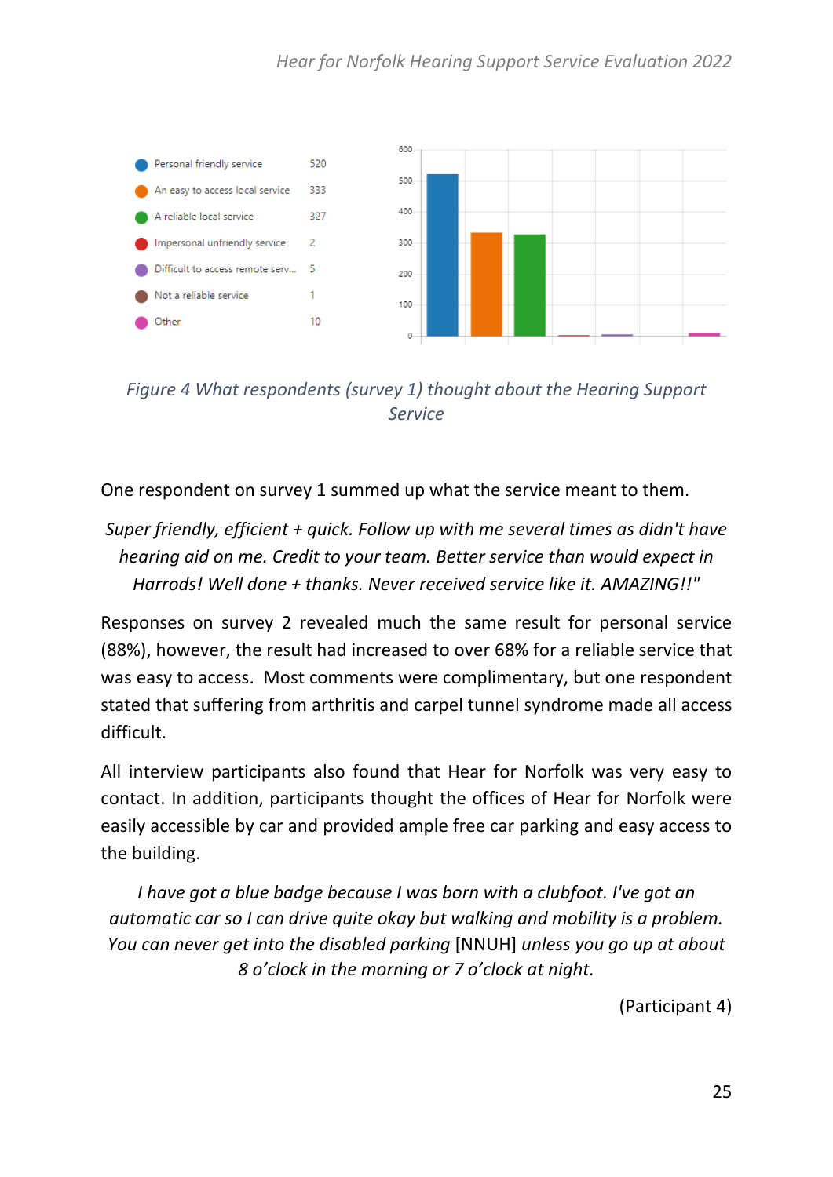| | |
|---|---|
| Personal friendly service | 520 |
| An easy to access local service | 333 |
| A reliable local service | 327 |
| Impersonal unfriendly service | 2 |
| Difficult to access remote serv... | 5 |
| Not a reliable service | 1 |
| Other | 10 |

*Figure 4 What respondents (survey 1) thought about the Hearing Support Service*

One respondent on survey 1 summed up what the service meant to them.

> *Super friendly, efficient + quick. Follow up with me several times as didn't have hearing aid on me. Credit to your team. Better service than would expect in Harrods! Well done + thanks. Never received service like it. AMAZING!!"*

Responses on survey 2 revealed much the same result for personal service (88%), however, the result had increased to over 68% for a reliable service that was easy to access. Most comments were complimentary, but one respondent stated that suffering from arthritis and carpel tunnel syndrome made all access difficult.

All interview participants also found that Hear for Norfolk was very easy to contact. In addition, participants thought the offices of Hear for Norfolk were easily accessible by car and provided ample free car parking and easy access to the building.

> *I have got a blue badge because I was born with a clubfoot. I've got an automatic car so I can drive quite okay but walking and mobility is a problem. You can never get into the disabled parking* [NNUH] *unless you go up at about 8 o'clock in the morning or 7 o'clock at night.*

(Participant 4)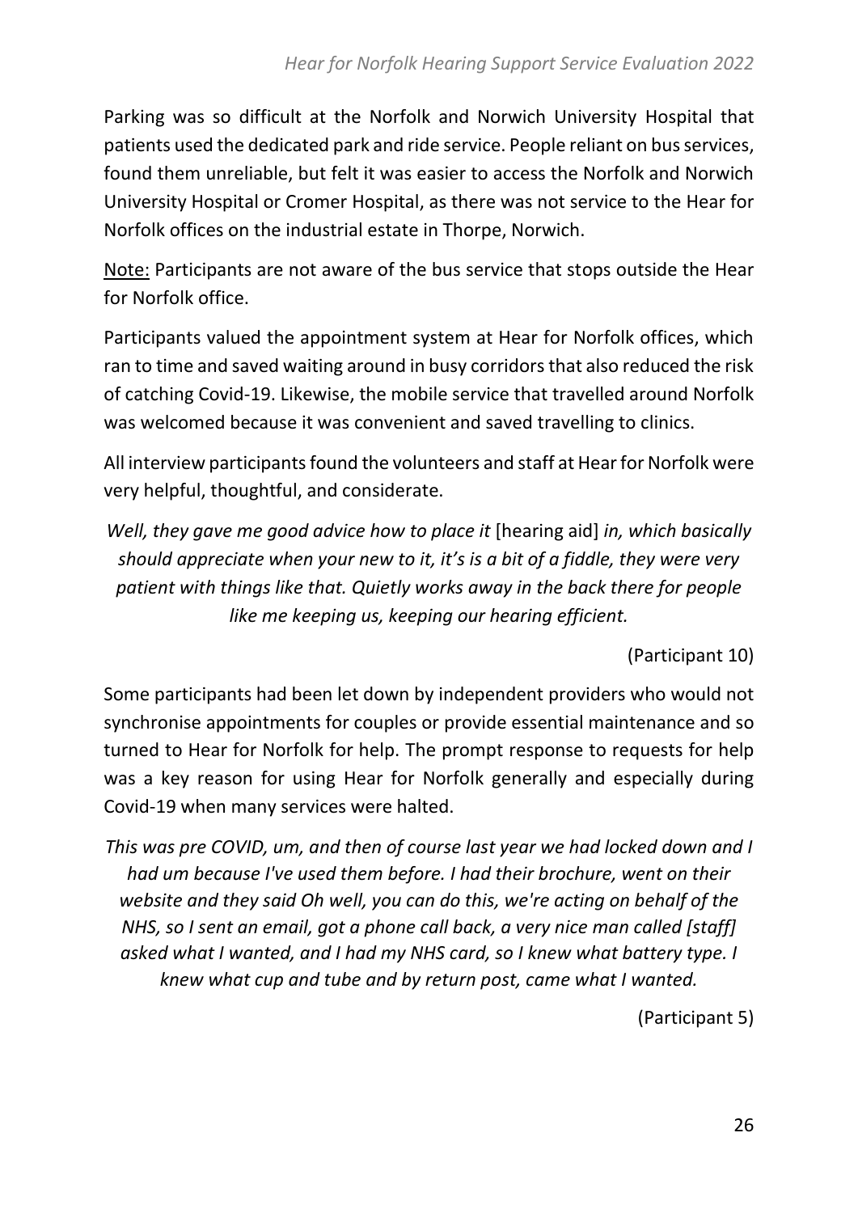Parking was so difficult at the Norfolk and Norwich University Hospital that patients used the dedicated park and ride service. People reliant on bus services, found them unreliable, but felt it was easier to access the Norfolk and Norwich University Hospital or Cromer Hospital, as there was not service to the Hear for Norfolk offices on the industrial estate in Thorpe, Norwich.

<u>Note:</u> Participants are not aware of the bus service that stops outside the Hear for Norfolk office.

Participants valued the appointment system at Hear for Norfolk offices, which ran to time and saved waiting around in busy corridors that also reduced the risk of catching Covid-19. Likewise, the mobile service that travelled around Norfolk was welcomed because it was convenient and saved travelling to clinics.

All interview participants found the volunteers and staff at Hear for Norfolk were very helpful, thoughtful, and considerate.

*Well, they gave me good advice how to place it* [hearing aid] *in, which basically should appreciate when your new to it, it's is a bit of a fiddle, they were very patient with things like that. Quietly works away in the back there for people like me keeping us, keeping our hearing efficient.*

(Participant 10)

Some participants had been let down by independent providers who would not synchronise appointments for couples or provide essential maintenance and so turned to Hear for Norfolk for help. The prompt response to requests for help was a key reason for using Hear for Norfolk generally and especially during Covid-19 when many services were halted.

*This was pre COVID, um, and then of course last year we had locked down and I had um because I've used them before. I had their brochure, went on their website and they said Oh well, you can do this, we're acting on behalf of the NHS, so I sent an email, got a phone call back, a very nice man called [staff] asked what I wanted, and I had my NHS card, so I knew what battery type. I knew what cup and tube and by return post, came what I wanted.*

(Participant 5)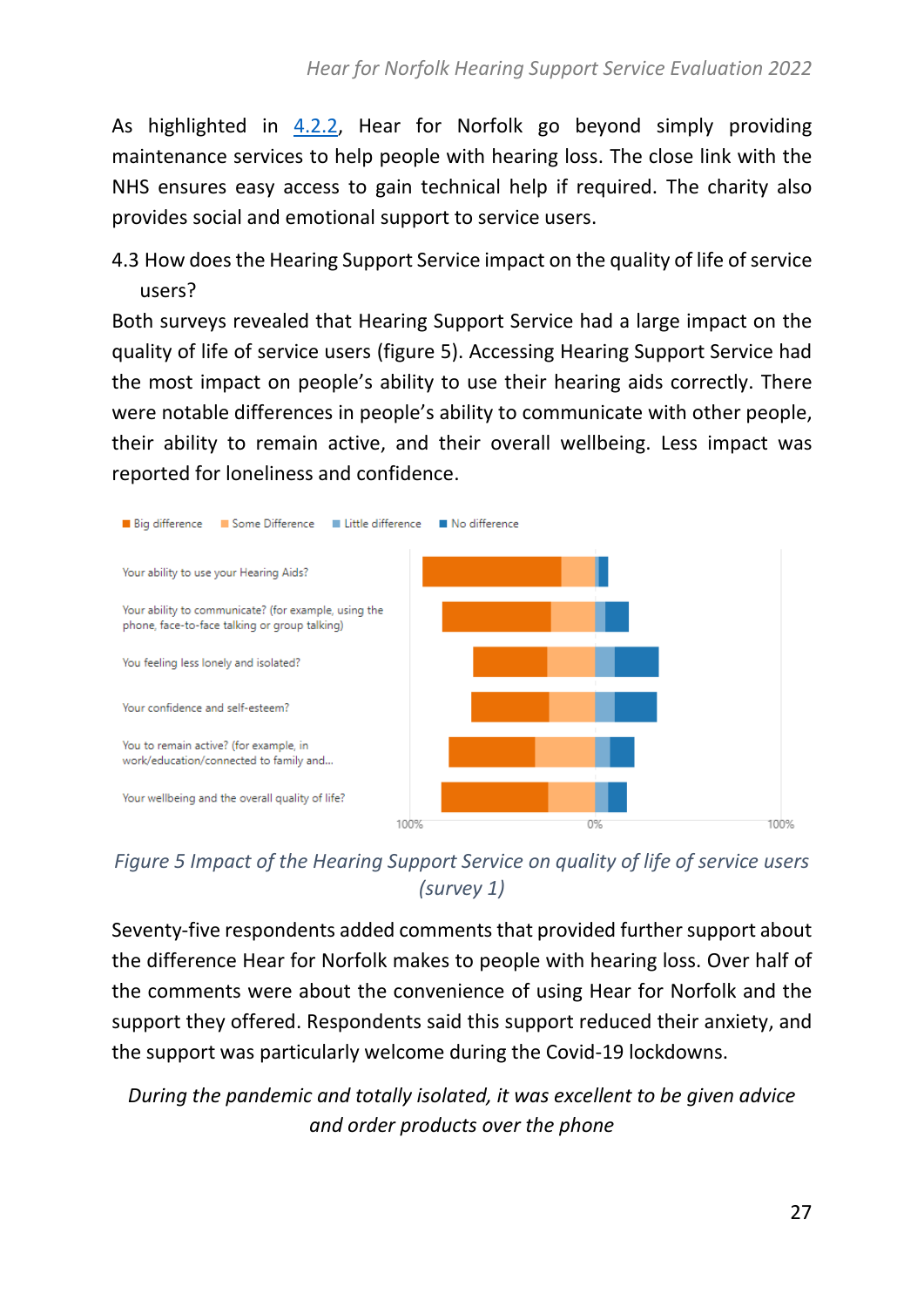As highlighted in 4.2.2, Hear for Norfolk go beyond simply providing maintenance services to help people with hearing loss. The close link with the NHS ensures easy access to gain technical help if required. The charity also provides social and emotional support to service users.

## 4.3 How does the Hearing Support Service impact on the quality of life of service users?

Both surveys revealed that Hearing Support Service had a large impact on the quality of life of service users (figure 5). Accessing Hearing Support Service had the most impact on people's ability to use their hearing aids correctly. There were notable differences in people's ability to communicate with other people, their ability to remain active, and their overall wellbeing. Less impact was reported for loneliness and confidence.

■ Big difference ■ Some Difference ■ Little difference ■ No difference

Your ability to use your Hearing Aids?

Your ability to communicate? (for example, using the phone, face-to-face talking or group talking)

You feeling less lonely and isolated?

Your confidence and self-esteem?

You to remain active? (for example, in work/education/connected to family and...

Your wellbeing and the overall quality of life?

100% 0% 100%

*Figure 5 Impact of the Hearing Support Service on quality of life of service users (survey 1)*

Seventy-five respondents added comments that provided further support about the difference Hear for Norfolk makes to people with hearing loss. Over half of the comments were about the convenience of using Hear for Norfolk and the support they offered. Respondents said this support reduced their anxiety, and the support was particularly welcome during the Covid-19 lockdowns.

*During the pandemic and totally isolated, it was excellent to be given advice and order products over the phone*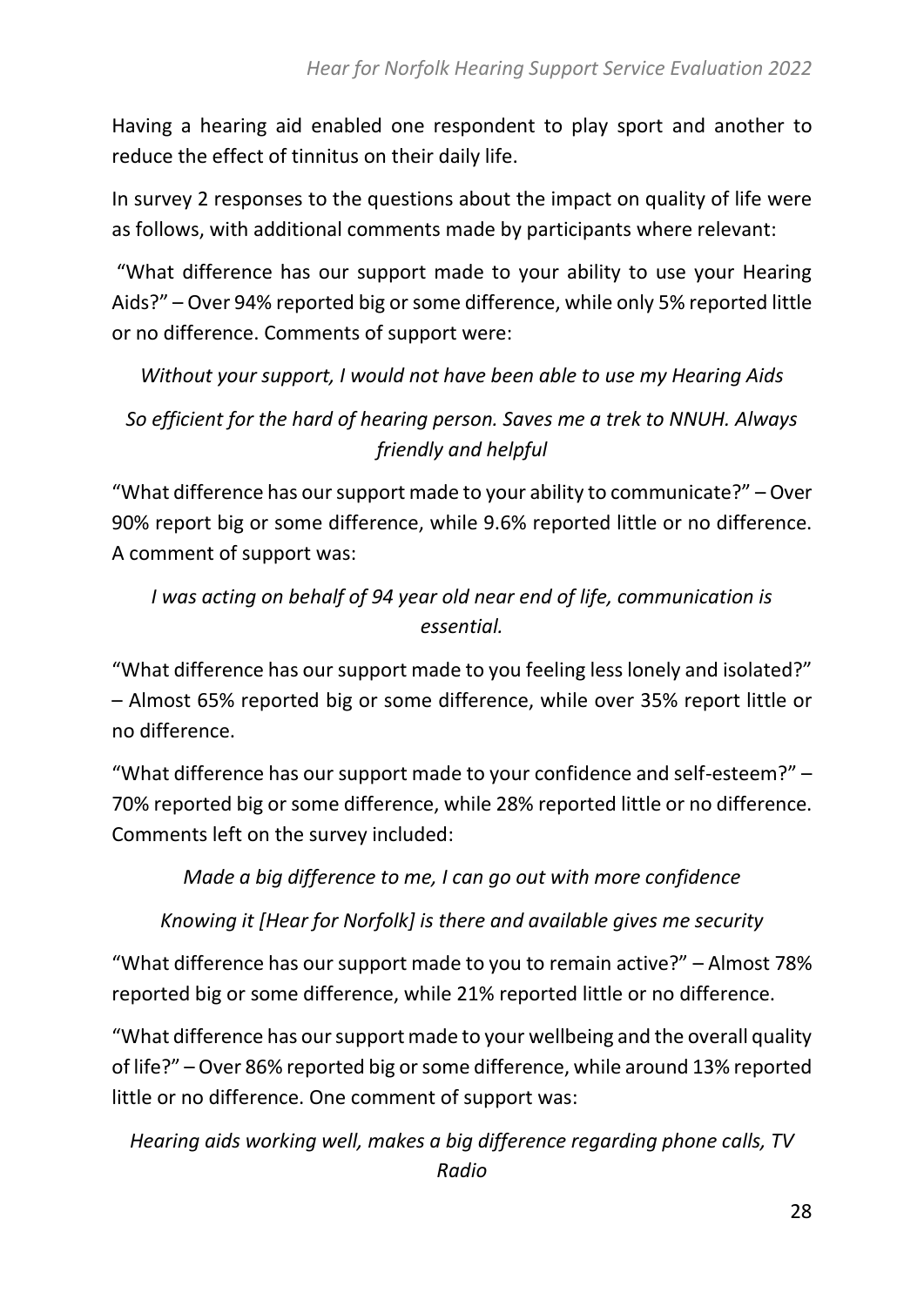Having a hearing aid enabled one respondent to play sport and another to reduce the effect of tinnitus on their daily life.

In survey 2 responses to the questions about the impact on quality of life were as follows, with additional comments made by participants where relevant:

"What difference has our support made to your ability to use your Hearing Aids?" – Over 94% reported big or some difference, while only 5% reported little or no difference. Comments of support were:

*Without your support, I would not have been able to use my Hearing Aids*

*So efficient for the hard of hearing person. Saves me a trek to NNUH. Always friendly and helpful*

"What difference has our support made to your ability to communicate?" – Over 90% report big or some difference, while 9.6% reported little or no difference. A comment of support was:

*I was acting on behalf of 94 year old near end of life, communication is essential.*

"What difference has our support made to you feeling less lonely and isolated?" – Almost 65% reported big or some difference, while over 35% report little or no difference.

"What difference has our support made to your confidence and self-esteem?" – 70% reported big or some difference, while 28% reported little or no difference. Comments left on the survey included:

*Made a big difference to me, I can go out with more confidence*

*Knowing it [Hear for Norfolk] is there and available gives me security*

"What difference has our support made to you to remain active?" – Almost 78% reported big or some difference, while 21% reported little or no difference.

"What difference has our support made to your wellbeing and the overall quality of life?" – Over 86% reported big or some difference, while around 13% reported little or no difference. One comment of support was:

*Hearing aids working well, makes a big difference regarding phone calls, TV Radio*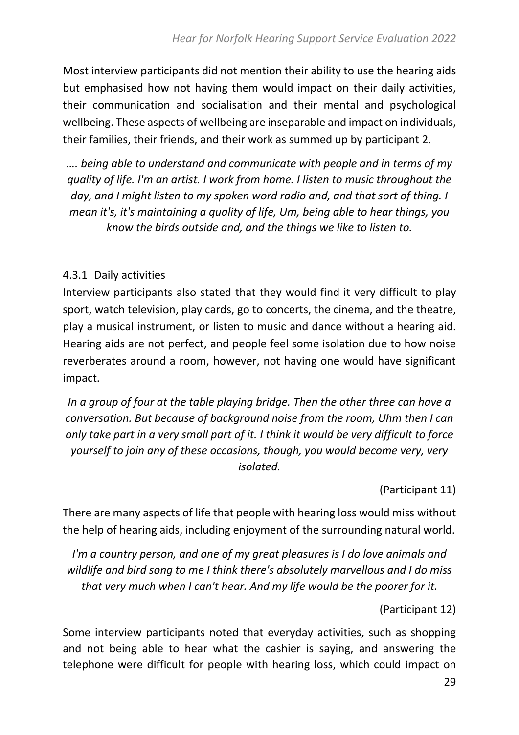Most interview participants did not mention their ability to use the hearing aids but emphasised how not having them would impact on their daily activities, their communication and socialisation and their mental and psychological wellbeing. These aspects of wellbeing are inseparable and impact on individuals, their families, their friends, and their work as summed up by participant 2.

*…. being able to understand and communicate with people and in terms of my quality of life. I'm an artist. I work from home. I listen to music throughout the day, and I might listen to my spoken word radio and, and that sort of thing. I mean it's, it's maintaining a quality of life, Um, being able to hear things, you know the birds outside and, and the things we like to listen to.*

### 4.3.1 Daily activities

Interview participants also stated that they would find it very difficult to play sport, watch television, play cards, go to concerts, the cinema, and the theatre, play a musical instrument, or listen to music and dance without a hearing aid. Hearing aids are not perfect, and people feel some isolation due to how noise reverberates around a room, however, not having one would have significant impact.

*In a group of four at the table playing bridge. Then the other three can have a conversation. But because of background noise from the room, Uhm then I can only take part in a very small part of it. I think it would be very difficult to force yourself to join any of these occasions, though, you would become very, very isolated.*

(Participant 11)

There are many aspects of life that people with hearing loss would miss without the help of hearing aids, including enjoyment of the surrounding natural world.

*I'm a country person, and one of my great pleasures is I do love animals and wildlife and bird song to me I think there's absolutely marvellous and I do miss that very much when I can't hear. And my life would be the poorer for it.*

(Participant 12)

Some interview participants noted that everyday activities, such as shopping and not being able to hear what the cashier is saying, and answering the telephone were difficult for people with hearing loss, which could impact on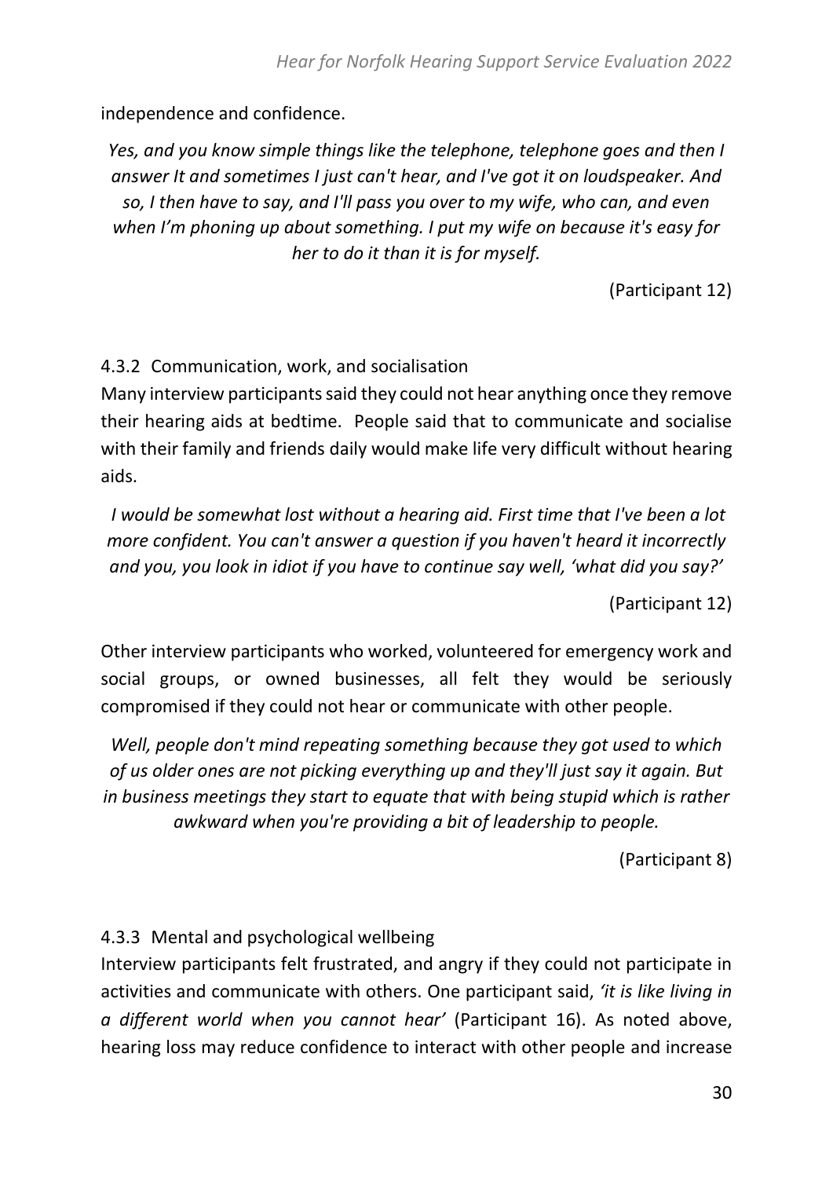independence and confidence.

*Yes, and you know simple things like the telephone, telephone goes and then I answer It and sometimes I just can't hear, and I've got it on loudspeaker. And so, I then have to say, and I'll pass you over to my wife, who can, and even when I'm phoning up about something. I put my wife on because it's easy for her to do it than it is for myself.*

(Participant 12)

### 4.3.2 Communication, work, and socialisation

Many interview participants said they could not hear anything once they remove their hearing aids at bedtime. People said that to communicate and socialise with their family and friends daily would make life very difficult without hearing aids.

*I would be somewhat lost without a hearing aid. First time that I've been a lot more confident. You can't answer a question if you haven't heard it incorrectly and you, you look in idiot if you have to continue say well, 'what did you say?'*

(Participant 12)

Other interview participants who worked, volunteered for emergency work and social groups, or owned businesses, all felt they would be seriously compromised if they could not hear or communicate with other people.

*Well, people don't mind repeating something because they got used to which of us older ones are not picking everything up and they'll just say it again. But in business meetings they start to equate that with being stupid which is rather awkward when you're providing a bit of leadership to people.*

(Participant 8)

### 4.3.3 Mental and psychological wellbeing

Interview participants felt frustrated, and angry if they could not participate in activities and communicate with others. One participant said, *'it is like living in a different world when you cannot hear'* (Participant 16). As noted above, hearing loss may reduce confidence to interact with other people and increase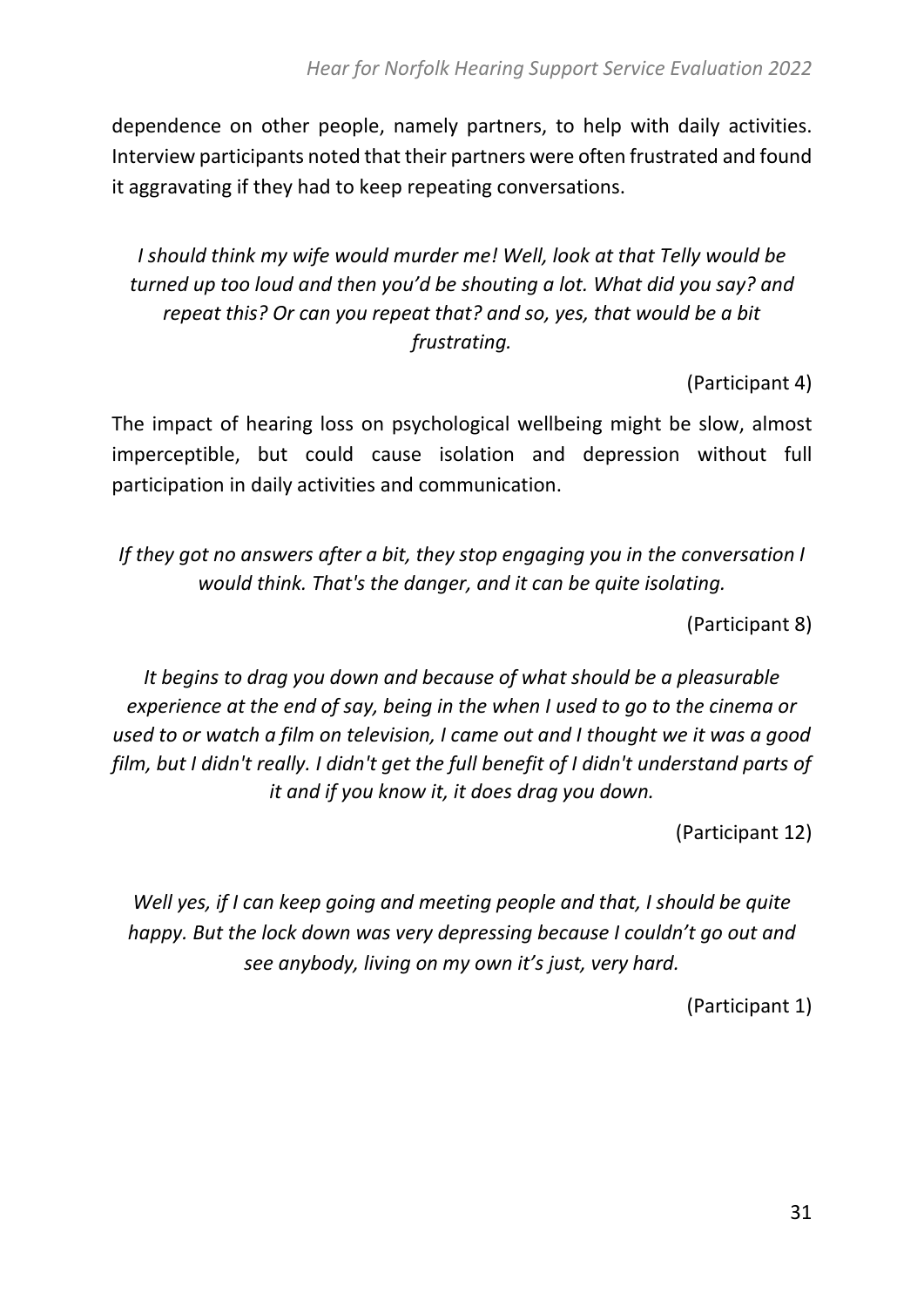dependence on other people, namely partners, to help with daily activities. Interview participants noted that their partners were often frustrated and found it aggravating if they had to keep repeating conversations.

*I should think my wife would murder me! Well, look at that Telly would be turned up too loud and then you'd be shouting a lot. What did you say? and repeat this? Or can you repeat that? and so, yes, that would be a bit frustrating.*

(Participant 4)

The impact of hearing loss on psychological wellbeing might be slow, almost imperceptible, but could cause isolation and depression without full participation in daily activities and communication.

*If they got no answers after a bit, they stop engaging you in the conversation I would think. That's the danger, and it can be quite isolating.*

(Participant 8)

*It begins to drag you down and because of what should be a pleasurable experience at the end of say, being in the when I used to go to the cinema or used to or watch a film on television, I came out and I thought we it was a good film, but I didn't really. I didn't get the full benefit of I didn't understand parts of it and if you know it, it does drag you down.*

(Participant 12)

*Well yes, if I can keep going and meeting people and that, I should be quite happy. But the lock down was very depressing because I couldn't go out and see anybody, living on my own it's just, very hard.*

(Participant 1)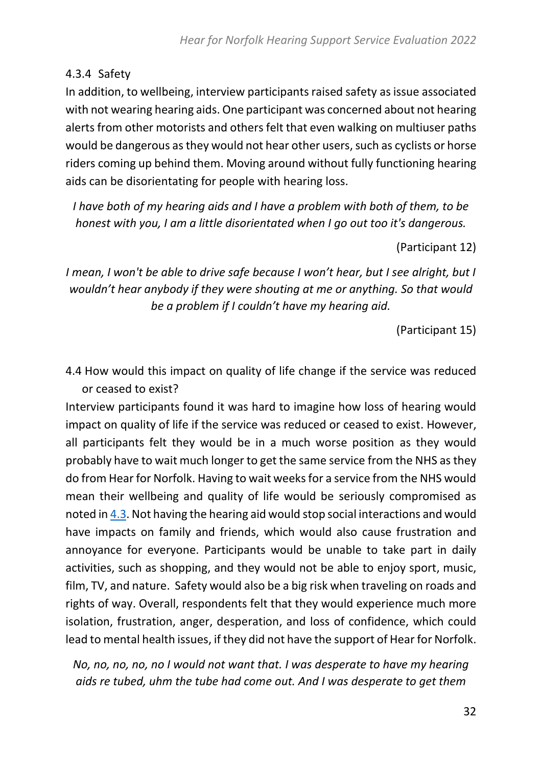#### 4.3.4 Safety

In addition, to wellbeing, interview participants raised safety as issue associated with not wearing hearing aids. One participant was concerned about not hearing alerts from other motorists and others felt that even walking on multiuser paths would be dangerous as they would not hear other users, such as cyclists or horse riders coming up behind them. Moving around without fully functioning hearing aids can be disorientating for people with hearing loss.

*I have both of my hearing aids and I have a problem with both of them, to be honest with you, I am a little disorientated when I go out too it's dangerous.*

(Participant 12)

*I mean, I won't be able to drive safe because I won't hear, but I see alright, but I wouldn't hear anybody if they were shouting at me or anything. So that would be a problem if I couldn't have my hearing aid.*

(Participant 15)

### 4.4 How would this impact on quality of life change if the service was reduced or ceased to exist?

Interview participants found it was hard to imagine how loss of hearing would impact on quality of life if the service was reduced or ceased to exist. However, all participants felt they would be in a much worse position as they would probably have to wait much longer to get the same service from the NHS as they do from Hear for Norfolk. Having to wait weeks for a service from the NHS would mean their wellbeing and quality of life would be seriously compromised as noted in 4.3. Not having the hearing aid would stop social interactions and would have impacts on family and friends, which would also cause frustration and annoyance for everyone. Participants would be unable to take part in daily activities, such as shopping, and they would not be able to enjoy sport, music, film, TV, and nature. Safety would also be a big risk when traveling on roads and rights of way. Overall, respondents felt that they would experience much more isolation, frustration, anger, desperation, and loss of confidence, which could lead to mental health issues, if they did not have the support of Hear for Norfolk.

*No, no, no, no, no I would not want that. I was desperate to have my hearing aids re tubed, uhm the tube had come out. And I was desperate to get them*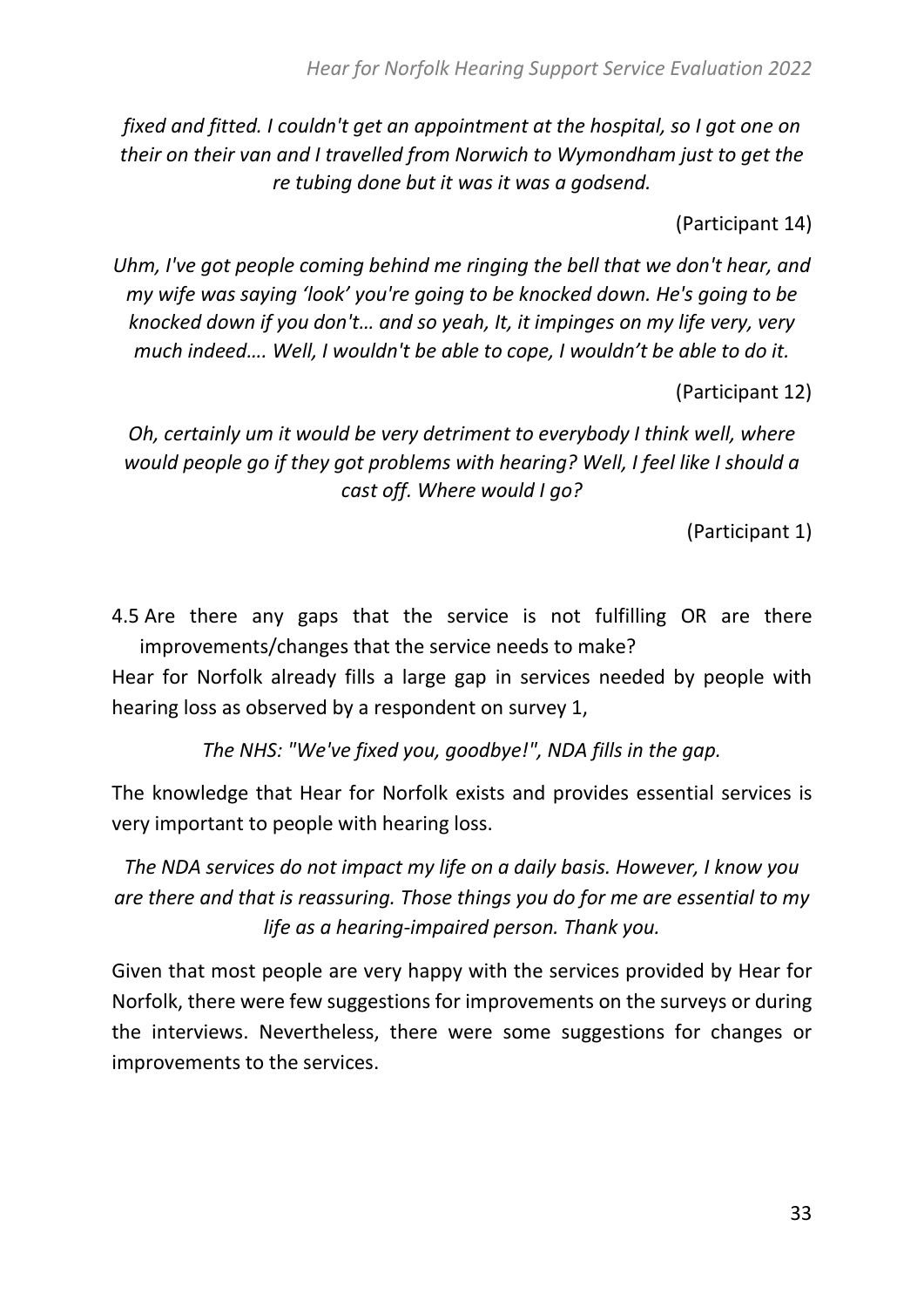*fixed and fitted. I couldn't get an appointment at the hospital, so I got one on their on their van and I travelled from Norwich to Wymondham just to get the re tubing done but it was it was a godsend.*

(Participant 14)

*Uhm, I've got people coming behind me ringing the bell that we don't hear, and my wife was saying 'look' you're going to be knocked down. He's going to be knocked down if you don't… and so yeah, It, it impinges on my life very, very much indeed…. Well, I wouldn't be able to cope, I wouldn't be able to do it.*

(Participant 12)

*Oh, certainly um it would be very detriment to everybody I think well, where would people go if they got problems with hearing? Well, I feel like I should a cast off. Where would I go?*

(Participant 1)

### 4.5 Are there any gaps that the service is not fulfilling OR are there improvements/changes that the service needs to make?

Hear for Norfolk already fills a large gap in services needed by people with hearing loss as observed by a respondent on survey 1,

*The NHS: "We've fixed you, goodbye!", NDA fills in the gap.*

The knowledge that Hear for Norfolk exists and provides essential services is very important to people with hearing loss.

*The NDA services do not impact my life on a daily basis. However, I know you are there and that is reassuring. Those things you do for me are essential to my life as a hearing-impaired person. Thank you.*

Given that most people are very happy with the services provided by Hear for Norfolk, there were few suggestions for improvements on the surveys or during the interviews. Nevertheless, there were some suggestions for changes or improvements to the services.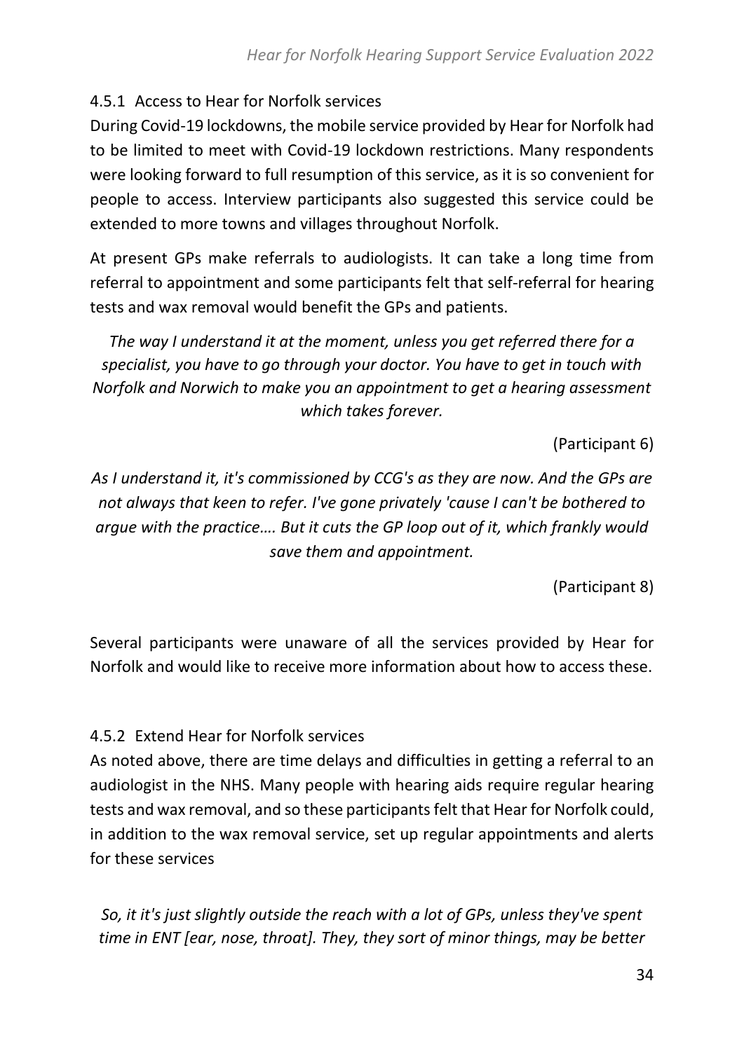### 4.5.1 Access to Hear for Norfolk services

During Covid-19 lockdowns, the mobile service provided by Hear for Norfolk had to be limited to meet with Covid-19 lockdown restrictions. Many respondents were looking forward to full resumption of this service, as it is so convenient for people to access. Interview participants also suggested this service could be extended to more towns and villages throughout Norfolk.

At present GPs make referrals to audiologists. It can take a long time from referral to appointment and some participants felt that self-referral for hearing tests and wax removal would benefit the GPs and patients.

*The way I understand it at the moment, unless you get referred there for a specialist, you have to go through your doctor. You have to get in touch with Norfolk and Norwich to make you an appointment to get a hearing assessment which takes forever.*

(Participant 6)

*As I understand it, it's commissioned by CCG's as they are now. And the GPs are not always that keen to refer. I've gone privately 'cause I can't be bothered to argue with the practice…. But it cuts the GP loop out of it, which frankly would save them and appointment.*

(Participant 8)

Several participants were unaware of all the services provided by Hear for Norfolk and would like to receive more information about how to access these.

### 4.5.2 Extend Hear for Norfolk services

As noted above, there are time delays and difficulties in getting a referral to an audiologist in the NHS. Many people with hearing aids require regular hearing tests and wax removal, and so these participants felt that Hear for Norfolk could, in addition to the wax removal service, set up regular appointments and alerts for these services

*So, it it's just slightly outside the reach with a lot of GPs, unless they've spent time in ENT [ear, nose, throat]. They, they sort of minor things, may be better*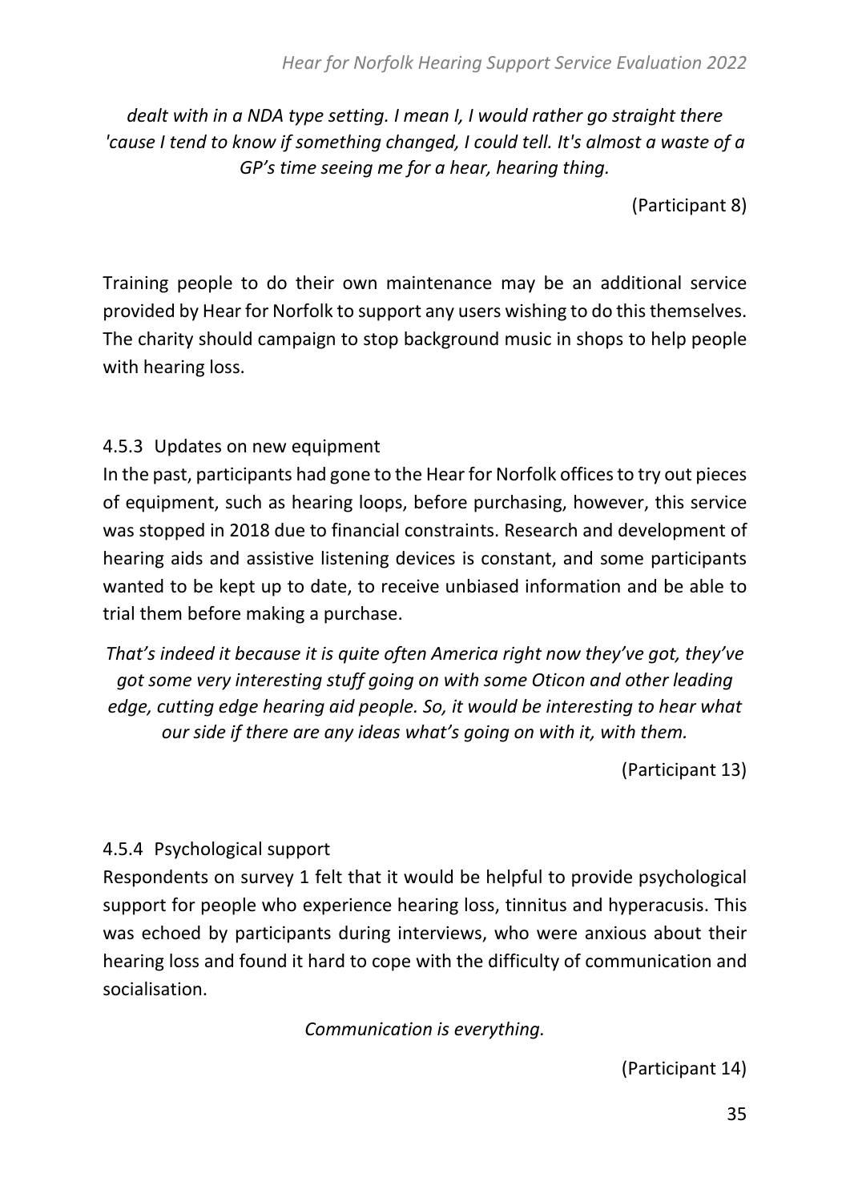*dealt with in a NDA type setting. I mean I, I would rather go straight there 'cause I tend to know if something changed, I could tell. It's almost a waste of a GP's time seeing me for a hear, hearing thing.*

(Participant 8)

Training people to do their own maintenance may be an additional service provided by Hear for Norfolk to support any users wishing to do this themselves. The charity should campaign to stop background music in shops to help people with hearing loss.

### 4.5.3 Updates on new equipment

In the past, participants had gone to the Hear for Norfolk offices to try out pieces of equipment, such as hearing loops, before purchasing, however, this service was stopped in 2018 due to financial constraints. Research and development of hearing aids and assistive listening devices is constant, and some participants wanted to be kept up to date, to receive unbiased information and be able to trial them before making a purchase.

*That's indeed it because it is quite often America right now they've got, they've got some very interesting stuff going on with some Oticon and other leading edge, cutting edge hearing aid people. So, it would be interesting to hear what our side if there are any ideas what's going on with it, with them.*

(Participant 13)

### 4.5.4 Psychological support

Respondents on survey 1 felt that it would be helpful to provide psychological support for people who experience hearing loss, tinnitus and hyperacusis. This was echoed by participants during interviews, who were anxious about their hearing loss and found it hard to cope with the difficulty of communication and socialisation.

*Communication is everything.*

(Participant 14)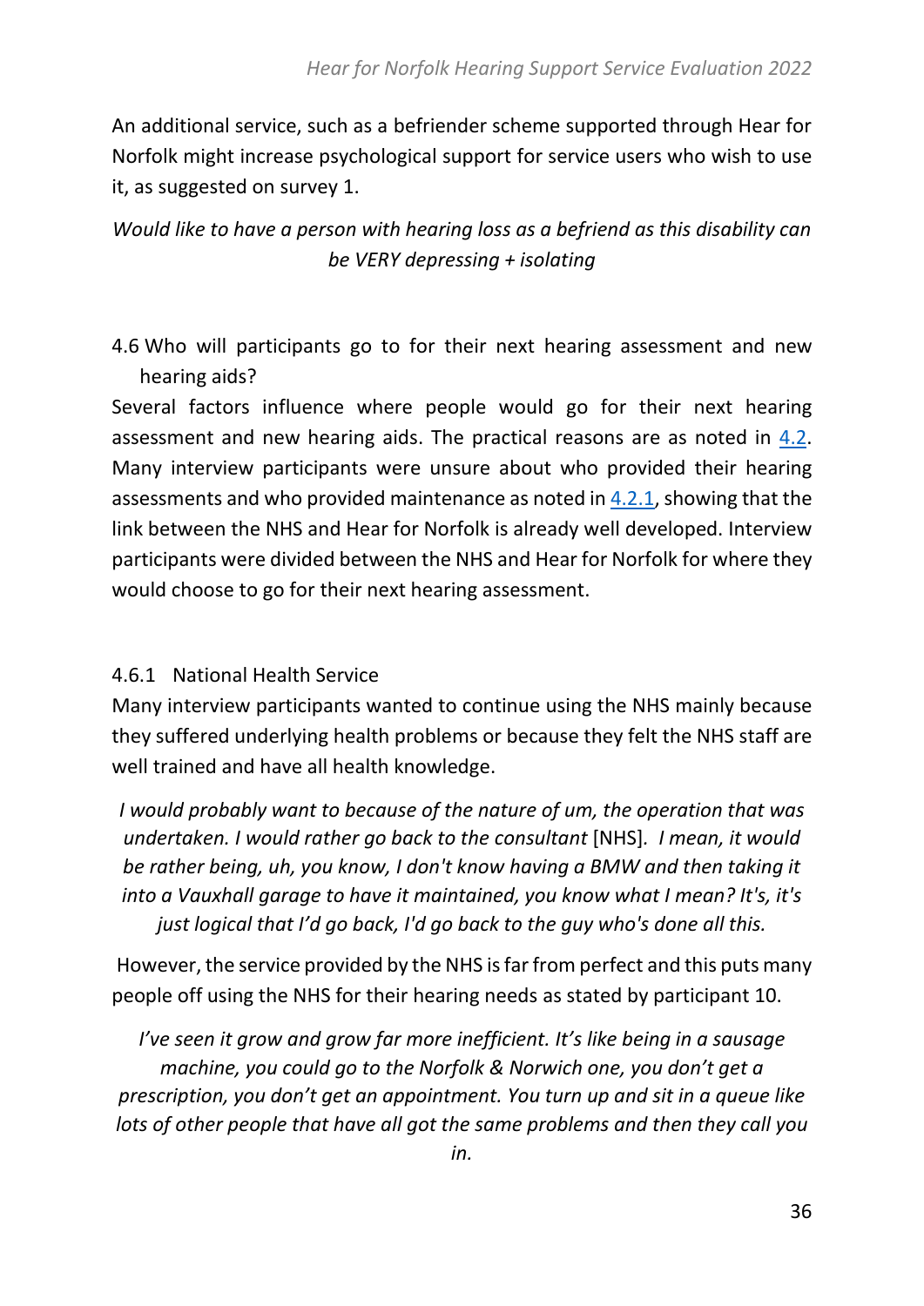An additional service, such as a befriender scheme supported through Hear for Norfolk might increase psychological support for service users who wish to use it, as suggested on survey 1.

*Would like to have a person with hearing loss as a befriend as this disability can be VERY depressing + isolating*

## 4.6 Who will participants go to for their next hearing assessment and new hearing aids?

Several factors influence where people would go for their next hearing assessment and new hearing aids. The practical reasons are as noted in 4.2. Many interview participants were unsure about who provided their hearing assessments and who provided maintenance as noted in 4.2.1, showing that the link between the NHS and Hear for Norfolk is already well developed. Interview participants were divided between the NHS and Hear for Norfolk for where they would choose to go for their next hearing assessment.

### 4.6.1 National Health Service

Many interview participants wanted to continue using the NHS mainly because they suffered underlying health problems or because they felt the NHS staff are well trained and have all health knowledge.

*I would probably want to because of the nature of um, the operation that was undertaken. I would rather go back to the consultant* [NHS]. *I mean, it would be rather being, uh, you know, I don't know having a BMW and then taking it into a Vauxhall garage to have it maintained, you know what I mean? It's, it's just logical that I'd go back, I'd go back to the guy who's done all this.*

However, the service provided by the NHS is far from perfect and this puts many people off using the NHS for their hearing needs as stated by participant 10.

*I've seen it grow and grow far more inefficient. It's like being in a sausage machine, you could go to the Norfolk & Norwich one, you don't get a prescription, you don't get an appointment. You turn up and sit in a queue like lots of other people that have all got the same problems and then they call you in.*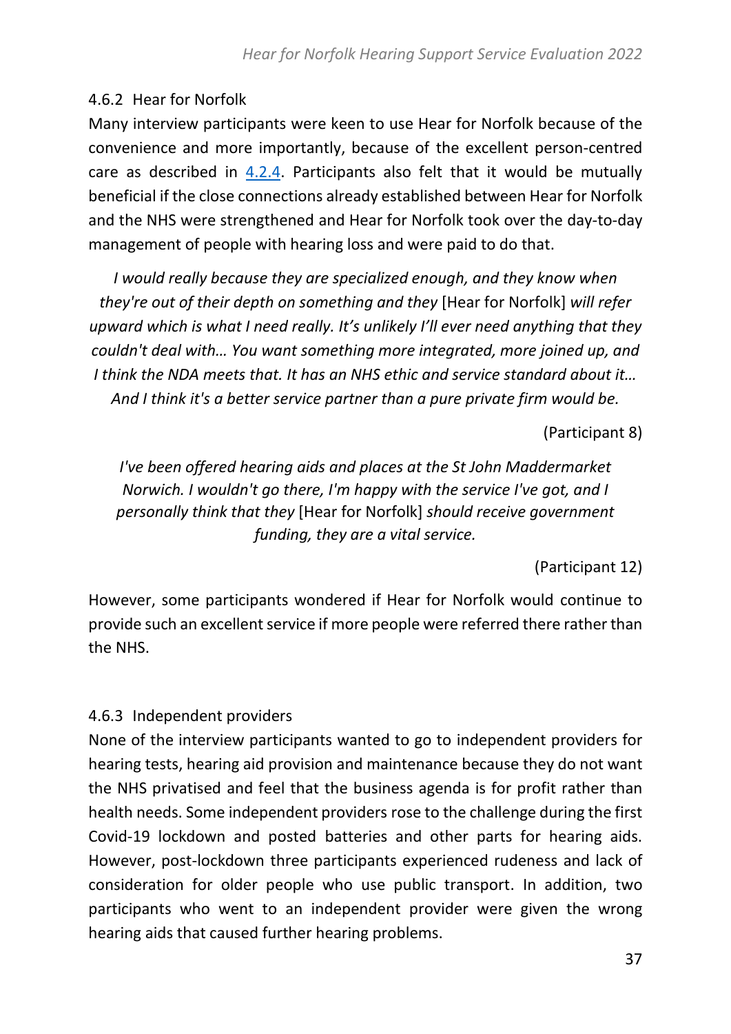#### 4.6.2 Hear for Norfolk

Many interview participants were keen to use Hear for Norfolk because of the convenience and more importantly, because of the excellent person-centred care as described in 4.2.4. Participants also felt that it would be mutually beneficial if the close connections already established between Hear for Norfolk and the NHS were strengthened and Hear for Norfolk took over the day-to-day management of people with hearing loss and were paid to do that.

> *I would really because they are specialized enough, and they know when they're out of their depth on something and they* [Hear for Norfolk] *will refer upward which is what I need really. It's unlikely I'll ever need anything that they couldn't deal with… You want something more integrated, more joined up, and I think the NDA meets that. It has an NHS ethic and service standard about it… And I think it's a better service partner than a pure private firm would be.*
>
> (Participant 8)

> *I've been offered hearing aids and places at the St John Maddermarket Norwich. I wouldn't go there, I'm happy with the service I've got, and I personally think that they* [Hear for Norfolk] *should receive government funding, they are a vital service.*
>
> (Participant 12)

However, some participants wondered if Hear for Norfolk would continue to provide such an excellent service if more people were referred there rather than the NHS.

#### 4.6.3 Independent providers

None of the interview participants wanted to go to independent providers for hearing tests, hearing aid provision and maintenance because they do not want the NHS privatised and feel that the business agenda is for profit rather than health needs. Some independent providers rose to the challenge during the first Covid-19 lockdown and posted batteries and other parts for hearing aids. However, post-lockdown three participants experienced rudeness and lack of consideration for older people who use public transport. In addition, two participants who went to an independent provider were given the wrong hearing aids that caused further hearing problems.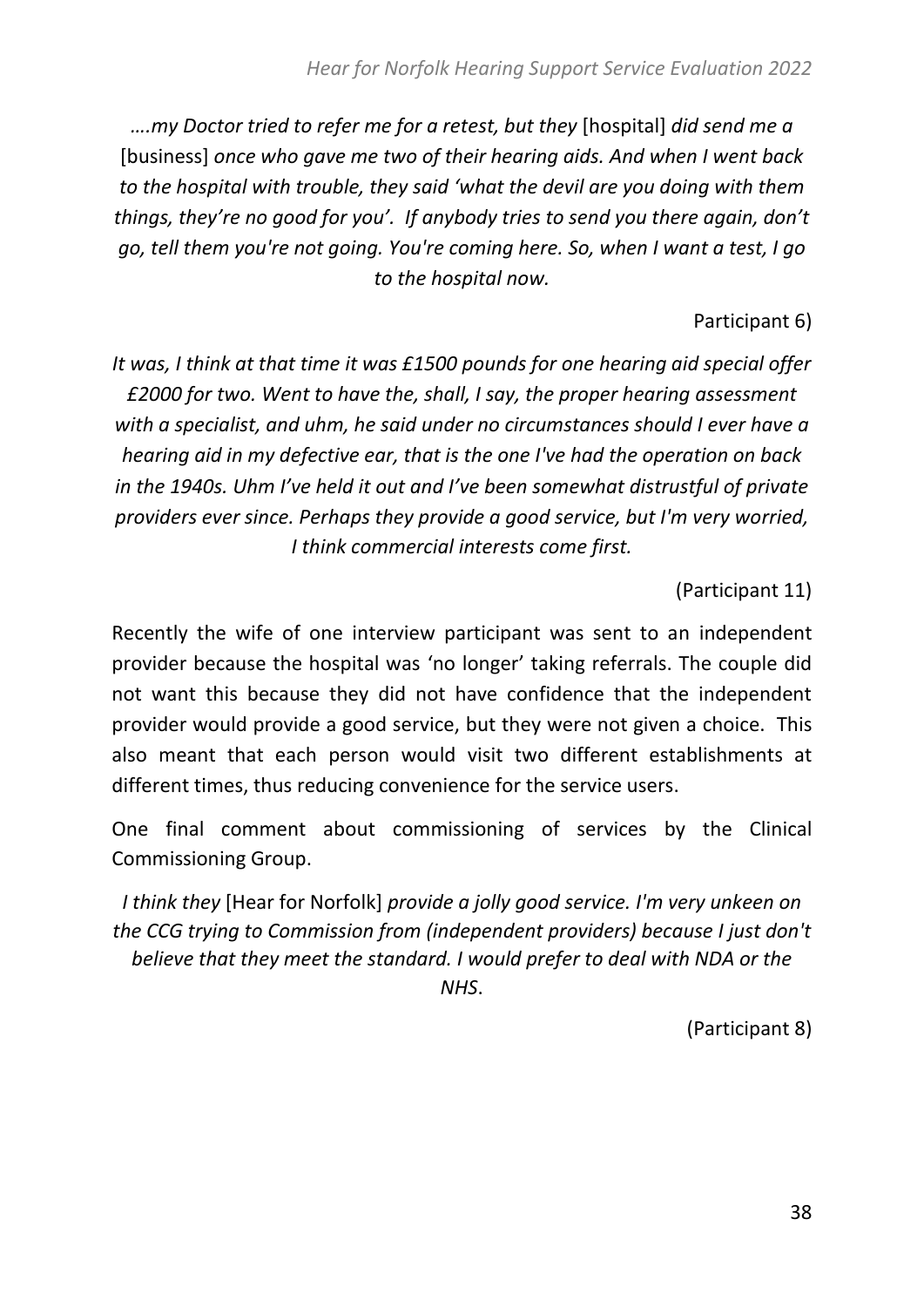*….my Doctor tried to refer me for a retest, but they* [hospital] *did send me a* [business] *once who gave me two of their hearing aids. And when I went back to the hospital with trouble, they said 'what the devil are you doing with them things, they're no good for you'. If anybody tries to send you there again, don't go, tell them you're not going. You're coming here. So, when I want a test, I go to the hospital now.*

Participant 6)

*It was, I think at that time it was £1500 pounds for one hearing aid special offer £2000 for two. Went to have the, shall, I say, the proper hearing assessment with a specialist, and uhm, he said under no circumstances should I ever have a hearing aid in my defective ear, that is the one I've had the operation on back in the 1940s. Uhm I've held it out and I've been somewhat distrustful of private providers ever since. Perhaps they provide a good service, but I'm very worried, I think commercial interests come first.*

(Participant 11)

Recently the wife of one interview participant was sent to an independent provider because the hospital was 'no longer' taking referrals. The couple did not want this because they did not have confidence that the independent provider would provide a good service, but they were not given a choice. This also meant that each person would visit two different establishments at different times, thus reducing convenience for the service users.

One final comment about commissioning of services by the Clinical Commissioning Group.

*I think they* [Hear for Norfolk] *provide a jolly good service. I'm very unkeen on the CCG trying to Commission from (independent providers) because I just don't believe that they meet the standard. I would prefer to deal with NDA or the NHS*.

(Participant 8)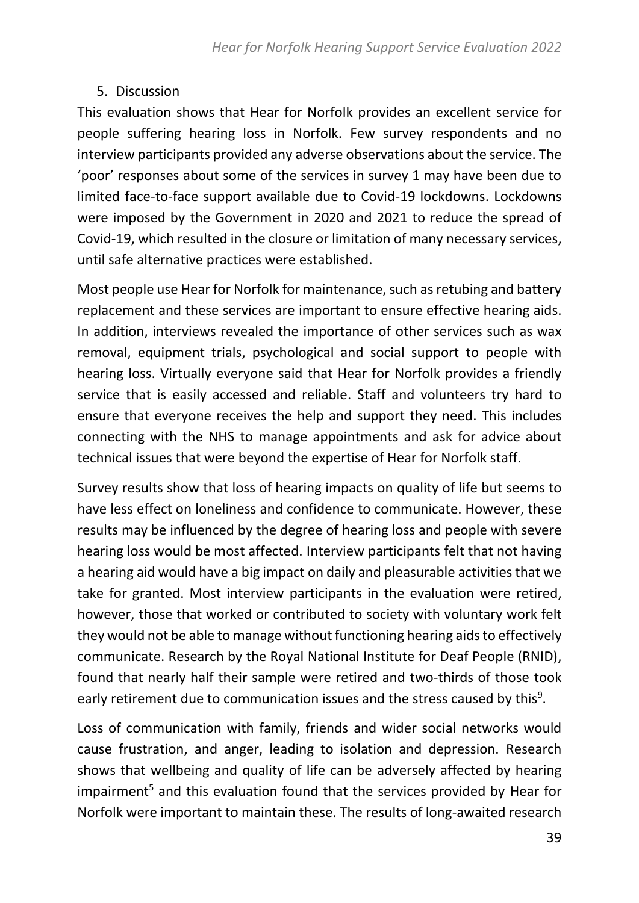## 5. Discussion

This evaluation shows that Hear for Norfolk provides an excellent service for people suffering hearing loss in Norfolk. Few survey respondents and no interview participants provided any adverse observations about the service. The 'poor' responses about some of the services in survey 1 may have been due to limited face-to-face support available due to Covid-19 lockdowns. Lockdowns were imposed by the Government in 2020 and 2021 to reduce the spread of Covid-19, which resulted in the closure or limitation of many necessary services, until safe alternative practices were established.

Most people use Hear for Norfolk for maintenance, such as retubing and battery replacement and these services are important to ensure effective hearing aids. In addition, interviews revealed the importance of other services such as wax removal, equipment trials, psychological and social support to people with hearing loss. Virtually everyone said that Hear for Norfolk provides a friendly service that is easily accessed and reliable. Staff and volunteers try hard to ensure that everyone receives the help and support they need. This includes connecting with the NHS to manage appointments and ask for advice about technical issues that were beyond the expertise of Hear for Norfolk staff.

Survey results show that loss of hearing impacts on quality of life but seems to have less effect on loneliness and confidence to communicate. However, these results may be influenced by the degree of hearing loss and people with severe hearing loss would be most affected. Interview participants felt that not having a hearing aid would have a big impact on daily and pleasurable activities that we take for granted. Most interview participants in the evaluation were retired, however, those that worked or contributed to society with voluntary work felt they would not be able to manage without functioning hearing aids to effectively communicate. Research by the Royal National Institute for Deaf People (RNID), found that nearly half their sample were retired and two-thirds of those took early retirement due to communication issues and the stress caused by this[9].

Loss of communication with family, friends and wider social networks would cause frustration, and anger, leading to isolation and depression. Research shows that wellbeing and quality of life can be adversely affected by hearing impairment[5] and this evaluation found that the services provided by Hear for Norfolk were important to maintain these. The results of long-awaited research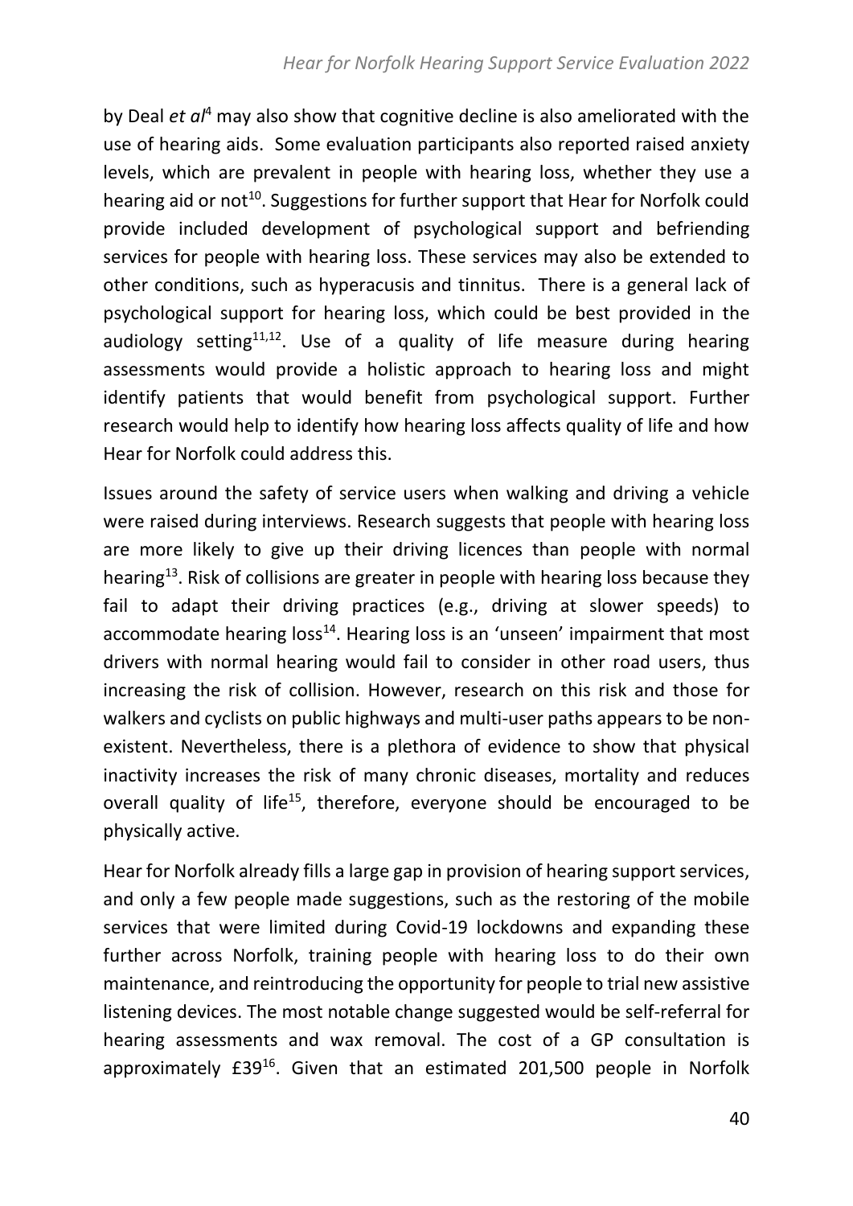by Deal *et al*[4] may also show that cognitive decline is also ameliorated with the use of hearing aids. Some evaluation participants also reported raised anxiety levels, which are prevalent in people with hearing loss, whether they use a hearing aid or not[10]. Suggestions for further support that Hear for Norfolk could provide included development of psychological support and befriending services for people with hearing loss. These services may also be extended to other conditions, such as hyperacusis and tinnitus. There is a general lack of psychological support for hearing loss, which could be best provided in the audiology setting[11,12]. Use of a quality of life measure during hearing assessments would provide a holistic approach to hearing loss and might identify patients that would benefit from psychological support. Further research would help to identify how hearing loss affects quality of life and how Hear for Norfolk could address this.

Issues around the safety of service users when walking and driving a vehicle were raised during interviews. Research suggests that people with hearing loss are more likely to give up their driving licences than people with normal hearing[13]. Risk of collisions are greater in people with hearing loss because they fail to adapt their driving practices (e.g., driving at slower speeds) to accommodate hearing loss[14]. Hearing loss is an 'unseen' impairment that most drivers with normal hearing would fail to consider in other road users, thus increasing the risk of collision. However, research on this risk and those for walkers and cyclists on public highways and multi-user paths appears to be non-existent. Nevertheless, there is a plethora of evidence to show that physical inactivity increases the risk of many chronic diseases, mortality and reduces overall quality of life[15], therefore, everyone should be encouraged to be physically active.

Hear for Norfolk already fills a large gap in provision of hearing support services, and only a few people made suggestions, such as the restoring of the mobile services that were limited during Covid-19 lockdowns and expanding these further across Norfolk, training people with hearing loss to do their own maintenance, and reintroducing the opportunity for people to trial new assistive listening devices. The most notable change suggested would be self-referral for hearing assessments and wax removal. The cost of a GP consultation is approximately £39[16]. Given that an estimated 201,500 people in Norfolk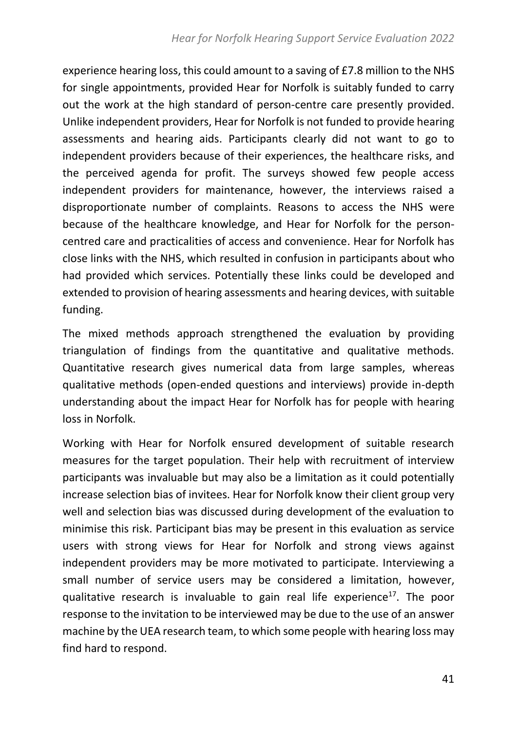experience hearing loss, this could amount to a saving of £7.8 million to the NHS for single appointments, provided Hear for Norfolk is suitably funded to carry out the work at the high standard of person-centre care presently provided. Unlike independent providers, Hear for Norfolk is not funded to provide hearing assessments and hearing aids. Participants clearly did not want to go to independent providers because of their experiences, the healthcare risks, and the perceived agenda for profit. The surveys showed few people access independent providers for maintenance, however, the interviews raised a disproportionate number of complaints. Reasons to access the NHS were because of the healthcare knowledge, and Hear for Norfolk for the person-centred care and practicalities of access and convenience. Hear for Norfolk has close links with the NHS, which resulted in confusion in participants about who had provided which services. Potentially these links could be developed and extended to provision of hearing assessments and hearing devices, with suitable funding.

The mixed methods approach strengthened the evaluation by providing triangulation of findings from the quantitative and qualitative methods. Quantitative research gives numerical data from large samples, whereas qualitative methods (open-ended questions and interviews) provide in-depth understanding about the impact Hear for Norfolk has for people with hearing loss in Norfolk.

Working with Hear for Norfolk ensured development of suitable research measures for the target population. Their help with recruitment of interview participants was invaluable but may also be a limitation as it could potentially increase selection bias of invitees. Hear for Norfolk know their client group very well and selection bias was discussed during development of the evaluation to minimise this risk. Participant bias may be present in this evaluation as service users with strong views for Hear for Norfolk and strong views against independent providers may be more motivated to participate. Interviewing a small number of service users may be considered a limitation, however, qualitative research is invaluable to gain real life experience[17]. The poor response to the invitation to be interviewed may be due to the use of an answer machine by the UEA research team, to which some people with hearing loss may find hard to respond.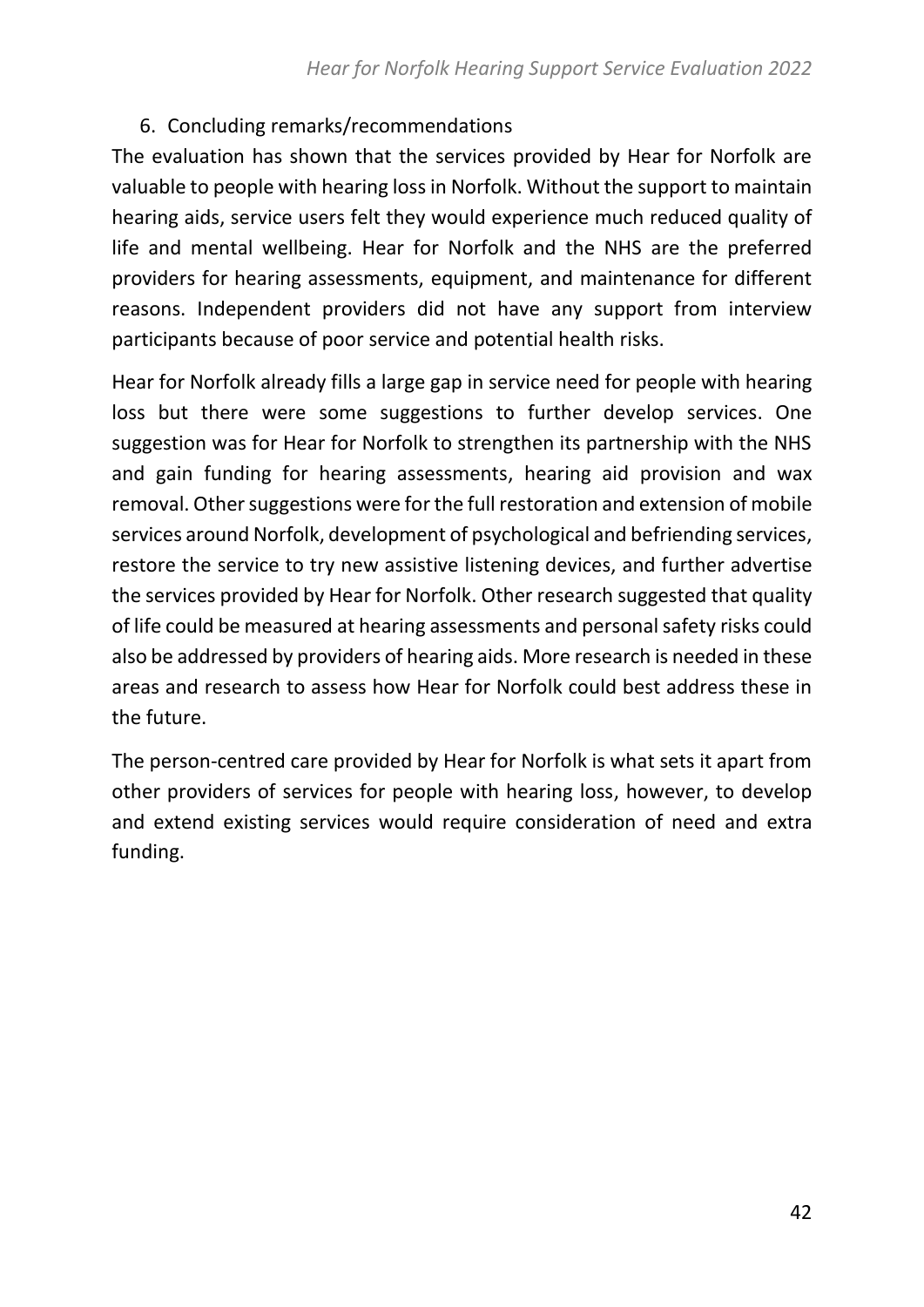## 6. Concluding remarks/recommendations

The evaluation has shown that the services provided by Hear for Norfolk are valuable to people with hearing loss in Norfolk. Without the support to maintain hearing aids, service users felt they would experience much reduced quality of life and mental wellbeing. Hear for Norfolk and the NHS are the preferred providers for hearing assessments, equipment, and maintenance for different reasons. Independent providers did not have any support from interview participants because of poor service and potential health risks.

Hear for Norfolk already fills a large gap in service need for people with hearing loss but there were some suggestions to further develop services. One suggestion was for Hear for Norfolk to strengthen its partnership with the NHS and gain funding for hearing assessments, hearing aid provision and wax removal. Other suggestions were for the full restoration and extension of mobile services around Norfolk, development of psychological and befriending services, restore the service to try new assistive listening devices, and further advertise the services provided by Hear for Norfolk. Other research suggested that quality of life could be measured at hearing assessments and personal safety risks could also be addressed by providers of hearing aids. More research is needed in these areas and research to assess how Hear for Norfolk could best address these in the future.

The person-centred care provided by Hear for Norfolk is what sets it apart from other providers of services for people with hearing loss, however, to develop and extend existing services would require consideration of need and extra funding.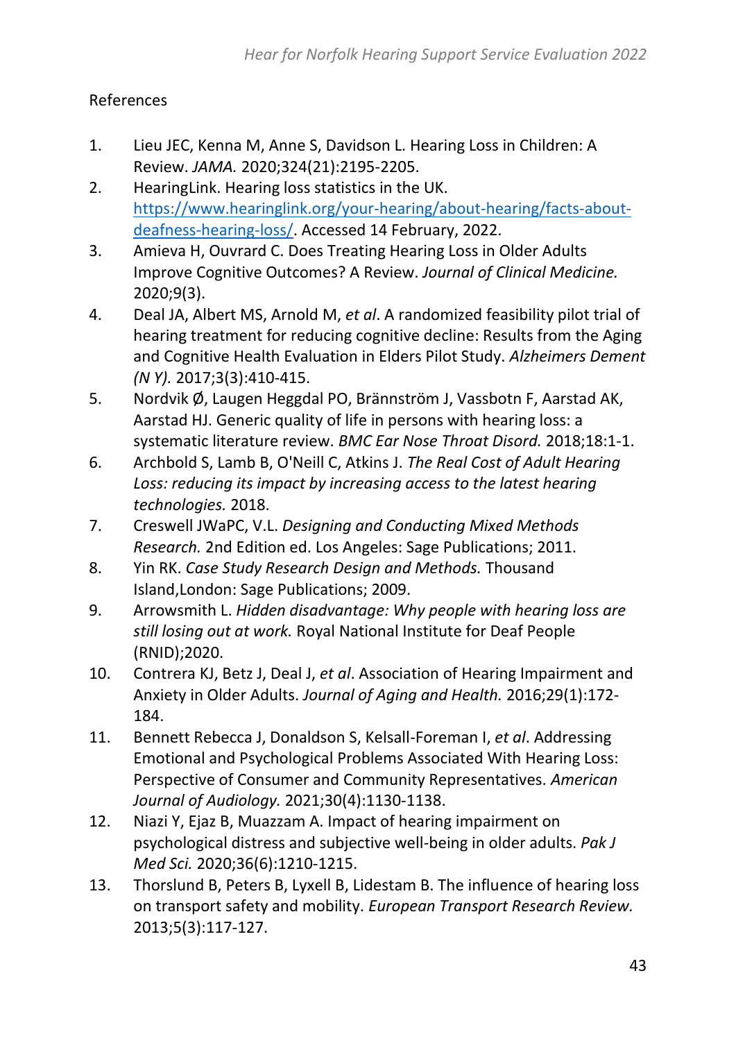References

1. Lieu JEC, Kenna M, Anne S, Davidson L. Hearing Loss in Children: A Review. *JAMA.* 2020;324(21):2195-2205.
2. HearingLink. Hearing loss statistics in the UK. https://www.hearinglink.org/your-hearing/about-hearing/facts-about-deafness-hearing-loss/. Accessed 14 February, 2022.
3. Amieva H, Ouvrard C. Does Treating Hearing Loss in Older Adults Improve Cognitive Outcomes? A Review. *Journal of Clinical Medicine.* 2020;9(3).
4. Deal JA, Albert MS, Arnold M, *et al*. A randomized feasibility pilot trial of hearing treatment for reducing cognitive decline: Results from the Aging and Cognitive Health Evaluation in Elders Pilot Study. *Alzheimers Dement (N Y).* 2017;3(3):410-415.
5. Nordvik Ø, Laugen Heggdal PO, Brännström J, Vassbotn F, Aarstad AK, Aarstad HJ. Generic quality of life in persons with hearing loss: a systematic literature review. *BMC Ear Nose Throat Disord.* 2018;18:1-1.
6. Archbold S, Lamb B, O'Neill C, Atkins J. *The Real Cost of Adult Hearing Loss: reducing its impact by increasing access to the latest hearing technologies.* 2018.
7. Creswell JWaPC, V.L. *Designing and Conducting Mixed Methods Research.* 2nd Edition ed. Los Angeles: Sage Publications; 2011.
8. Yin RK. *Case Study Research Design and Methods.* Thousand Island,London: Sage Publications; 2009.
9. Arrowsmith L. *Hidden disadvantage: Why people with hearing loss are still losing out at work.* Royal National Institute for Deaf People (RNID);2020.
10. Contrera KJ, Betz J, Deal J, *et al*. Association of Hearing Impairment and Anxiety in Older Adults. *Journal of Aging and Health.* 2016;29(1):172-184.
11. Bennett Rebecca J, Donaldson S, Kelsall-Foreman I, *et al*. Addressing Emotional and Psychological Problems Associated With Hearing Loss: Perspective of Consumer and Community Representatives. *American Journal of Audiology.* 2021;30(4):1130-1138.
12. Niazi Y, Ejaz B, Muazzam A. Impact of hearing impairment on psychological distress and subjective well-being in older adults. *Pak J Med Sci.* 2020;36(6):1210-1215.
13. Thorslund B, Peters B, Lyxell B, Lidestam B. The influence of hearing loss on transport safety and mobility. *European Transport Research Review.* 2013;5(3):117-127.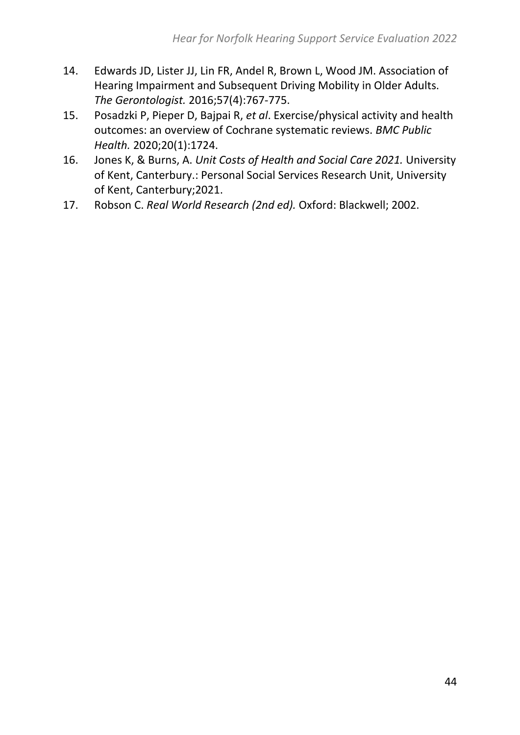14. Edwards JD, Lister JJ, Lin FR, Andel R, Brown L, Wood JM. Association of Hearing Impairment and Subsequent Driving Mobility in Older Adults. *The Gerontologist.* 2016;57(4):767-775.
15. Posadzki P, Pieper D, Bajpai R, *et al*. Exercise/physical activity and health outcomes: an overview of Cochrane systematic reviews. *BMC Public Health.* 2020;20(1):1724.
16. Jones K, & Burns, A. *Unit Costs of Health and Social Care 2021.* University of Kent, Canterbury.: Personal Social Services Research Unit, University of Kent, Canterbury;2021.
17. Robson C. *Real World Research (2nd ed).* Oxford: Blackwell; 2002.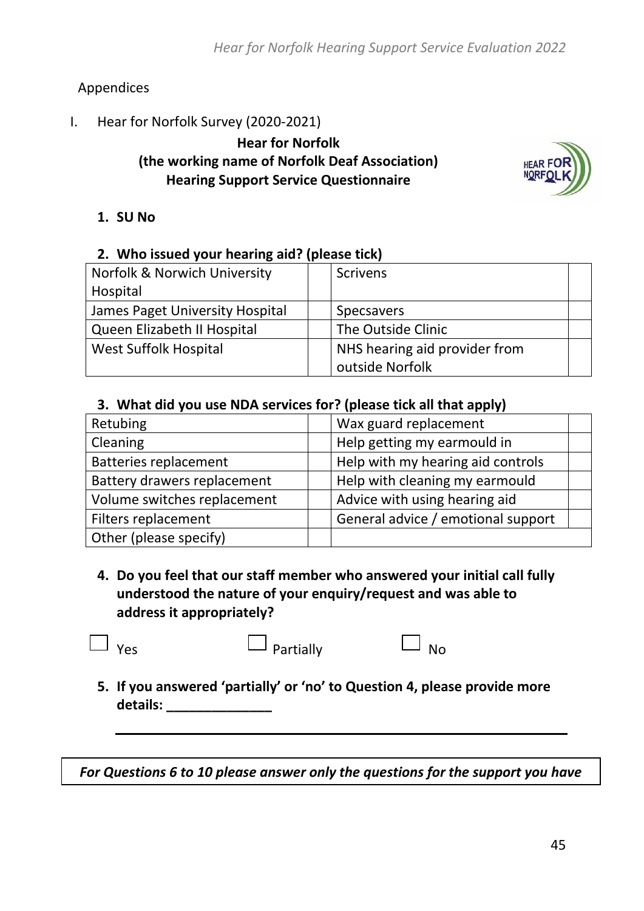## Appendices

I. Hear for Norfolk Survey (2020-2021)

**Hear for Norfolk**
**(the working name of Norfolk Deaf Association)**
**Hearing Support Service Questionnaire**

1. **SU No**

2. **Who issued your hearing aid? (please tick)**

| Norfolk & Norwich University Hospital | | Scrivens | |
|---|---|---|---|
| James Paget University Hospital | | Specsavers | |
| Queen Elizabeth II Hospital | | The Outside Clinic | |
| West Suffolk Hospital | | NHS hearing aid provider from outside Norfolk | |

3. **What did you use NDA services for? (please tick all that apply)**

| Retubing | | Wax guard replacement | |
|---|---|---|---|
| Cleaning | | Help getting my earmould in | |
| Batteries replacement | | Help with my hearing aid controls | |
| Battery drawers replacement | | Help with cleaning my earmould | |
| Volume switches replacement | | Advice with using hearing aid | |
| Filters replacement | | General advice / emotional support | |
| Other (please specify) | | | |

4. **Do you feel that our staff member who answered your initial call fully understood the nature of your enquiry/request and was able to address it appropriately?**

☐ Yes ☐ Partially ☐ No

5. **If you answered 'partially' or 'no' to Question 4, please provide more details: ______________**

______________________________________________________________

*For Questions 6 to 10 please answer only the questions for the support you have*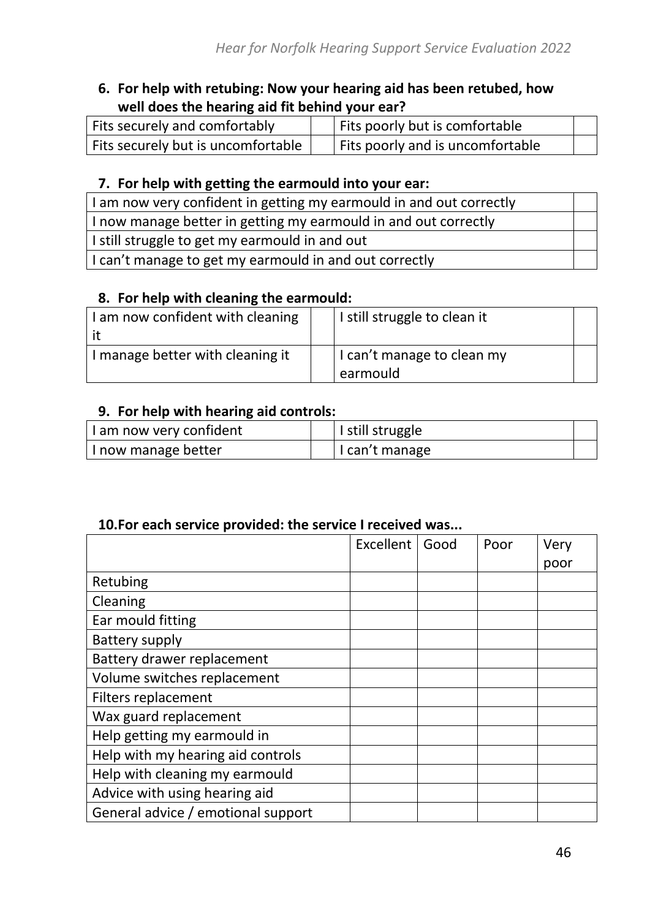**6. For help with retubing: Now your hearing aid has been retubed, how well does the hearing aid fit behind your ear?**

| | | | |
|---|---|---|---|
| Fits securely and comfortably | | Fits poorly but is comfortable | |
| Fits securely but is uncomfortable | | Fits poorly and is uncomfortable | |

**7. For help with getting the earmould into your ear:**

| | |
|---|---|
| I am now very confident in getting my earmould in and out correctly | |
| I now manage better in getting my earmould in and out correctly | |
| I still struggle to get my earmould in and out | |
| I can't manage to get my earmould in and out correctly | |

**8. For help with cleaning the earmould:**

| | | | |
|---|---|---|---|
| I am now confident with cleaning it | | I still struggle to clean it | |
| I manage better with cleaning it | | I can't manage to clean my earmould | |

**9. For help with hearing aid controls:**

| | | | |
|---|---|---|---|
| I am now very confident | | I still struggle | |
| I now manage better | | I can't manage | |

**10. For each service provided: the service I received was...**

| | Excellent | Good | Poor | Very poor |
|---|---|---|---|---|
| Retubing | | | | |
| Cleaning | | | | |
| Ear mould fitting | | | | |
| Battery supply | | | | |
| Battery drawer replacement | | | | |
| Volume switches replacement | | | | |
| Filters replacement | | | | |
| Wax guard replacement | | | | |
| Help getting my earmould in | | | | |
| Help with my hearing aid controls | | | | |
| Help with cleaning my earmould | | | | |
| Advice with using hearing aid | | | | |
| General advice / emotional support | | | | |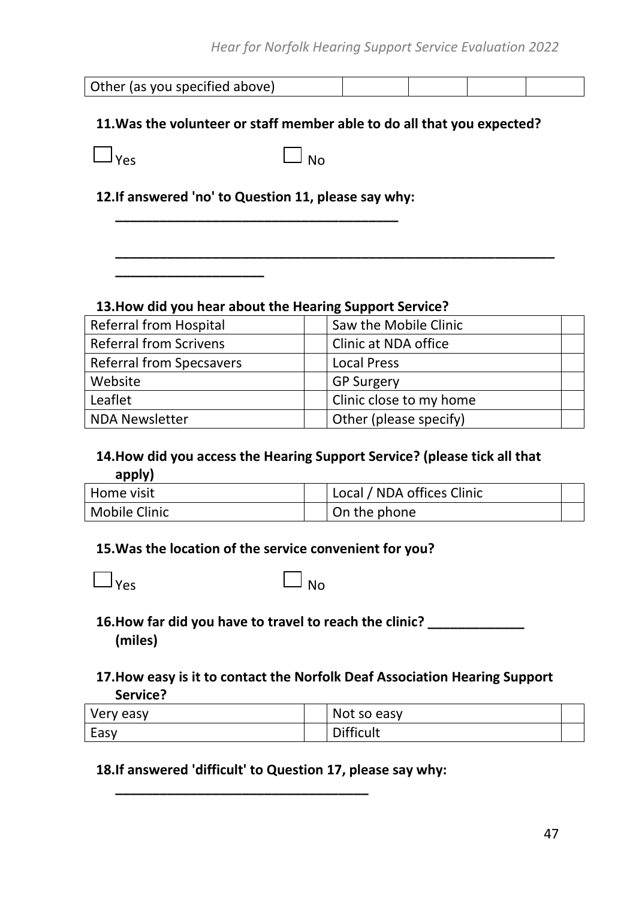| Other (as you specified above) | | | | |
|---|---|---|---|---|

**11. Was the volunteer or staff member able to do all that you expected?**

☐ Yes ☐ No

**12. If answered 'no' to Question 11, please say why:**

______________________________________

______________________________________________________________

____________________

**13. How did you hear about the Hearing Support Service?**

| Referral from Hospital | | Saw the Mobile Clinic | |
|---|---|---|---|
| Referral from Scrivens | | Clinic at NDA office | |
| Referral from Specsavers | | Local Press | |
| Website | | GP Surgery | |
| Leaflet | | Clinic close to my home | |
| NDA Newsletter | | Other (please specify) | |

**14. How did you access the Hearing Support Service? (please tick all that apply)**

| Home visit | | Local / NDA offices Clinic | |
|---|---|---|---|
| Mobile Clinic | | On the phone | |

**15. Was the location of the service convenient for you?**

☐ Yes ☐ No

**16. How far did you have to travel to reach the clinic? _____________ (miles)**

**17. How easy is it to contact the Norfolk Deaf Association Hearing Support Service?**

| Very easy | | Not so easy | |
|---|---|---|---|
| Easy | | Difficult | |

**18. If answered 'difficult' to Question 17, please say why:**

__________________________________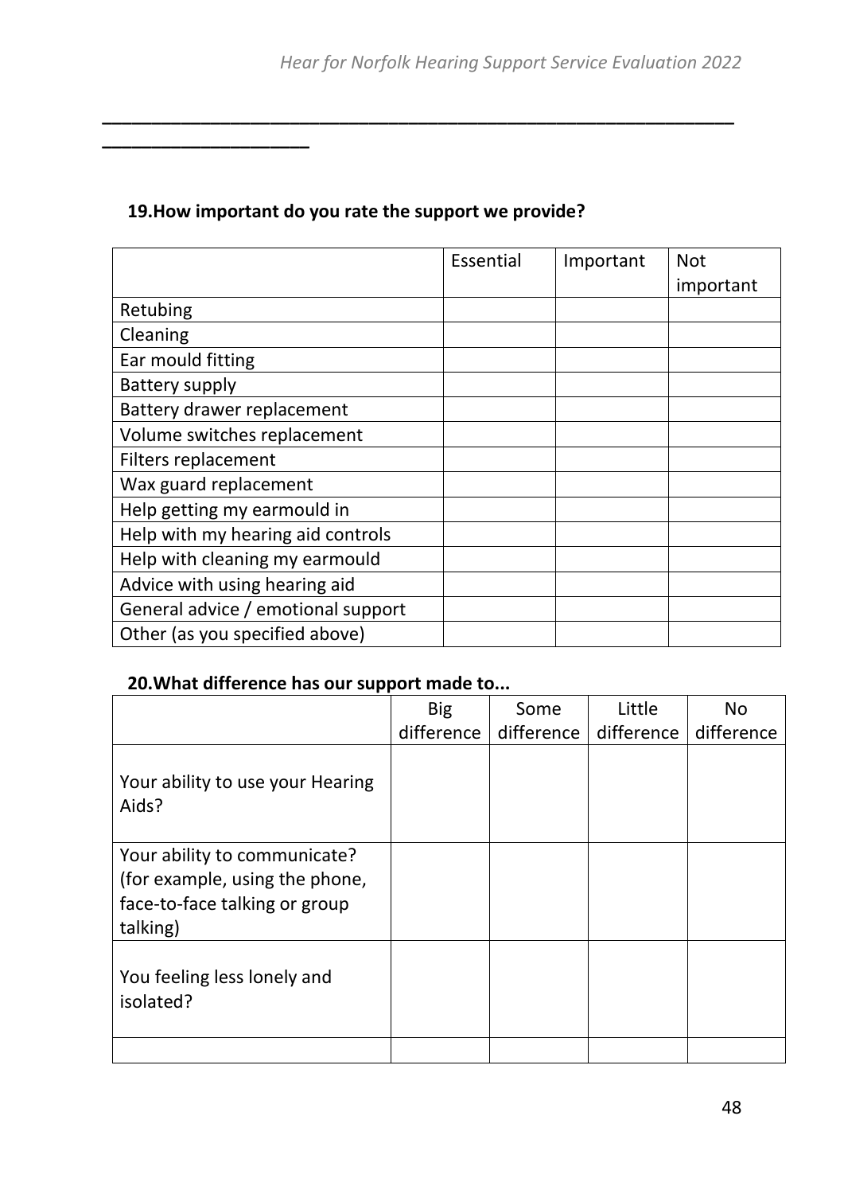\_\_\_\_\_\_\_\_\_\_\_\_\_\_\_\_\_\_\_\_\_\_\_\_\_\_\_\_\_\_\_\_\_\_\_\_\_\_\_\_\_\_\_\_\_\_\_\_\_\_\_\_\_\_\_\_\_\_\_\_\_\_\_\_\_\_\_\_\_\_\_\_\_\_\_\_\_\_

\_\_\_\_\_\_\_\_\_\_\_\_\_\_\_\_\_\_\_\_\_\_\_\_\_\_\_\_\_\_

**19. How important do you rate the support we provide?**

| | Essential | Important | Not important |
|---|---|---|---|
| Retubing | | | |
| Cleaning | | | |
| Ear mould fitting | | | |
| Battery supply | | | |
| Battery drawer replacement | | | |
| Volume switches replacement | | | |
| Filters replacement | | | |
| Wax guard replacement | | | |
| Help getting my earmould in | | | |
| Help with my hearing aid controls | | | |
| Help with cleaning my earmould | | | |
| Advice with using hearing aid | | | |
| General advice / emotional support | | | |
| Other (as you specified above) | | | |

**20. What difference has our support made to...**

| | Big difference | Some difference | Little difference | No difference |
|---|---|---|---|---|
| Your ability to use your Hearing Aids? | | | | |
| Your ability to communicate? (for example, using the phone, face-to-face talking or group talking) | | | | |
| You feeling less lonely and isolated? | | | | |
| | | | | |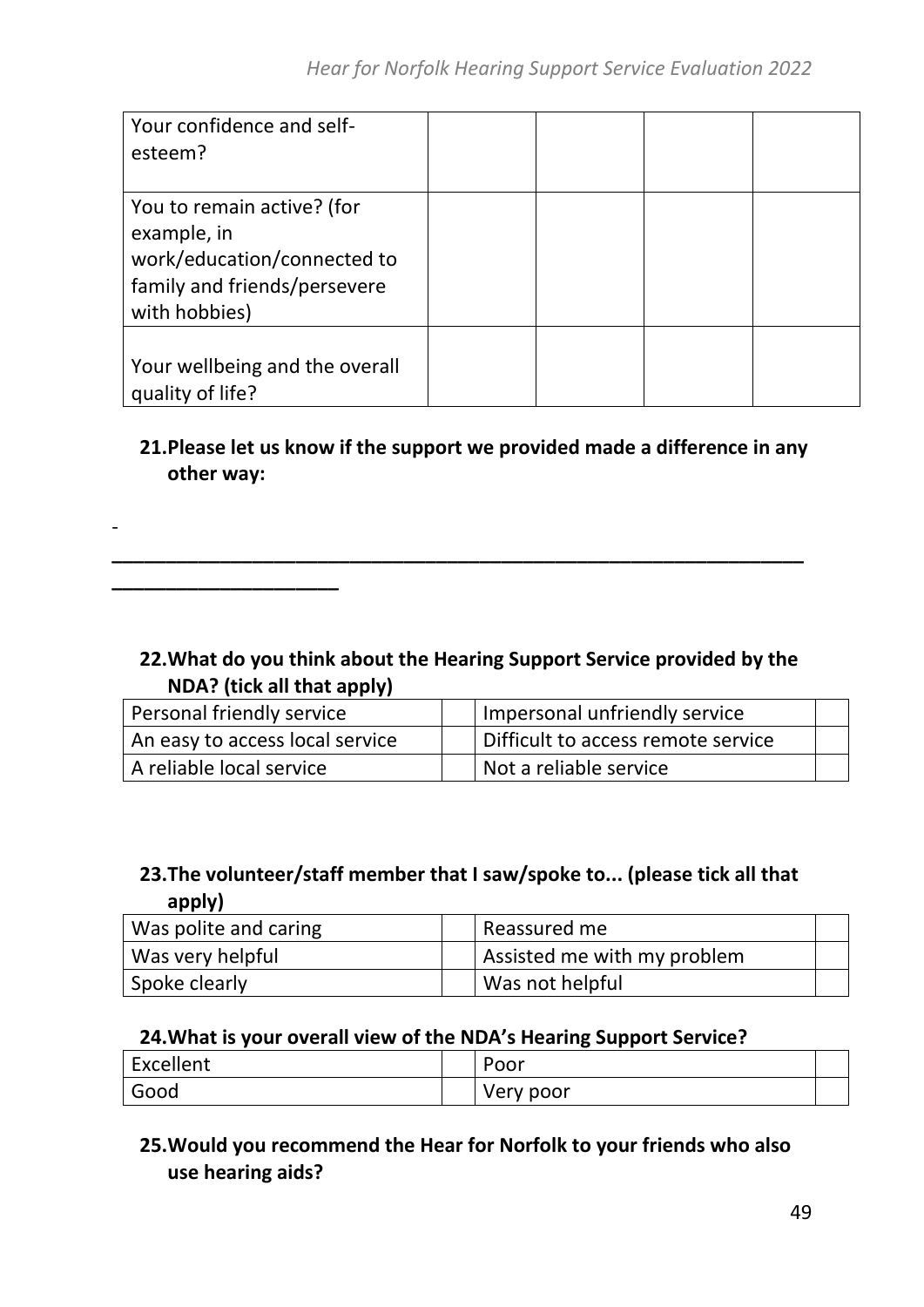| | | | | |
|---|---|---|---|---|
| Your confidence and self-esteem? | | | | |
| You to remain active? (for example, in work/education/connected to family and friends/persevere with hobbies) | | | | |
| Your wellbeing and the overall quality of life? | | | | |

**21. Please let us know if the support we provided made a difference in any other way:**

-

____________________________________________________________

____________________

**22. What do you think about the Hearing Support Service provided by the NDA? (tick all that apply)**

| | | | |
|---|---|---|---|
| Personal friendly service | | Impersonal unfriendly service | |
| An easy to access local service | | Difficult to access remote service | |
| A reliable local service | | Not a reliable service | |

**23. The volunteer/staff member that I saw/spoke to... (please tick all that apply)**

| | | | |
|---|---|---|---|
| Was polite and caring | | Reassured me | |
| Was very helpful | | Assisted me with my problem | |
| Spoke clearly | | Was not helpful | |

**24. What is your overall view of the NDA's Hearing Support Service?**

| | | | |
|---|---|---|---|
| Excellent | | Poor | |
| Good | | Very poor | |

**25. Would you recommend the Hear for Norfolk to your friends who also use hearing aids?**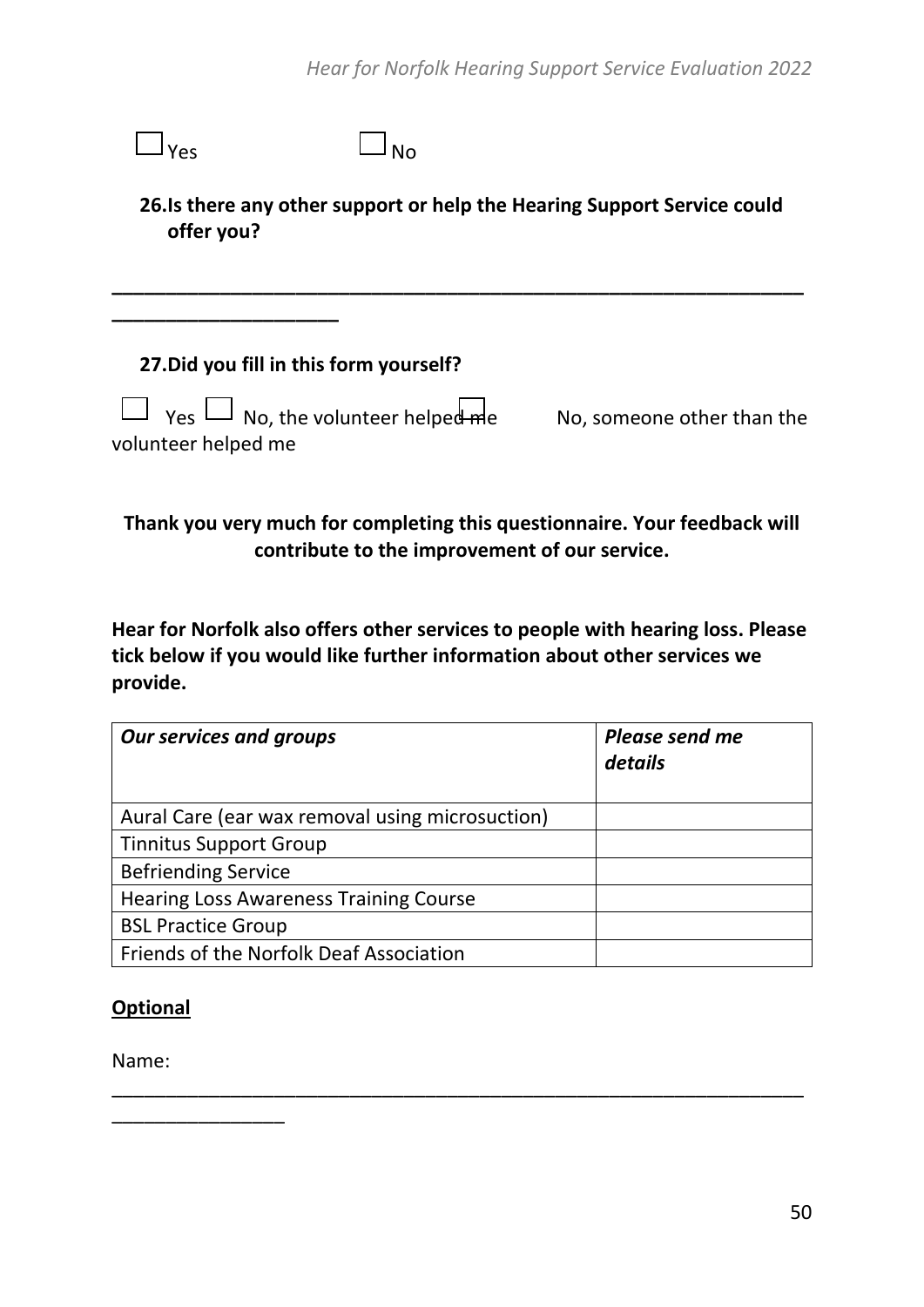☐ Yes ☐ No

**26. Is there any other support or help the Hearing Support Service could offer you?**

______________________________________________________________________________________

**27. Did you fill in this form yourself?**

☐ Yes ☐ No, the volunteer helped me ☐ No, someone other than the volunteer helped me

**Thank you very much for completing this questionnaire. Your feedback will contribute to the improvement of our service.**

**Hear for Norfolk also offers other services to people with hearing loss. Please tick below if you would like further information about other services we provide.**

| ***Our services and groups*** | ***Please send me details*** |
| --- | --- |
| Aural Care (ear wax removal using microsuction) | |
| Tinnitus Support Group | |
| Befriending Service | |
| Hearing Loss Awareness Training Course | |
| BSL Practice Group | |
| Friends of the Norfolk Deaf Association | |

**Optional**

Name: ______________________________________________________________________________________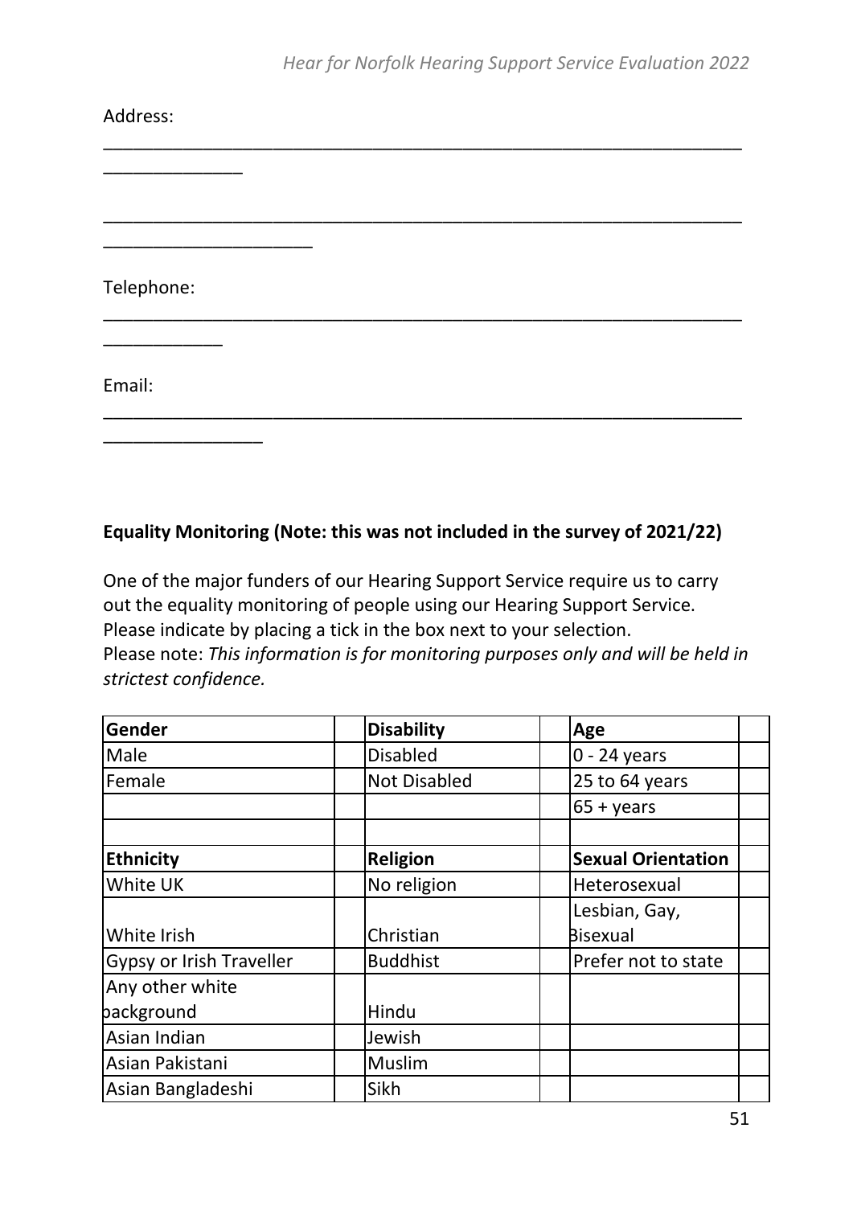Address:

_______________________________________________________________________________

_______________________________________________________________________________

Telephone:

_______________________________________________________________________________

Email:

_______________________________________________________________________________

**Equality Monitoring (Note: this was not included in the survey of 2021/22)**

One of the major funders of our Hearing Support Service require us to carry out the equality monitoring of people using our Hearing Support Service. Please indicate by placing a tick in the box next to your selection.
Please note: *This information is for monitoring purposes only and will be held in strictest confidence.*

| **Gender** | | **Disability** | | **Age** | |
|---|---|---|---|---|---|
| Male | | Disabled | | 0 - 24 years | |
| Female | | Not Disabled | | 25 to 64 years | |
| | | | | 65 + years | |
| | | | | | |
| **Ethnicity** | | **Religion** | | **Sexual Orientation** | |
| White UK | | No religion | | Heterosexual | |
| White Irish | | Christian | | Lesbian, Gay, Bisexual | |
| Gypsy or Irish Traveller | | Buddhist | | Prefer not to state | |
| Any other white background | | Hindu | | | |
| Asian Indian | | Jewish | | | |
| Asian Pakistani | | Muslim | | | |
| Asian Bangladeshi | | Sikh | | | |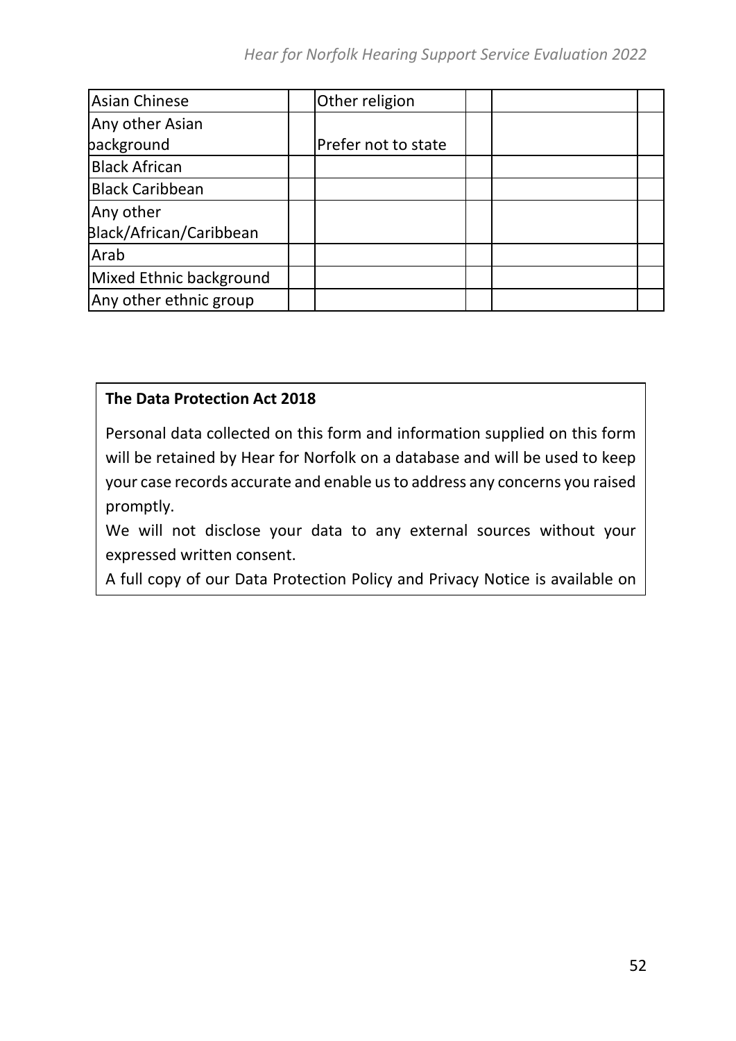| Asian Chinese | | Other religion | | | |
|---|---|---|---|---|---|
| Any other Asian background | | Prefer not to state | | | |
| Black African | | | | | |
| Black Caribbean | | | | | |
| Any other Black/African/Caribbean | | | | | |
| Arab | | | | | |
| Mixed Ethnic background | | | | | |
| Any other ethnic group | | | | | |

**The Data Protection Act 2018**

Personal data collected on this form and information supplied on this form will be retained by Hear for Norfolk on a database and will be used to keep your case records accurate and enable us to address any concerns you raised promptly.

We will not disclose your data to any external sources without your expressed written consent.

A full copy of our Data Protection Policy and Privacy Notice is available on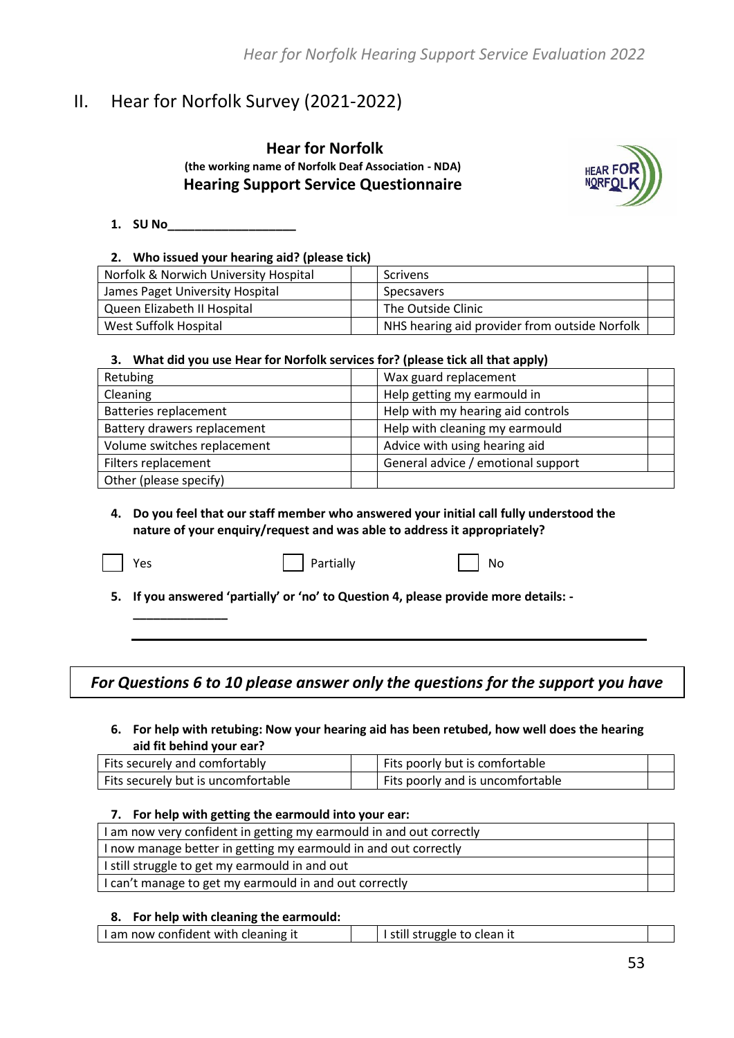## II. Hear for Norfolk Survey (2021-2022)

**Hear for Norfolk**
**(the working name of Norfolk Deaf Association - NDA)**
**Hearing Support Service Questionnaire**

1. **SU No___________________**

2. **Who issued your hearing aid? (please tick)**

| Norfolk & Norwich University Hospital | | Scrivens | |
|---|---|---|---|
| James Paget University Hospital | | Specsavers | |
| Queen Elizabeth II Hospital | | The Outside Clinic | |
| West Suffolk Hospital | | NHS hearing aid provider from outside Norfolk | |

3. **What did you use Hear for Norfolk services for? (please tick all that apply)**

| Retubing | | Wax guard replacement | |
|---|---|---|---|
| Cleaning | | Help getting my earmould in | |
| Batteries replacement | | Help with my hearing aid controls | |
| Battery drawers replacement | | Help with cleaning my earmould | |
| Volume switches replacement | | Advice with using hearing aid | |
| Filters replacement | | General advice / emotional support | |
| Other (please specify) | | | |

4. **Do you feel that our staff member who answered your initial call fully understood the nature of your enquiry/request and was able to address it appropriately?**

☐ Yes ☐ Partially ☐ No

5. **If you answered 'partially' or 'no' to Question 4, please provide more details: - ______________**

_____________________________________________________________________

*For Questions 6 to 10 please answer only the questions for the support you have*

6. **For help with retubing: Now your hearing aid has been retubed, how well does the hearing aid fit behind your ear?**

| Fits securely and comfortably | | Fits poorly but is comfortable | |
|---|---|---|---|
| Fits securely but is uncomfortable | | Fits poorly and is uncomfortable | |

7. **For help with getting the earmould into your ear:**

| I am now very confident in getting my earmould in and out correctly | |
|---|---|
| I now manage better in getting my earmould in and out correctly | |
| I still struggle to get my earmould in and out | |
| I can't manage to get my earmould in and out correctly | |

8. **For help with cleaning the earmould:**

| I am now confident with cleaning it | | I still struggle to clean it | |
|---|---|---|---|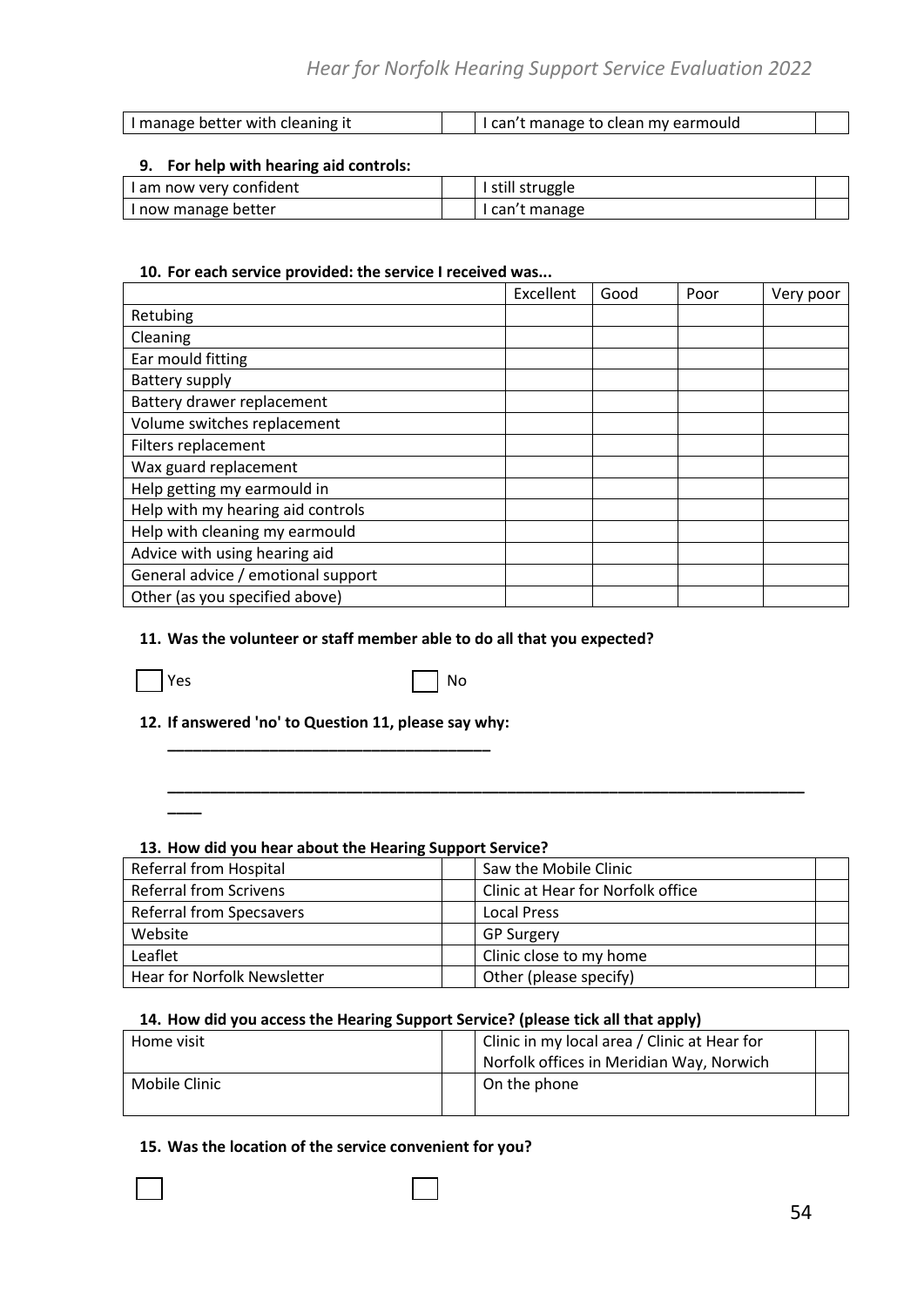| I manage better with cleaning it | | I can't manage to clean my earmould | |
|---|---|---|---|

**9. For help with hearing aid controls:**

| I am now very confident | | I still struggle | |
|---|---|---|---|
| I now manage better | | I can't manage | |

**10. For each service provided: the service I received was...**

| | Excellent | Good | Poor | Very poor |
|---|---|---|---|---|
| Retubing | | | | |
| Cleaning | | | | |
| Ear mould fitting | | | | |
| Battery supply | | | | |
| Battery drawer replacement | | | | |
| Volume switches replacement | | | | |
| Filters replacement | | | | |
| Wax guard replacement | | | | |
| Help getting my earmould in | | | | |
| Help with my hearing aid controls | | | | |
| Help with cleaning my earmould | | | | |
| Advice with using hearing aid | | | | |
| General advice / emotional support | | | | |
| Other (as you specified above) | | | | |

**11. Was the volunteer or staff member able to do all that you expected?**

☐ Yes ☐ No

**12. If answered 'no' to Question 11, please say why:**

______________________________________

______________________________________________________________________________

____

**13. How did you hear about the Hearing Support Service?**

| Referral from Hospital | | Saw the Mobile Clinic | |
|---|---|---|---|
| Referral from Scrivens | | Clinic at Hear for Norfolk office | |
| Referral from Specsavers | | Local Press | |
| Website | | GP Surgery | |
| Leaflet | | Clinic close to my home | |
| Hear for Norfolk Newsletter | | Other (please specify) | |

**14. How did you access the Hearing Support Service? (please tick all that apply)**

| Home visit | | Clinic in my local area / Clinic at Hear for Norfolk offices in Meridian Way, Norwich | |
|---|---|---|---|
| Mobile Clinic | | On the phone | |

**15. Was the location of the service convenient for you?**

☐ ☐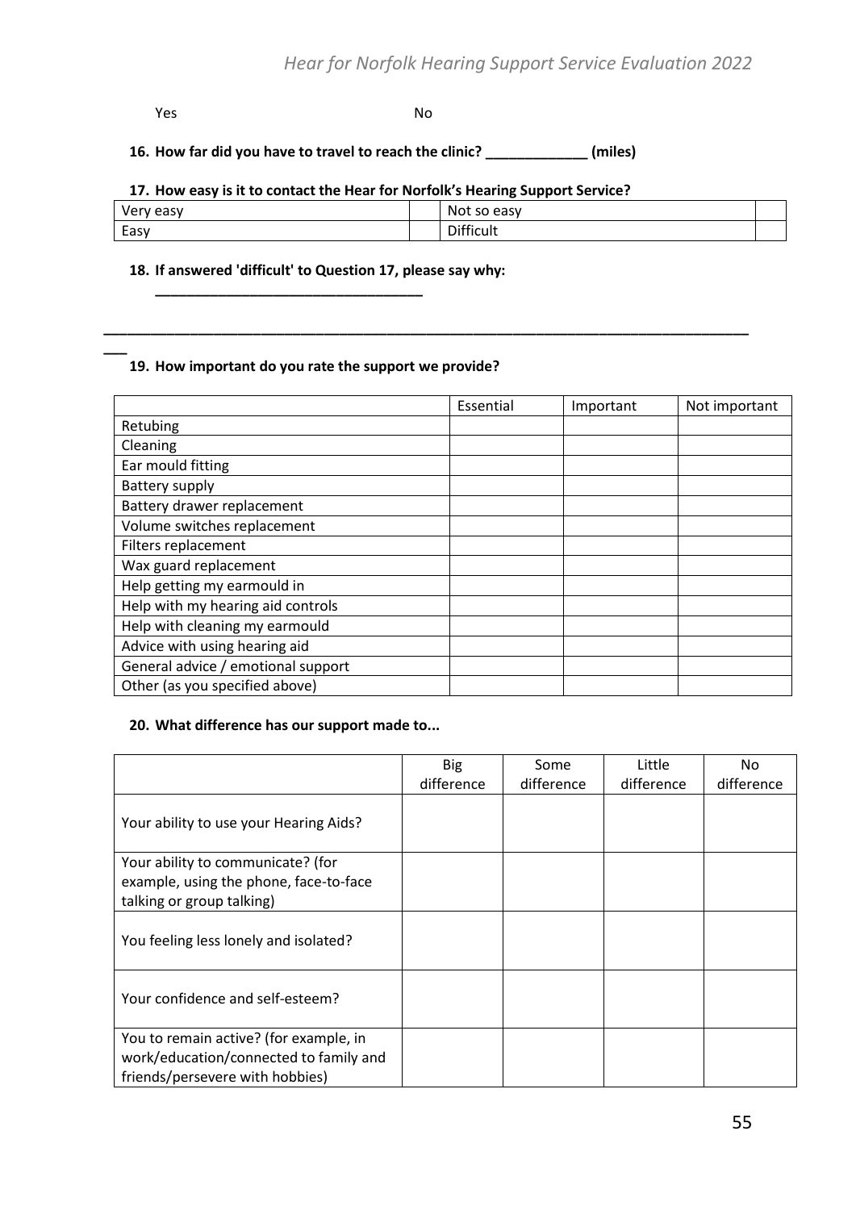Yes No

**16. How far did you have to travel to reach the clinic? _____________ (miles)**

**17. How easy is it to contact the Hear for Norfolk's Hearing Support Service?**

| Very easy | | Not so easy | |
|---|---|---|---|
| Easy | | Difficult | |

**18. If answered 'difficult' to Question 17, please say why:**

**__________________________________**

**__________________________________________________________________________________**

**19. How important do you rate the support we provide?**

| | Essential | Important | Not important |
|---|---|---|---|
| Retubing | | | |
| Cleaning | | | |
| Ear mould fitting | | | |
| Battery supply | | | |
| Battery drawer replacement | | | |
| Volume switches replacement | | | |
| Filters replacement | | | |
| Wax guard replacement | | | |
| Help getting my earmould in | | | |
| Help with my hearing aid controls | | | |
| Help with cleaning my earmould | | | |
| Advice with using hearing aid | | | |
| General advice / emotional support | | | |
| Other (as you specified above) | | | |

**20. What difference has our support made to...**

| | Big difference | Some difference | Little difference | No difference |
|---|---|---|---|---|
| Your ability to use your Hearing Aids? | | | | |
| Your ability to communicate? (for example, using the phone, face-to-face talking or group talking) | | | | |
| You feeling less lonely and isolated? | | | | |
| Your confidence and self-esteem? | | | | |
| You to remain active? (for example, in work/education/connected to family and friends/persevere with hobbies) | | | | |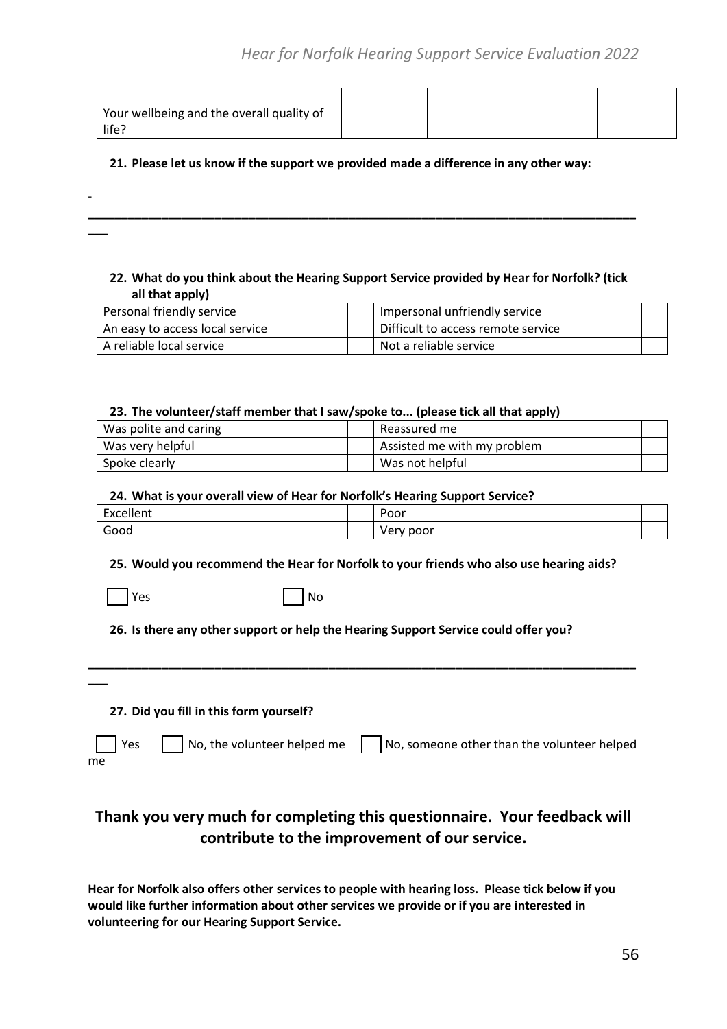| Your wellbeing and the overall quality of life? | | | | |
|---|---|---|---|---|

**21. Please let us know if the support we provided made a difference in any other way:**

-
___________________________________________________________________________________

**22. What do you think about the Hearing Support Service provided by Hear for Norfolk? (tick all that apply)**

| Personal friendly service | | Impersonal unfriendly service | |
|---|---|---|---|
| An easy to access local service | | Difficult to access remote service | |
| A reliable local service | | Not a reliable service | |

**23. The volunteer/staff member that I saw/spoke to... (please tick all that apply)**

| Was polite and caring | | Reassured me | |
|---|---|---|---|
| Was very helpful | | Assisted me with my problem | |
| Spoke clearly | | Was not helpful | |

**24. What is your overall view of Hear for Norfolk's Hearing Support Service?**

| Excellent | | Poor | |
|---|---|---|---|
| Good | | Very poor | |

**25. Would you recommend the Hear for Norfolk to your friends who also use hearing aids?**

☐ Yes ☐ No

**26. Is there any other support or help the Hearing Support Service could offer you?**

___________________________________________________________________________________

**27. Did you fill in this form yourself?**

☐ Yes ☐ No, the volunteer helped me ☐ No, someone other than the volunteer helped me

## Thank you very much for completing this questionnaire. Your feedback will contribute to the improvement of our service.

**Hear for Norfolk also offers other services to people with hearing loss. Please tick below if you would like further information about other services we provide or if you are interested in volunteering for our Hearing Support Service.**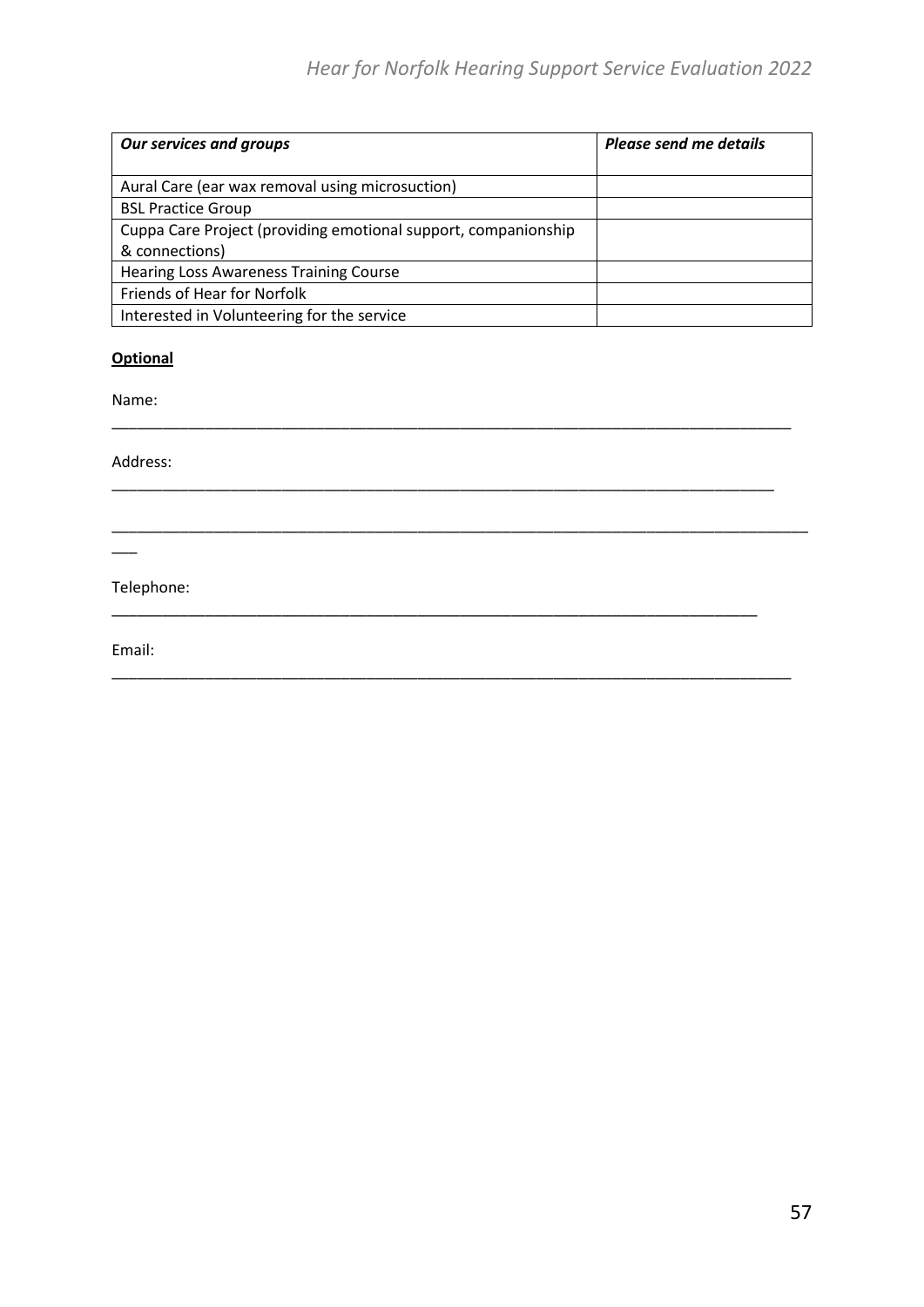| *Our services and groups* | *Please send me details* |
|---|---|
| Aural Care (ear wax removal using microsuction) | |
| BSL Practice Group | |
| Cuppa Care Project (providing emotional support, companionship & connections) | |
| Hearing Loss Awareness Training Course | |
| Friends of Hear for Norfolk | |
| Interested in Volunteering for the service | |

**Optional**

Name:
_______________________________________________________________________________

Address:
_______________________________________________________________________________

_______________________________________________________________________________
___

Telephone:
_______________________________________________________________________________

Email:
_______________________________________________________________________________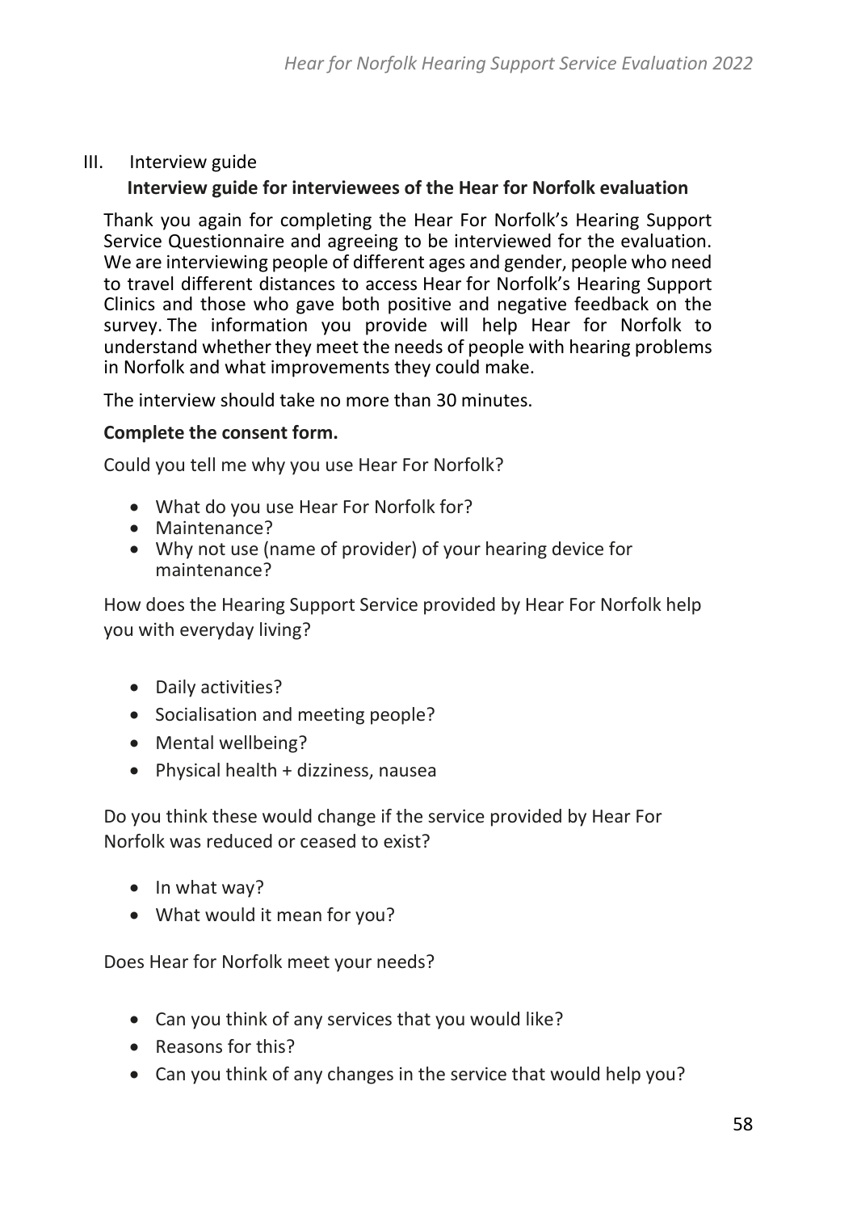## III. Interview guide

**Interview guide for interviewees of the Hear for Norfolk evaluation**

Thank you again for completing the Hear For Norfolk's Hearing Support Service Questionnaire and agreeing to be interviewed for the evaluation. We are interviewing people of different ages and gender, people who need to travel different distances to access Hear for Norfolk's Hearing Support Clinics and those who gave both positive and negative feedback on the survey. The information you provide will help Hear for Norfolk to understand whether they meet the needs of people with hearing problems in Norfolk and what improvements they could make.

The interview should take no more than 30 minutes.

**Complete the consent form.**

Could you tell me why you use Hear For Norfolk?

- What do you use Hear For Norfolk for?
- Maintenance?
- Why not use (name of provider) of your hearing device for maintenance?

How does the Hearing Support Service provided by Hear For Norfolk help you with everyday living?

- Daily activities?
- Socialisation and meeting people?
- Mental wellbeing?
- Physical health + dizziness, nausea

Do you think these would change if the service provided by Hear For Norfolk was reduced or ceased to exist?

- In what way?
- What would it mean for you?

Does Hear for Norfolk meet your needs?

- Can you think of any services that you would like?
- Reasons for this?
- Can you think of any changes in the service that would help you?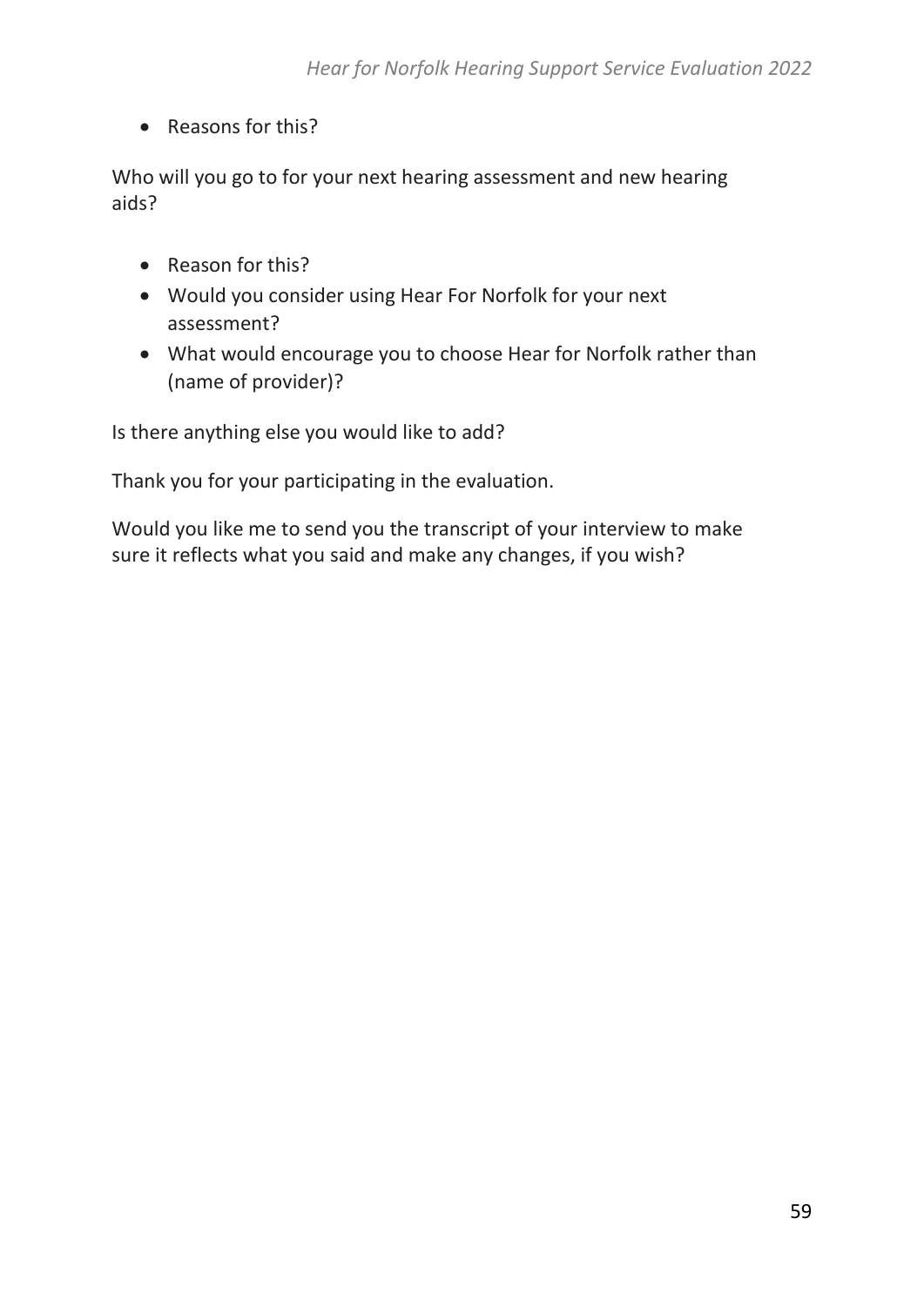- Reasons for this?

Who will you go to for your next hearing assessment and new hearing aids?

- Reason for this?
- Would you consider using Hear For Norfolk for your next assessment?
- What would encourage you to choose Hear for Norfolk rather than (name of provider)?

Is there anything else you would like to add?

Thank you for your participating in the evaluation.

Would you like me to send you the transcript of your interview to make sure it reflects what you said and make any changes, if you wish?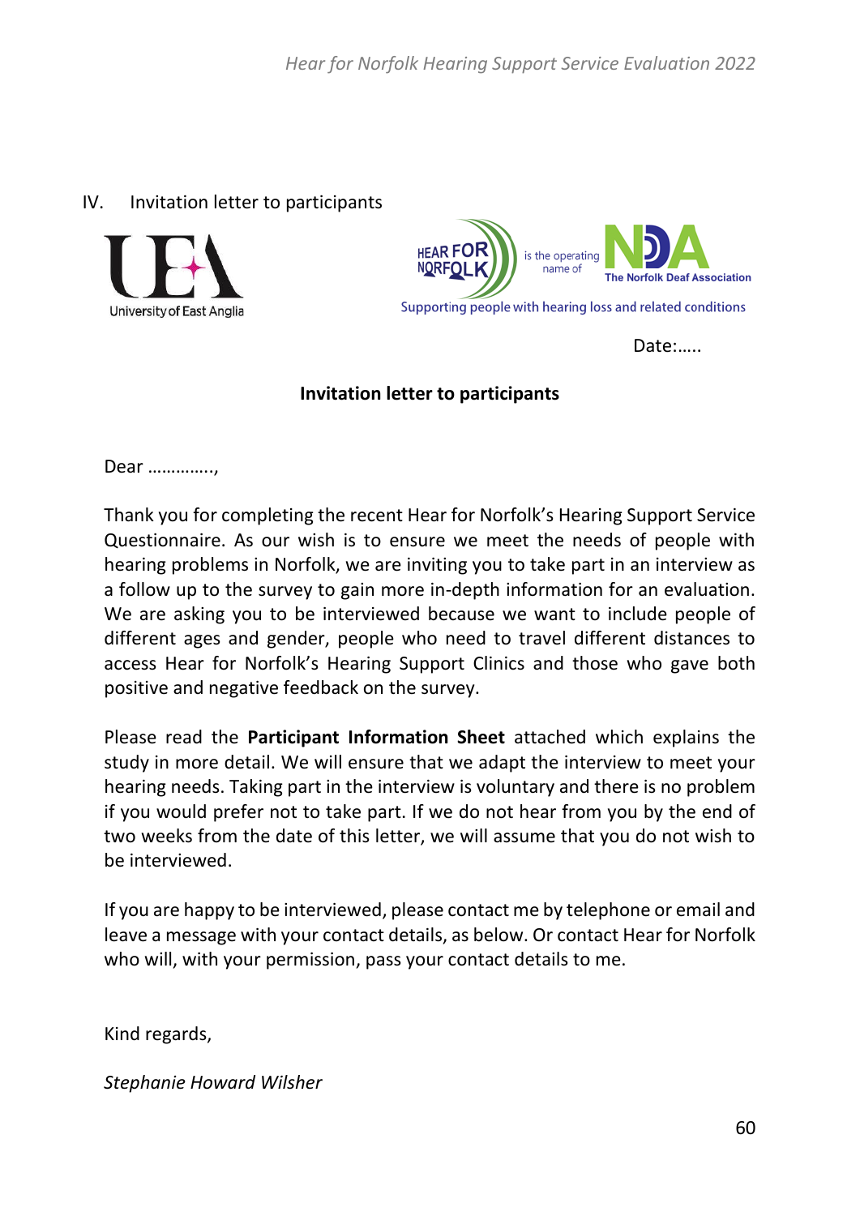## IV. Invitation letter to participants

University of East Anglia

HEAR FOR NORFOLK is the operating name of NDA The Norfolk Deaf Association

Supporting people with hearing loss and related conditions

Date:.....

**Invitation letter to participants**

Dear …………..,

Thank you for completing the recent Hear for Norfolk's Hearing Support Service Questionnaire. As our wish is to ensure we meet the needs of people with hearing problems in Norfolk, we are inviting you to take part in an interview as a follow up to the survey to gain more in-depth information for an evaluation. We are asking you to be interviewed because we want to include people of different ages and gender, people who need to travel different distances to access Hear for Norfolk's Hearing Support Clinics and those who gave both positive and negative feedback on the survey.

Please read the **Participant Information Sheet** attached which explains the study in more detail. We will ensure that we adapt the interview to meet your hearing needs. Taking part in the interview is voluntary and there is no problem if you would prefer not to take part. If we do not hear from you by the end of two weeks from the date of this letter, we will assume that you do not wish to be interviewed.

If you are happy to be interviewed, please contact me by telephone or email and leave a message with your contact details, as below. Or contact Hear for Norfolk who will, with your permission, pass your contact details to me.

Kind regards,

*Stephanie Howard Wilsher*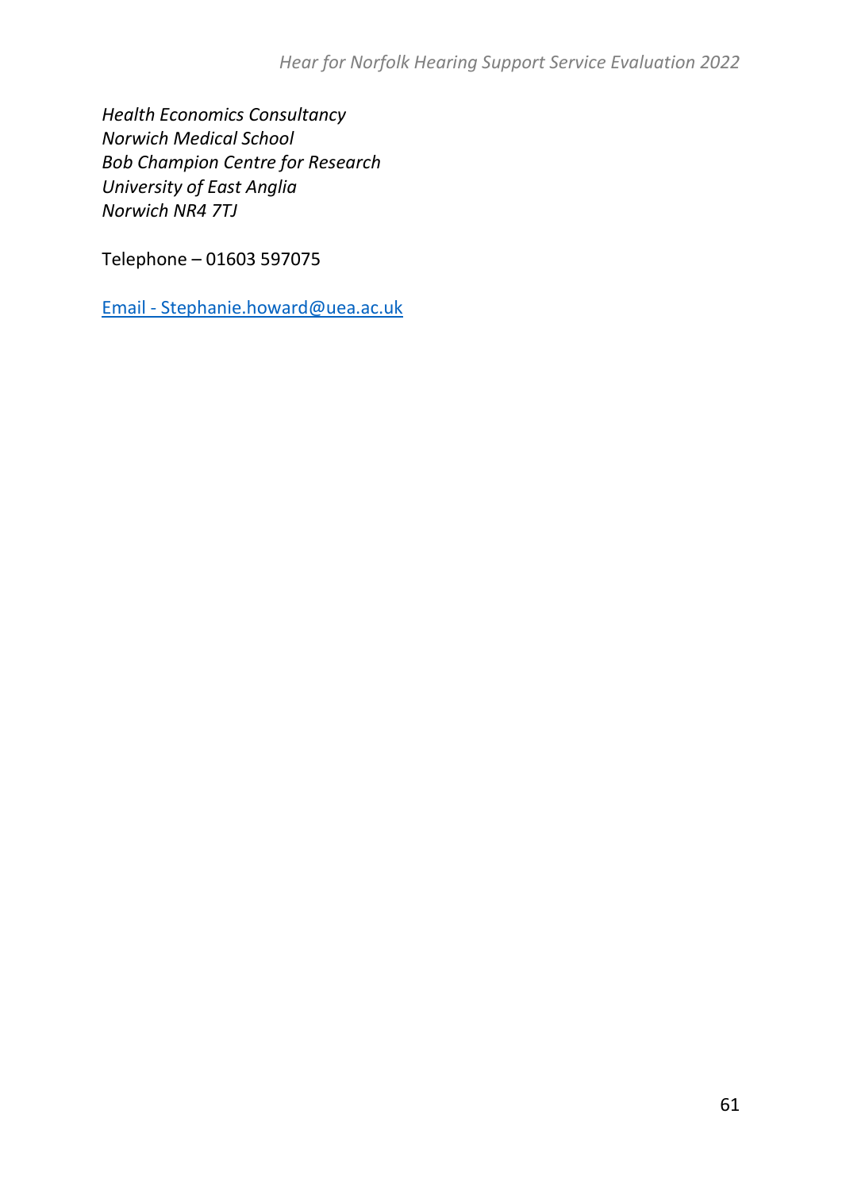*Health Economics Consultancy*
*Norwich Medical School*
*Bob Champion Centre for Research*
*University of East Anglia*
*Norwich NR4 7TJ*

Telephone – 01603 597075

[Email - Stephanie.howard@uea.ac.uk](mailto:Stephanie.howard@uea.ac.uk)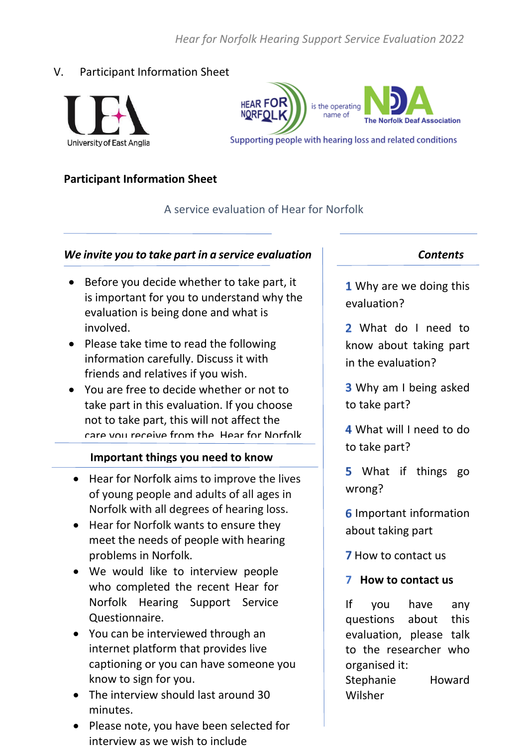V. Participant Information Sheet

University of East Anglia

HEAR FOR NORFOLK is the operating name of NDA The Norfolk Deaf Association

Supporting people with hearing loss and related conditions

**Participant Information Sheet**

A service evaluation of Hear for Norfolk

***We invite you to take part in a service evaluation***

- Before you decide whether to take part, it is important for you to understand why the evaluation is being done and what is involved.
- Please take time to read the following information carefully. Discuss it with friends and relatives if you wish.
- You are free to decide whether or not to take part in this evaluation. If you choose not to take part, this will not affect the care you receive from the Hear for Norfolk

**Important things you need to know**

- Hear for Norfolk aims to improve the lives of young people and adults of all ages in Norfolk with all degrees of hearing loss.
- Hear for Norfolk wants to ensure they meet the needs of people with hearing problems in Norfolk.
- We would like to interview people who completed the recent Hear for Norfolk Hearing Support Service Questionnaire.
- You can be interviewed through an internet platform that provides live captioning or you can have someone you know to sign for you.
- The interview should last around 30 minutes.
- Please note, you have been selected for interview as we wish to include

***Contents***

1 Why are we doing this evaluation?

2 What do I need to know about taking part in the evaluation?

3 Why am I being asked to take part?

4 What will I need to do to take part?

5 What if things go wrong?

6 Important information about taking part

7 How to contact us

**7 How to contact us**

If you have any questions about this evaluation, please talk to the researcher who organised it:
Stephanie Howard Wilsher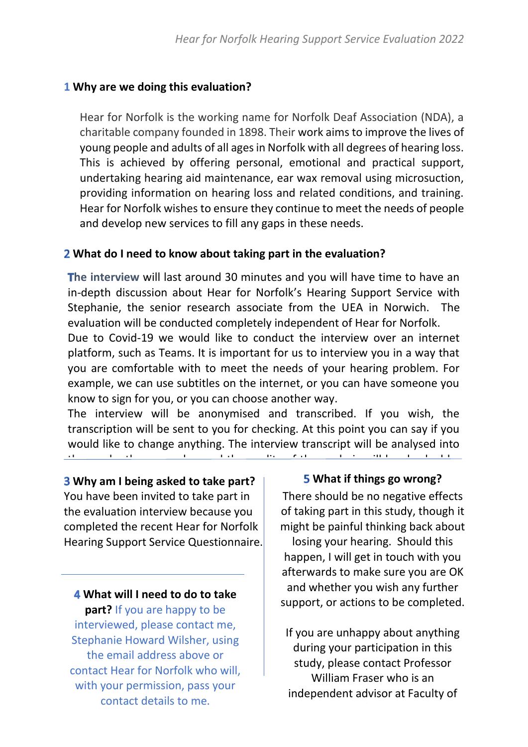## 1 Why are we doing this evaluation?

Hear for Norfolk is the working name for Norfolk Deaf Association (NDA), a charitable company founded in 1898. Their work aims to improve the lives of young people and adults of all ages in Norfolk with all degrees of hearing loss. This is achieved by offering personal, emotional and practical support, undertaking hearing aid maintenance, ear wax removal using microsuction, providing information on hearing loss and related conditions, and training. Hear for Norfolk wishes to ensure they continue to meet the needs of people and develop new services to fill any gaps in these needs.

## 2 What do I need to know about taking part in the evaluation?

**The interview** will last around 30 minutes and you will have time to have an in-depth discussion about Hear for Norfolk's Hearing Support Service with Stephanie, the senior research associate from the UEA in Norwich. The evaluation will be conducted completely independent of Hear for Norfolk.
Due to Covid-19 we would like to conduct the interview over an internet platform, such as Teams. It is important for us to interview you in a way that you are comfortable with to meet the needs of your hearing problem. For example, we can use subtitles on the internet, or you can have someone you know to sign for you, or you can choose another way.
The interview will be anonymised and transcribed. If you wish, the transcription will be sent to you for checking. At this point you can say if you would like to change anything. The interview transcript will be analysed into

## 3 Why am I being asked to take part?

You have been invited to take part in the evaluation interview because you completed the recent Hear for Norfolk Hearing Support Service Questionnaire.

## 4 What will I need to do to take part?

If you are happy to be interviewed, please contact me, Stephanie Howard Wilsher, using the email address above or contact Hear for Norfolk who will, with your permission, pass your contact details to me.

## 5 What if things go wrong?

There should be no negative effects of taking part in this study, though it might be painful thinking back about losing your hearing. Should this happen, I will get in touch with you afterwards to make sure you are OK and whether you wish any further support, or actions to be completed.

If you are unhappy about anything during your participation in this study, please contact Professor William Fraser who is an independent advisor at Faculty of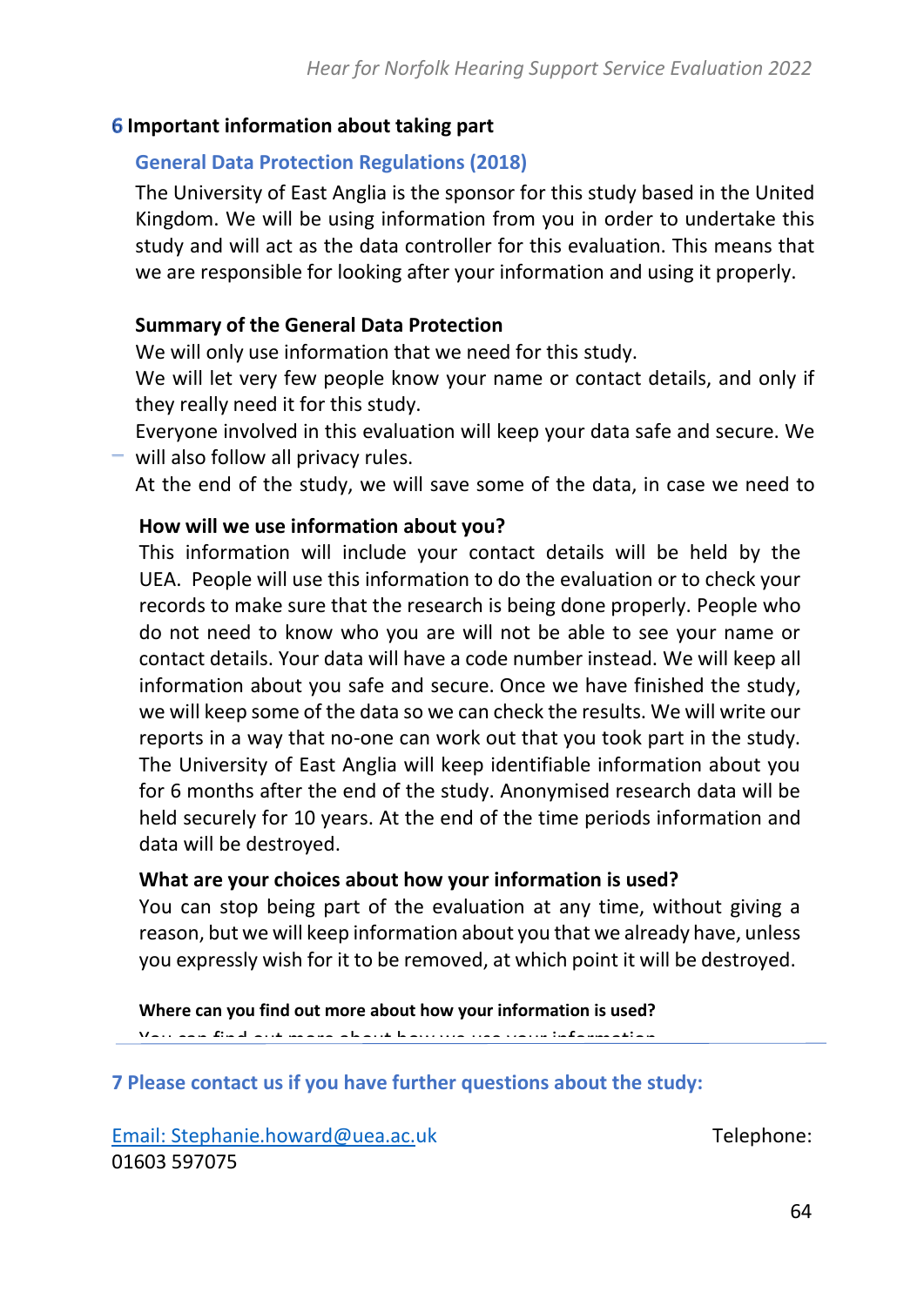## 6 Important information about taking part

### General Data Protection Regulations (2018)

The University of East Anglia is the sponsor for this study based in the United Kingdom. We will be using information from you in order to undertake this study and will act as the data controller for this evaluation. This means that we are responsible for looking after your information and using it properly.

**Summary of the General Data Protection**

We will only use information that we need for this study.

We will let very few people know your name or contact details, and only if they really need it for this study.

Everyone involved in this evaluation will keep your data safe and secure. We will also follow all privacy rules.

At the end of the study, we will save some of the data, in case we need to

**How will we use information about you?**

This information will include your contact details will be held by the UEA. People will use this information to do the evaluation or to check your records to make sure that the research is being done properly. People who do not need to know who you are will not be able to see your name or contact details. Your data will have a code number instead. We will keep all information about you safe and secure. Once we have finished the study, we will keep some of the data so we can check the results. We will write our reports in a way that no-one can work out that you took part in the study. The University of East Anglia will keep identifiable information about you for 6 months after the end of the study. Anonymised research data will be held securely for 10 years. At the end of the time periods information and data will be destroyed.

**What are your choices about how your information is used?**

You can stop being part of the evaluation at any time, without giving a reason, but we will keep information about you that we already have, unless you expressly wish for it to be removed, at which point it will be destroyed.

**Where can you find out more about how your information is used?**

You can find out more about how we use your information

## 7 Please contact us if you have further questions about the study:

Email: Stephanie.howard@uea.ac.uk Telephone: 01603 597075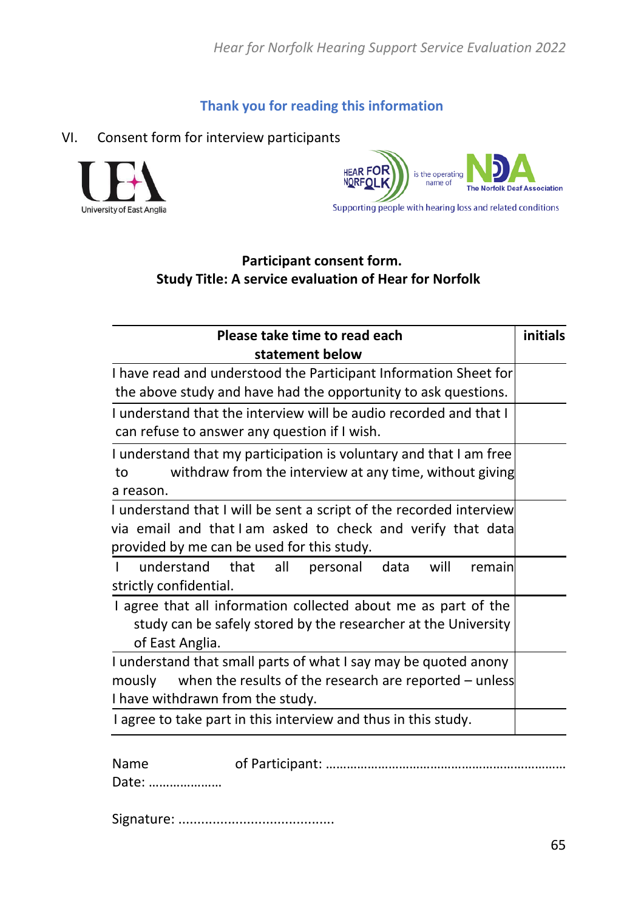**Thank you for reading this information**

VI. Consent form for interview participants

University of East Anglia

HEAR FOR NORFOLK is the operating name of NDA The Norfolk Deaf Association

Supporting people with hearing loss and related conditions

**Participant consent form.**
**Study Title: A service evaluation of Hear for Norfolk**

| Please take time to read each statement below | initials |
|---|---|
| I have read and understood the Participant Information Sheet for the above study and have had the opportunity to ask questions. | |
| I understand that the interview will be audio recorded and that I can refuse to answer any question if I wish. | |
| I understand that my participation is voluntary and that I am free to withdraw from the interview at any time, without giving a reason. | |
| I understand that I will be sent a script of the recorded interview via email and that I am asked to check and verify that data provided by me can be used for this study. | |
| I understand that all personal data will remain strictly confidential. | |
| I agree that all information collected about me as part of the study can be safely stored by the researcher at the University of East Anglia. | |
| I understand that small parts of what I say may be quoted anony mously when the results of the research are reported – unless I have withdrawn from the study. | |
| I agree to take part in this interview and thus in this study. | |

Name of Participant: …………………………………………………………
Date: …………………

Signature: ........................................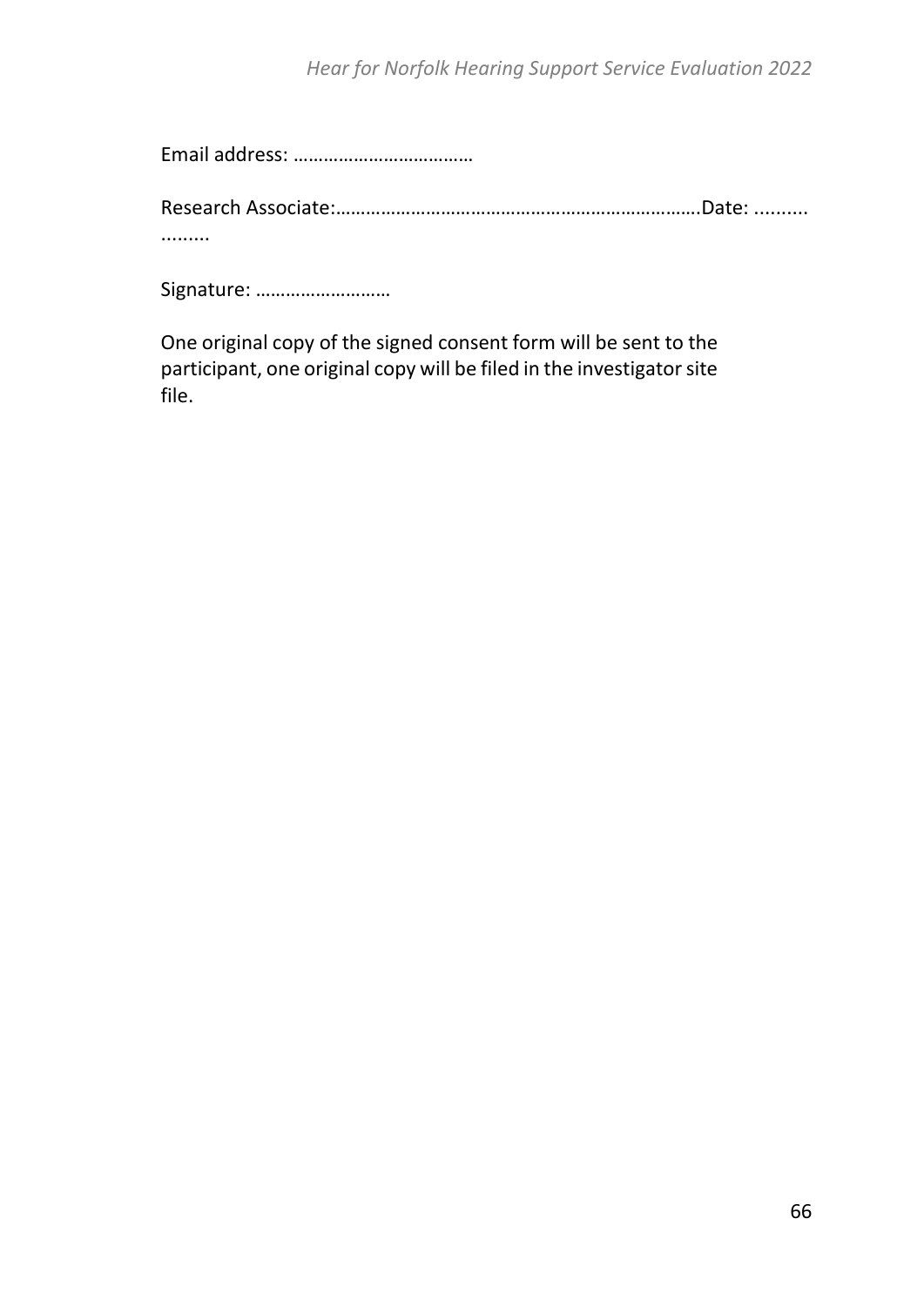Email address: ………………………………

Research Associate:………………………………………………………………Date: ..........
.........

Signature: ………………………

One original copy of the signed consent form will be sent to the participant, one original copy will be filed in the investigator site file.